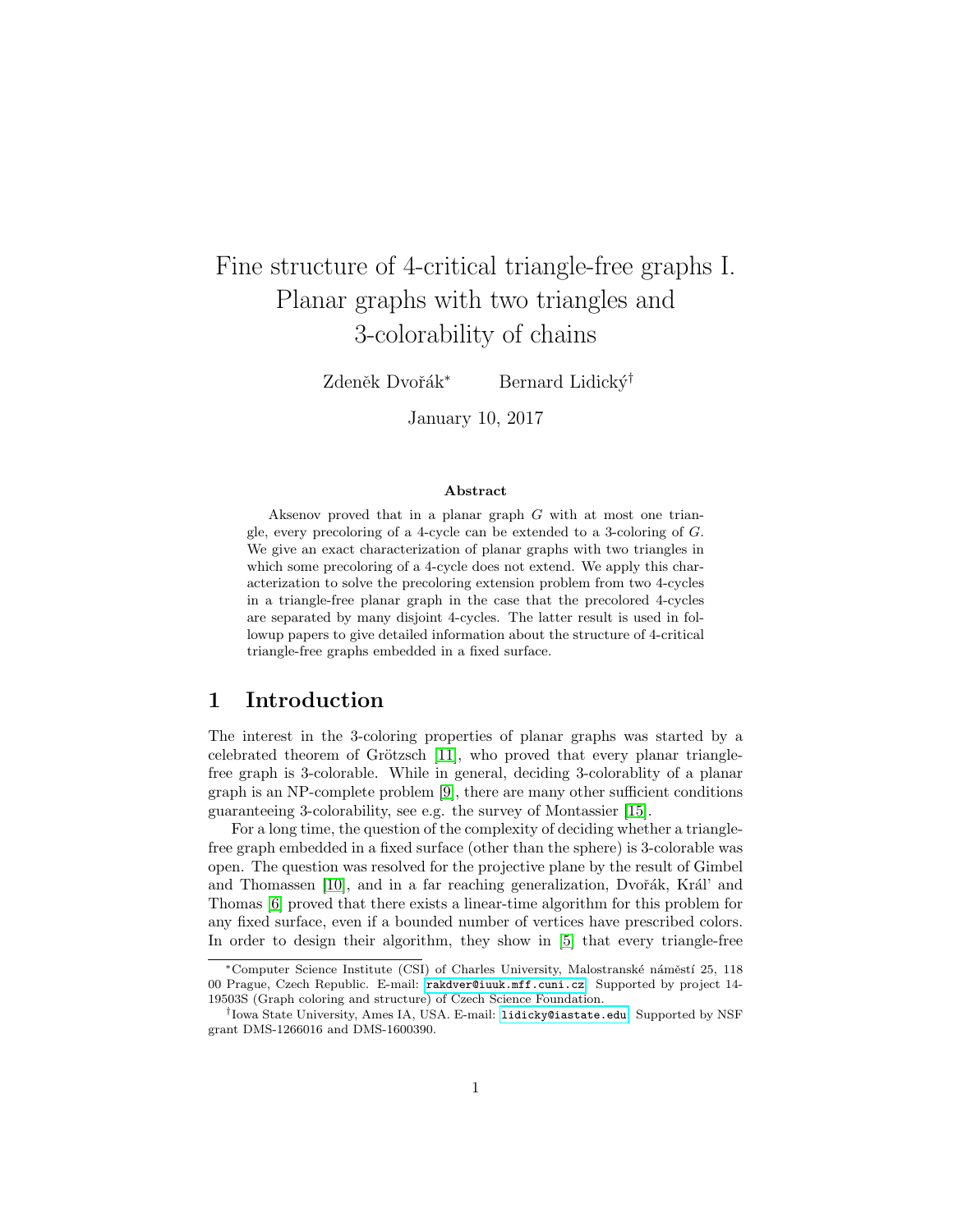# Fine structure of 4-critical triangle-free graphs I. Planar graphs with two triangles and 3-colorability of chains

Zdeněk Dvořák[*] Bernard Lidický[†]

January 10, 2017

### Abstract

Aksenov proved that in a planar graph $G$ with at most one triangle, every precoloring of a 4-cycle can be extended to a 3-coloring of $G$. We give an exact characterization of planar graphs with two triangles in which some precoloring of a 4-cycle does not extend. We apply this characterization to solve the precoloring extension problem from two 4-cycles in a triangle-free planar graph in the case that the precolored 4-cycles are separated by many disjoint 4-cycles. The latter result is used in followup papers to give detailed information about the structure of 4-critical triangle-free graphs embedded in a fixed surface.

## 1 Introduction

The interest in the 3-coloring properties of planar graphs was started by a celebrated theorem of Grötzsch [11], who proved that every planar triangle-free graph is 3-colorable. While in general, deciding 3-colorablity of a planar graph is an NP-complete problem [9], there are many other sufficient conditions guaranteeing 3-colorability, see e.g. the survey of Montassier [15].

For a long time, the question of the complexity of deciding whether a triangle-free graph embedded in a fixed surface (other than the sphere) is 3-colorable was open. The question was resolved for the projective plane by the result of Gimbel and Thomassen [10], and in a far reaching generalization, Dvořák, Král' and Thomas [6] proved that there exists a linear-time algorithm for this problem for any fixed surface, even if a bounded number of vertices have prescribed colors. In order to design their algorithm, they show in [5] that every triangle-free

---

[*] Computer Science Institute (CSI) of Charles University, Malostranské náměstí 25, 118 00 Prague, Czech Republic. E-mail: rakdver@iuuk.mff.cuni.cz. Supported by project 14-19503S (Graph coloring and structure) of Czech Science Foundation.

[†] Iowa State University, Ames IA, USA. E-mail: lidicky@iastate.edu. Supported by NSF grant DMS-1266016 and DMS-1600390.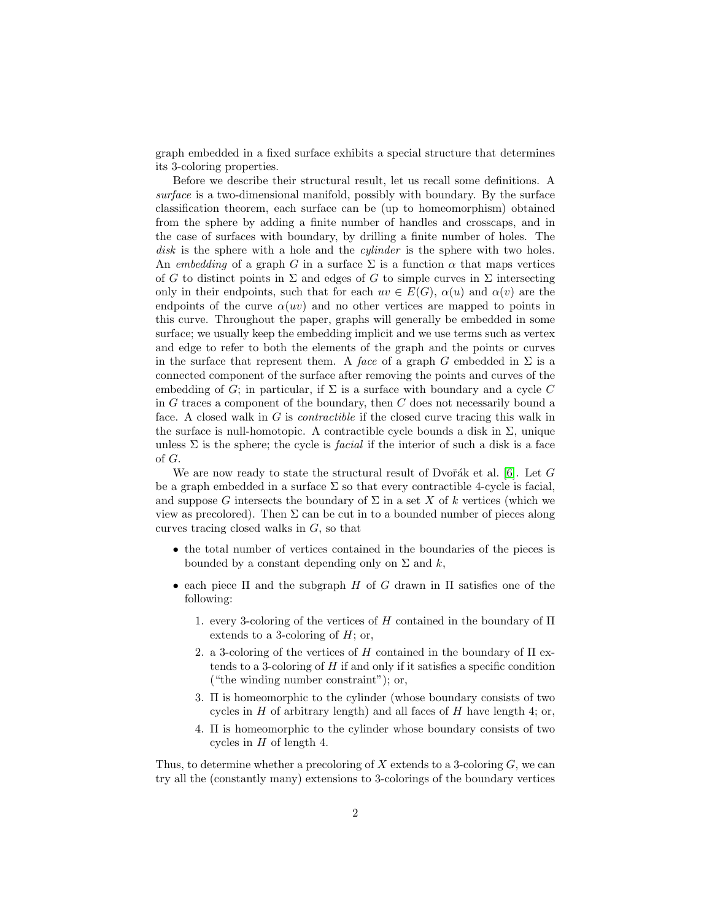graph embedded in a fixed surface exhibits a special structure that determines its 3-coloring properties.

Before we describe their structural result, let us recall some definitions. A *surface* is a two-dimensional manifold, possibly with boundary. By the surface classification theorem, each surface can be (up to homeomorphism) obtained from the sphere by adding a finite number of handles and crosscaps, and in the case of surfaces with boundary, by drilling a finite number of holes. The *disk* is the sphere with a hole and the *cylinder* is the sphere with two holes. An *embedding* of a graph $G$ in a surface $\Sigma$ is a function $\alpha$ that maps vertices of $G$ to distinct points in $\Sigma$ and edges of $G$ to simple curves in $\Sigma$ intersecting only in their endpoints, such that for each $uv \in E(G)$, $\alpha(u)$ and $\alpha(v)$ are the endpoints of the curve $\alpha(uv)$ and no other vertices are mapped to points in this curve. Throughout the paper, graphs will generally be embedded in some surface; we usually keep the embedding implicit and we use terms such as vertex and edge to refer to both the elements of the graph and the points or curves in the surface that represent them. A *face* of a graph $G$ embedded in $\Sigma$ is a connected component of the surface after removing the points and curves of the embedding of $G$; in particular, if $\Sigma$ is a surface with boundary and a cycle $C$ in $G$ traces a component of the boundary, then $C$ does not necessarily bound a face. A closed walk in $G$ is *contractible* if the closed curve tracing this walk in the surface is null-homotopic. A contractible cycle bounds a disk in $\Sigma$, unique unless $\Sigma$ is the sphere; the cycle is *facial* if the interior of such a disk is a face of $G$.

We are now ready to state the structural result of Dvořák et al. [6]. Let $G$ be a graph embedded in a surface $\Sigma$ so that every contractible 4-cycle is facial, and suppose $G$ intersects the boundary of $\Sigma$ in a set $X$ of $k$ vertices (which we view as precolored). Then $\Sigma$ can be cut in to a bounded number of pieces along curves tracing closed walks in $G$, so that

- the total number of vertices contained in the boundaries of the pieces is bounded by a constant depending only on $\Sigma$ and $k$,
- each piece $\Pi$ and the subgraph $H$ of $G$ drawn in $\Pi$ satisfies one of the following:
  1. every 3-coloring of the vertices of $H$ contained in the boundary of $\Pi$ extends to a 3-coloring of $H$; or,
  2. a 3-coloring of the vertices of $H$ contained in the boundary of $\Pi$ extends to a 3-coloring of $H$ if and only if it satisfies a specific condition ("the winding number constraint"); or,
  3. $\Pi$ is homeomorphic to the cylinder (whose boundary consists of two cycles in $H$ of arbitrary length) and all faces of $H$ have length 4; or,
  4. $\Pi$ is homeomorphic to the cylinder whose boundary consists of two cycles in $H$ of length 4.

Thus, to determine whether a precoloring of $X$ extends to a 3-coloring $G$, we can try all the (constantly many) extensions to 3-colorings of the boundary vertices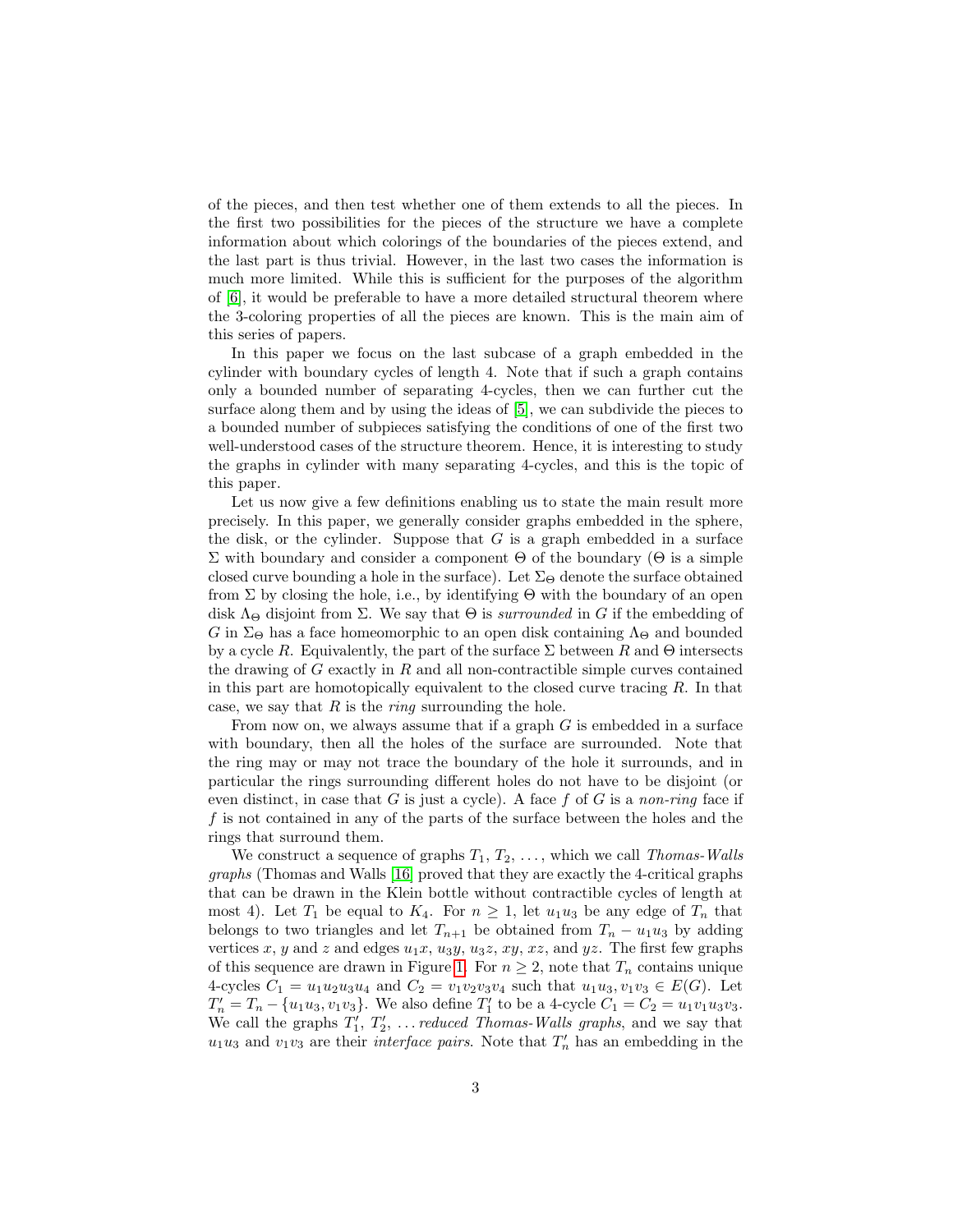of the pieces, and then test whether one of them extends to all the pieces. In the first two possibilities for the pieces of the structure we have a complete information about which colorings of the boundaries of the pieces extend, and the last part is thus trivial. However, in the last two cases the information is much more limited. While this is sufficient for the purposes of the algorithm of [6], it would be preferable to have a more detailed structural theorem where the 3-coloring properties of all the pieces are known. This is the main aim of this series of papers.

In this paper we focus on the last subcase of a graph embedded in the cylinder with boundary cycles of length 4. Note that if such a graph contains only a bounded number of separating 4-cycles, then we can further cut the surface along them and by using the ideas of [5], we can subdivide the pieces to a bounded number of subpieces satisfying the conditions of one of the first two well-understood cases of the structure theorem. Hence, it is interesting to study the graphs in cylinder with many separating 4-cycles, and this is the topic of this paper.

Let us now give a few definitions enabling us to state the main result more precisely. In this paper, we generally consider graphs embedded in the sphere, the disk, or the cylinder. Suppose that $G$ is a graph embedded in a surface $\Sigma$ with boundary and consider a component $\Theta$ of the boundary ($\Theta$ is a simple closed curve bounding a hole in the surface). Let $\Sigma_\Theta$ denote the surface obtained from $\Sigma$ by closing the hole, i.e., by identifying $\Theta$ with the boundary of an open disk $\Lambda_\Theta$ disjoint from $\Sigma$. We say that $\Theta$ is *surrounded* in $G$ if the embedding of $G$ in $\Sigma_\Theta$ has a face homeomorphic to an open disk containing $\Lambda_\Theta$ and bounded by a cycle $R$. Equivalently, the part of the surface $\Sigma$ between $R$ and $\Theta$ intersects the drawing of $G$ exactly in $R$ and all non-contractible simple curves contained in this part are homotopically equivalent to the closed curve tracing $R$. In that case, we say that $R$ is the *ring* surrounding the hole.

From now on, we always assume that if a graph $G$ is embedded in a surface with boundary, then all the holes of the surface are surrounded. Note that the ring may or may not trace the boundary of the hole it surrounds, and in particular the rings surrounding different holes do not have to be disjoint (or even distinct, in case that $G$ is just a cycle). A face $f$ of $G$ is a *non-ring* face if $f$ is not contained in any of the parts of the surface between the holes and the rings that surround them.

We construct a sequence of graphs $T_1$, $T_2$, ..., which we call *Thomas-Walls graphs* (Thomas and Walls [16] proved that they are exactly the 4-critical graphs that can be drawn in the Klein bottle without contractible cycles of length at most 4). Let $T_1$ be equal to $K_4$. For $n \geq 1$, let $u_1u_3$ be any edge of $T_n$ that belongs to two triangles and let $T_{n+1}$ be obtained from $T_n - u_1u_3$ by adding vertices $x$, $y$ and $z$ and edges $u_1x$, $u_3y$, $u_3z$, $xy$, $xz$, and $yz$. The first few graphs of this sequence are drawn in Figure 1. For $n \geq 2$, note that $T_n$ contains unique 4-cycles $C_1 = u_1u_2u_3u_4$ and $C_2 = v_1v_2v_3v_4$ such that $u_1u_3, v_1v_3 \in E(G)$. Let $T'_n = T_n - \{u_1u_3, v_1v_3\}$. We also define $T'_1$ to be a 4-cycle $C_1 = C_2 = u_1v_1u_3v_3$. We call the graphs $T'_1$, $T'_2$, ... *reduced Thomas-Walls graphs*, and we say that $u_1u_3$ and $v_1v_3$ are their *interface pairs*. Note that $T'_n$ has an embedding in the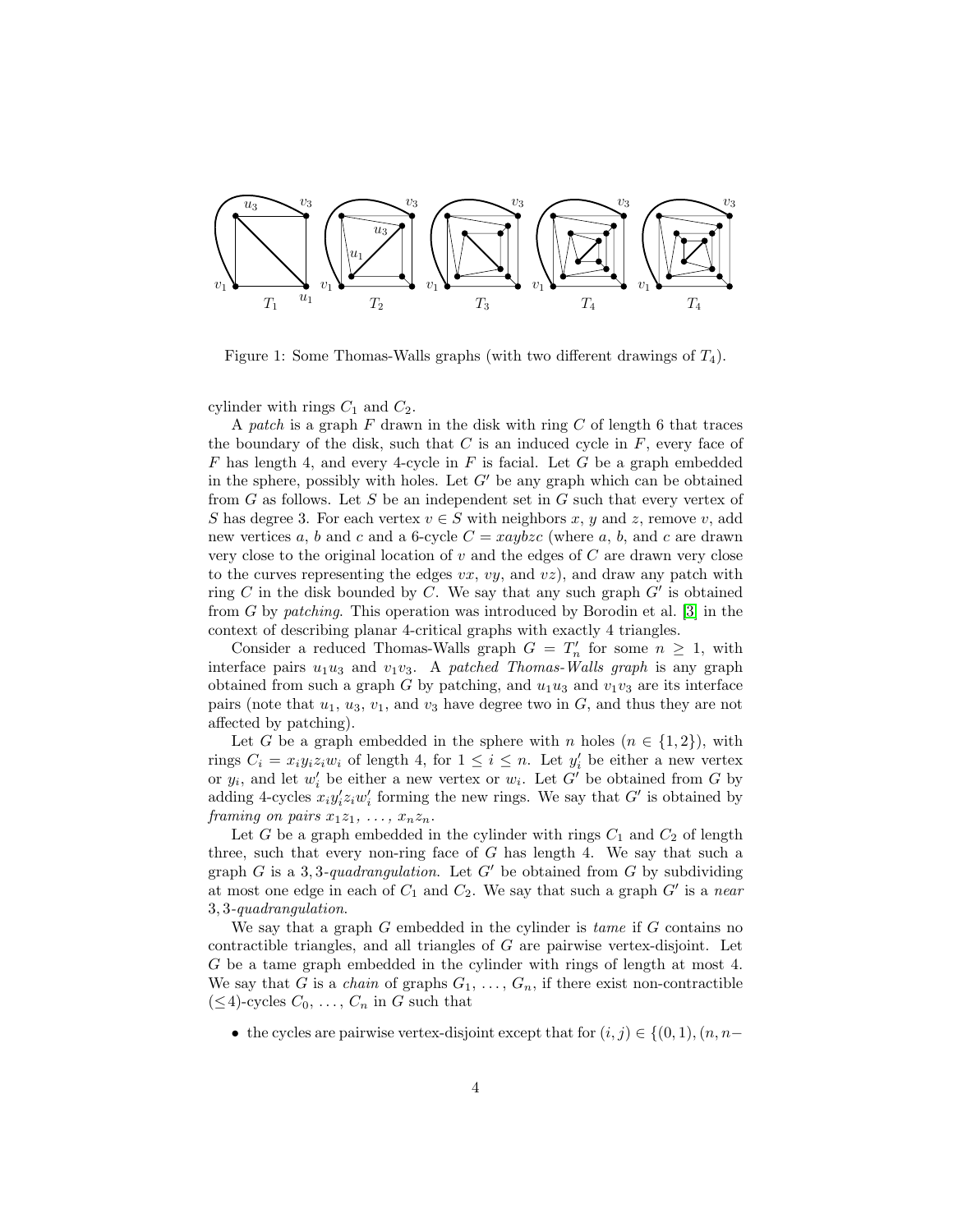Figure 1: Some Thomas-Walls graphs (with two different drawings of $T_4$).

cylinder with rings $C_1$ and $C_2$.

A *patch* is a graph $F$ drawn in the disk with ring $C$ of length 6 that traces the boundary of the disk, such that $C$ is an induced cycle in $F$, every face of $F$ has length 4, and every 4-cycle in $F$ is facial. Let $G$ be a graph embedded in the sphere, possibly with holes. Let $G'$ be any graph which can be obtained from $G$ as follows. Let $S$ be an independent set in $G$ such that every vertex of $S$ has degree 3. For each vertex $v \in S$ with neighbors $x$, $y$ and $z$, remove $v$, add new vertices $a$, $b$ and $c$ and a 6-cycle $C = xaybzc$ (where $a$, $b$, and $c$ are drawn very close to the original location of $v$ and the edges of $C$ are drawn very close to the curves representing the edges $vx$, $vy$, and $vz$), and draw any patch with ring $C$ in the disk bounded by $C$. We say that any such graph $G'$ is obtained from $G$ by *patching*. This operation was introduced by Borodin et al. [3] in the context of describing planar 4-critical graphs with exactly 4 triangles.

Consider a reduced Thomas-Walls graph $G = T'_n$ for some $n \geq 1$, with interface pairs $u_1u_3$ and $v_1v_3$. A *patched Thomas-Walls graph* is any graph obtained from such a graph $G$ by patching, and $u_1u_3$ and $v_1v_3$ are its interface pairs (note that $u_1$, $u_3$, $v_1$, and $v_3$ have degree two in $G$, and thus they are not affected by patching).

Let $G$ be a graph embedded in the sphere with $n$ holes ($n \in \{1, 2\}$), with rings $C_i = x_iy_iz_iw_i$ of length 4, for $1 \leq i \leq n$. Let $y'_i$ be either a new vertex or $y_i$, and let $w'_i$ be either a new vertex or $w_i$. Let $G'$ be obtained from $G$ by adding 4-cycles $x_iy'_iz_iw'_i$ forming the new rings. We say that $G'$ is obtained by *framing on pairs* $x_1z_1, \ldots, x_nz_n$.

Let $G$ be a graph embedded in the cylinder with rings $C_1$ and $C_2$ of length three, such that every non-ring face of $G$ has length 4. We say that such a graph $G$ is a *3,3-quadrangulation*. Let $G'$ be obtained from $G$ by subdividing at most one edge in each of $C_1$ and $C_2$. We say that such a graph $G'$ is a *near 3,3-quadrangulation*.

We say that a graph $G$ embedded in the cylinder is *tame* if $G$ contains no contractible triangles, and all triangles of $G$ are pairwise vertex-disjoint. Let $G$ be a tame graph embedded in the cylinder with rings of length at most 4. We say that $G$ is a *chain* of graphs $G_1, \ldots, G_n$, if there exist non-contractible $(\leq 4)$-cycles $C_0, \ldots, C_n$ in $G$ such that

- the cycles are pairwise vertex-disjoint except that for $(i, j) \in \{(0, 1), (n, n-$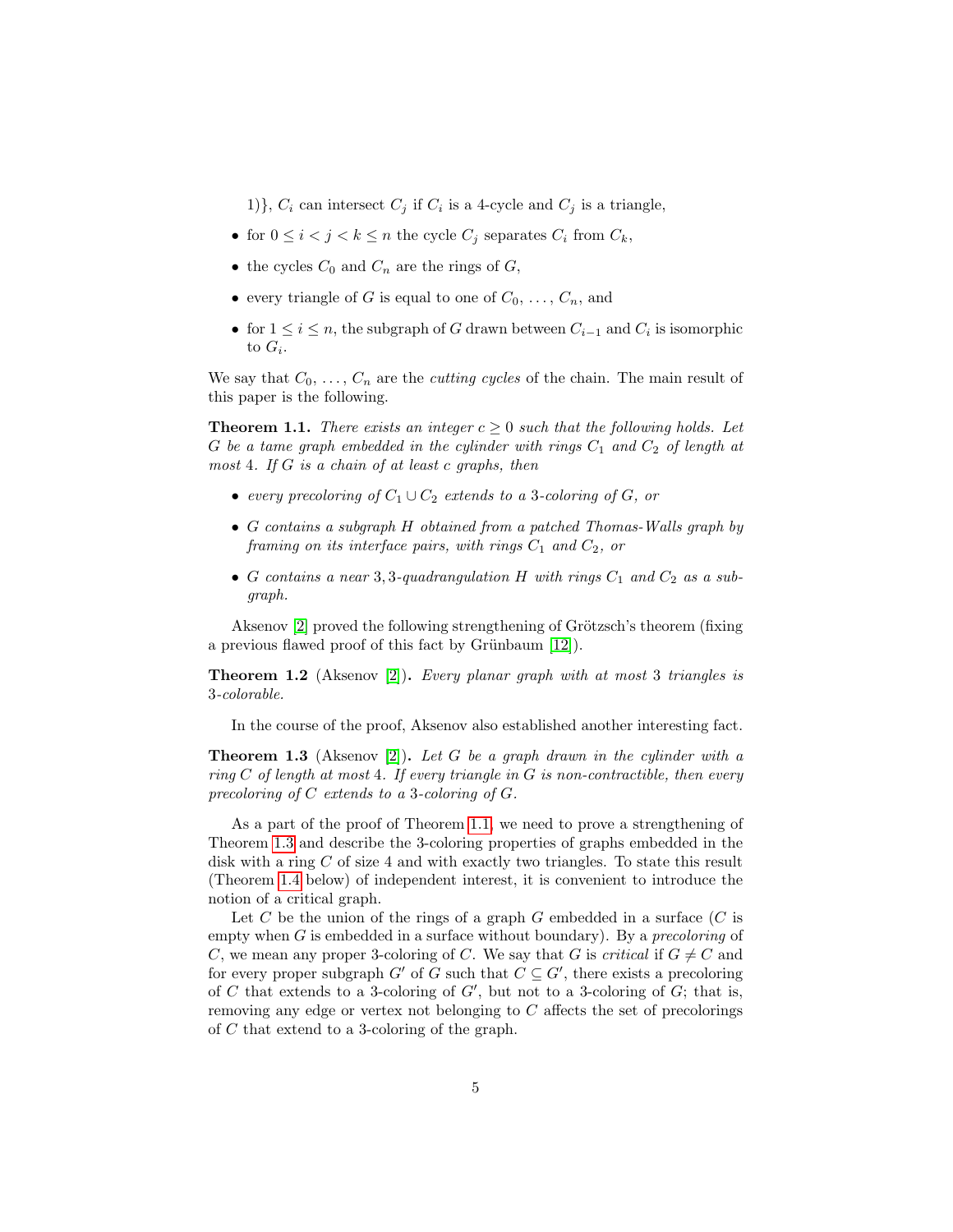$1)\}$, $C_i$ can intersect $C_j$ if $C_i$ is a 4-cycle and $C_j$ is a triangle,

- for $0 \le i < j < k \le n$ the cycle $C_j$ separates $C_i$ from $C_k$,
- the cycles $C_0$ and $C_n$ are the rings of $G$,
- every triangle of $G$ is equal to one of $C_0, \ldots, C_n$, and
- for $1 \le i \le n$, the subgraph of $G$ drawn between $C_{i-1}$ and $C_i$ is isomorphic to $G_i$.

We say that $C_0, \ldots, C_n$ are the *cutting cycles* of the chain. The main result of this paper is the following.

**Theorem 1.1.** *There exists an integer $c \ge 0$ such that the following holds. Let $G$ be a tame graph embedded in the cylinder with rings $C_1$ and $C_2$ of length at most 4. If $G$ is a chain of at least $c$ graphs, then*

- *every precoloring of $C_1 \cup C_2$ extends to a 3-coloring of $G$, or*
- *$G$ contains a subgraph $H$ obtained from a patched Thomas-Walls graph by framing on its interface pairs, with rings $C_1$ and $C_2$, or*
- *$G$ contains a near 3,3-quadrangulation $H$ with rings $C_1$ and $C_2$ as a subgraph.*

Aksenov [2] proved the following strengthening of Grötzsch's theorem (fixing a previous flawed proof of this fact by Grünbaum [12]).

**Theorem 1.2** (Aksenov [2])**.** *Every planar graph with at most 3 triangles is 3-colorable.*

In the course of the proof, Aksenov also established another interesting fact.

**Theorem 1.3** (Aksenov [2])**.** *Let $G$ be a graph drawn in the cylinder with a ring $C$ of length at most 4. If every triangle in $G$ is non-contractible, then every precoloring of $C$ extends to a 3-coloring of $G$.*

As a part of the proof of Theorem 1.1, we need to prove a strengthening of Theorem 1.3 and describe the 3-coloring properties of graphs embedded in the disk with a ring $C$ of size 4 and with exactly two triangles. To state this result (Theorem 1.4 below) of independent interest, it is convenient to introduce the notion of a critical graph.

Let $C$ be the union of the rings of a graph $G$ embedded in a surface ($C$ is empty when $G$ is embedded in a surface without boundary). By a *precoloring* of $C$, we mean any proper 3-coloring of $C$. We say that $G$ is *critical* if $G \ne C$ and for every proper subgraph $G'$ of $G$ such that $C \subseteq G'$, there exists a precoloring of $C$ that extends to a 3-coloring of $G'$, but not to a 3-coloring of $G$; that is, removing any edge or vertex not belonging to $C$ affects the set of precolorings of $C$ that extend to a 3-coloring of the graph.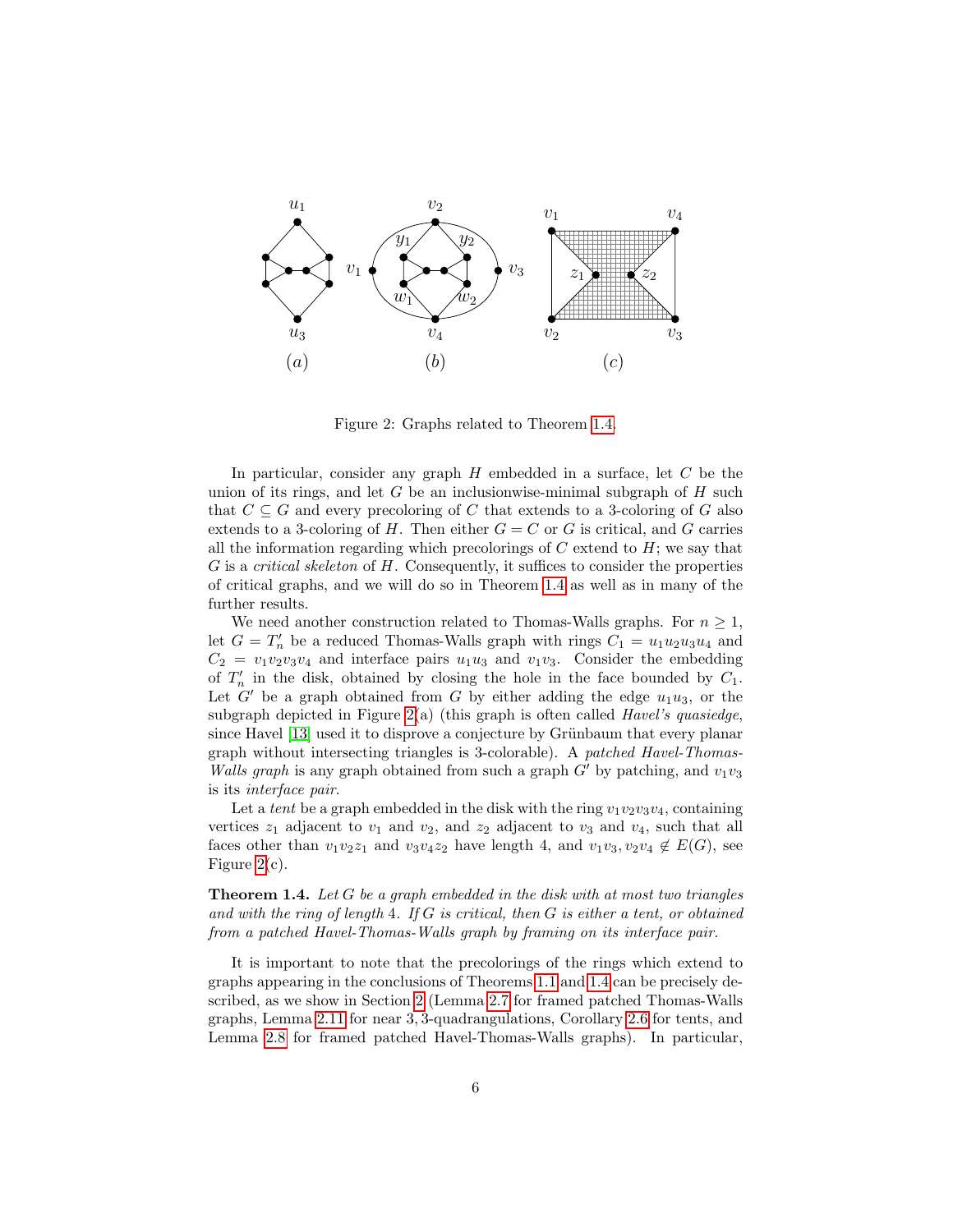$u_1$

$u_3$

$(a)$

$v_2$

$y_1$ $y_2$

$v_1$ $v_3$

$w_1$ $w_2$

$v_4$

$(b)$

$v_1$ $v_4$

$z_1$ $z_2$

$v_2$ $v_3$

$(c)$

Figure 2: Graphs related to Theorem 1.4.

In particular, consider any graph $H$ embedded in a surface, let $C$ be the union of its rings, and let $G$ be an inclusionwise-minimal subgraph of $H$ such that $C \subseteq G$ and every precoloring of $C$ that extends to a 3-coloring of $G$ also extends to a 3-coloring of $H$. Then either $G = C$ or $G$ is critical, and $G$ carries all the information regarding which precolorings of $C$ extend to $H$; we say that $G$ is a *critical skeleton* of $H$. Consequently, it suffices to consider the properties of critical graphs, and we will do so in Theorem 1.4 as well as in many of the further results.

We need another construction related to Thomas-Walls graphs. For $n \geq 1$, let $G = T'_n$ be a reduced Thomas-Walls graph with rings $C_1 = u_1u_2u_3u_4$ and $C_2 = v_1v_2v_3v_4$ and interface pairs $u_1u_3$ and $v_1v_3$. Consider the embedding of $T'_n$ in the disk, obtained by closing the hole in the face bounded by $C_1$. Let $G'$ be a graph obtained from $G$ by either adding the edge $u_1u_3$, or the subgraph depicted in Figure 2(a) (this graph is often called *Havel's quasiedge*, since Havel [13] used it to disprove a conjecture by Grünbaum that every planar graph without intersecting triangles is 3-colorable). A *patched Havel-Thomas-Walls graph* is any graph obtained from such a graph $G'$ by patching, and $v_1v_3$ is its *interface pair*.

Let a *tent* be a graph embedded in the disk with the ring $v_1v_2v_3v_4$, containing vertices $z_1$ adjacent to $v_1$ and $v_2$, and $z_2$ adjacent to $v_3$ and $v_4$, such that all faces other than $v_1v_2z_1$ and $v_3v_4z_2$ have length 4, and $v_1v_3, v_2v_4 \notin E(G)$, see Figure 2(c).

**Theorem 1.4.** *Let $G$ be a graph embedded in the disk with at most two triangles and with the ring of length 4. If $G$ is critical, then $G$ is either a tent, or obtained from a patched Havel-Thomas-Walls graph by framing on its interface pair.*

It is important to note that the precolorings of the rings which extend to graphs appearing in the conclusions of Theorems 1.1 and 1.4 can be precisely described, as we show in Section 2 (Lemma 2.7 for framed patched Thomas-Walls graphs, Lemma 2.11 for near 3,3-quadrangulations, Corollary 2.6 for tents, and Lemma 2.8 for framed patched Havel-Thomas-Walls graphs). In particular,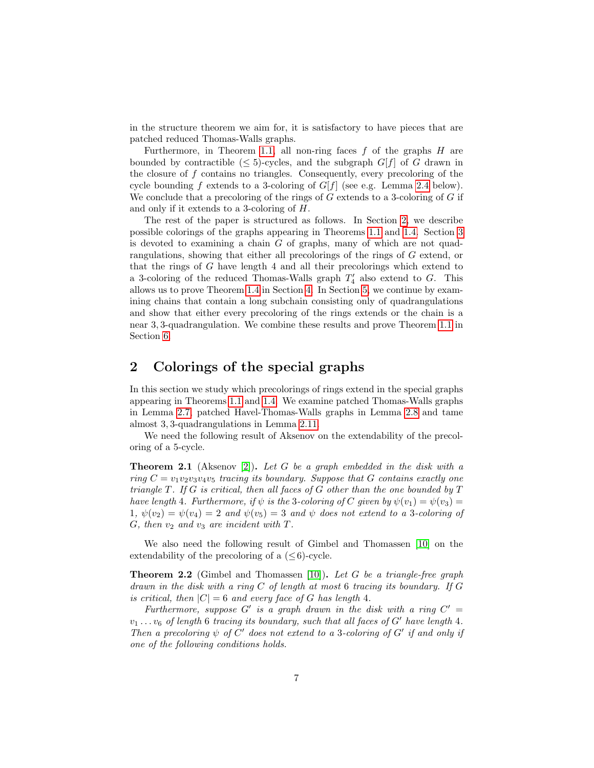in the structure theorem we aim for, it is satisfactory to have pieces that are patched reduced Thomas-Walls graphs.

Furthermore, in Theorem 1.1, all non-ring faces $f$ of the graphs $H$ are bounded by contractible ($\le 5$)-cycles, and the subgraph $G[f]$ of $G$ drawn in the closure of $f$ contains no triangles. Consequently, every precoloring of the cycle bounding $f$ extends to a 3-coloring of $G[f]$ (see e.g. Lemma 2.4 below). We conclude that a precoloring of the rings of $G$ extends to a 3-coloring of $G$ if and only if it extends to a 3-coloring of $H$.

The rest of the paper is structured as follows. In Section 2, we describe possible colorings of the graphs appearing in Theorems 1.1 and 1.4. Section 3 is devoted to examining a chain $G$ of graphs, many of which are not quadrangulations, showing that either all precolorings of the rings of $G$ extend, or that the rings of $G$ have length 4 and all their precolorings which extend to a 3-coloring of the reduced Thomas-Walls graph $T'_4$ also extend to $G$. This allows us to prove Theorem 1.4 in Section 4. In Section 5, we continue by examining chains that contain a long subchain consisting only of quadrangulations and show that either every precoloring of the rings extends or the chain is a near 3, 3-quadrangulation. We combine these results and prove Theorem 1.1 in Section 6.

## 2 Colorings of the special graphs

In this section we study which precolorings of rings extend in the special graphs appearing in Theorems 1.1 and 1.4. We examine patched Thomas-Walls graphs in Lemma 2.7, patched Havel-Thomas-Walls graphs in Lemma 2.8 and tame almost 3, 3-quadrangulations in Lemma 2.11.

We need the following result of Aksenov on the extendability of the precoloring of a 5-cycle.

**Theorem 2.1** (Aksenov [2]). *Let $G$ be a graph embedded in the disk with a ring $C = v_1v_2v_3v_4v_5$ tracing its boundary. Suppose that $G$ contains exactly one triangle $T$. If $G$ is critical, then all faces of $G$ other than the one bounded by $T$ have length 4. Furthermore, if $\psi$ is the 3-coloring of $C$ given by $\psi(v_1) = \psi(v_3) = 1$, $\psi(v_2) = \psi(v_4) = 2$ and $\psi(v_5) = 3$ and $\psi$ does not extend to a 3-coloring of $G$, then $v_2$ and $v_3$ are incident with $T$.*

We also need the following result of Gimbel and Thomassen [10] on the extendability of the precoloring of a ($\le$6)-cycle.

**Theorem 2.2** (Gimbel and Thomassen [10]). *Let $G$ be a triangle-free graph drawn in the disk with a ring $C$ of length at most 6 tracing its boundary. If $G$ is critical, then $|C| = 6$ and every face of $G$ has length 4.*

*Furthermore, suppose $G'$ is a graph drawn in the disk with a ring $C' = v_1 \ldots v_6$ of length 6 tracing its boundary, such that all faces of $G'$ have length 4. Then a precoloring $\psi$ of $C'$ does not extend to a 3-coloring of $G'$ if and only if one of the following conditions holds.*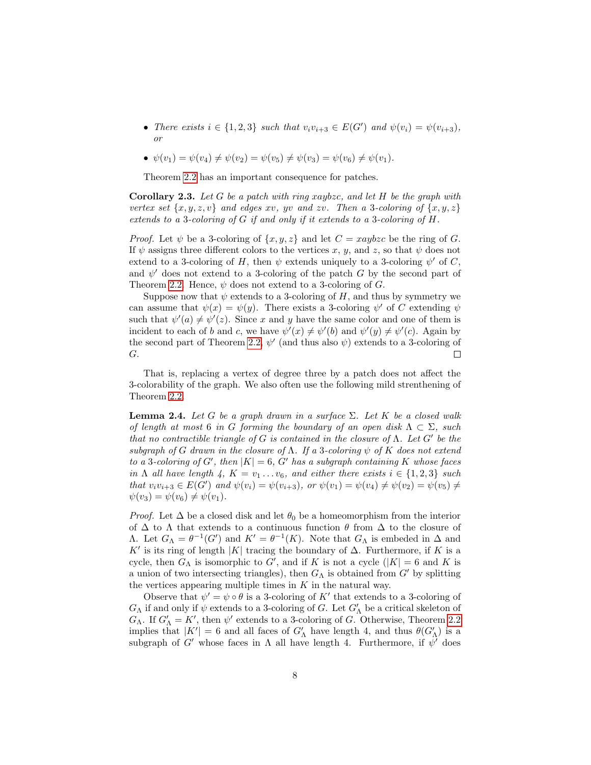- *There exists $i \in \{1,2,3\}$ such that $v_iv_{i+3} \in E(G')$ and $\psi(v_i) = \psi(v_{i+3})$, or*
- $\psi(v_1) = \psi(v_4) \neq \psi(v_2) = \psi(v_5) \neq \psi(v_3) = \psi(v_6) \neq \psi(v_1)$.

Theorem 2.2 has an important consequence for patches.

**Corollary 2.3.** *Let $G$ be a patch with ring $xaybzc$, and let $H$ be the graph with vertex set $\{x, y, z, v\}$ and edges $xv$, $yv$ and $zv$. Then a 3-coloring of $\{x, y, z\}$ extends to a 3-coloring of $G$ if and only if it extends to a 3-coloring of $H$.*

*Proof.* Let $\psi$ be a 3-coloring of $\{x, y, z\}$ and let $C = xaybzc$ be the ring of $G$. If $\psi$ assigns three different colors to the vertices $x$, $y$, and $z$, so that $\psi$ does not extend to a 3-coloring of $H$, then $\psi$ extends uniquely to a 3-coloring $\psi'$ of $C$, and $\psi'$ does not extend to a 3-coloring of the patch $G$ by the second part of Theorem 2.2. Hence, $\psi$ does not extend to a 3-coloring of $G$.

Suppose now that $\psi$ extends to a 3-coloring of $H$, and thus by symmetry we can assume that $\psi(x) = \psi(y)$. There exists a 3-coloring $\psi'$ of $C$ extending $\psi$ such that $\psi'(a) \neq \psi'(z)$. Since $x$ and $y$ have the same color and one of them is incident to each of $b$ and $c$, we have $\psi'(x) \neq \psi'(b)$ and $\psi'(y) \neq \psi'(c)$. Again by the second part of Theorem 2.2, $\psi'$ (and thus also $\psi$) extends to a 3-coloring of $G$. □

That is, replacing a vertex of degree three by a patch does not affect the 3-colorability of the graph. We also often use the following mild strenthening of Theorem 2.2.

**Lemma 2.4.** *Let $G$ be a graph drawn in a surface $\Sigma$. Let $K$ be a closed walk of length at most 6 in $G$ forming the boundary of an open disk $\Lambda \subset \Sigma$, such that no contractible triangle of $G$ is contained in the closure of $\Lambda$. Let $G'$ be the subgraph of $G$ drawn in the closure of $\Lambda$. If a 3-coloring $\psi$ of $K$ does not extend to a 3-coloring of $G'$, then $|K| = 6$, $G'$ has a subgraph containing $K$ whose faces in $\Lambda$ all have length 4, $K = v_1 \dots v_6$, and either there exists $i \in \{1,2,3\}$ such that $v_iv_{i+3} \in E(G')$ and $\psi(v_i) = \psi(v_{i+3})$, or $\psi(v_1) = \psi(v_4) \neq \psi(v_2) = \psi(v_5) \neq \psi(v_3) = \psi(v_6) \neq \psi(v_1)$.*

*Proof.* Let $\Delta$ be a closed disk and let $\theta_0$ be a homeomorphism from the interior of $\Delta$ to $\Lambda$ that extends to a continuous function $\theta$ from $\Delta$ to the closure of $\Lambda$. Let $G_\Lambda = \theta^{-1}(G')$ and $K' = \theta^{-1}(K)$. Note that $G_\Lambda$ is embeded in $\Delta$ and $K'$ is its ring of length $|K|$ tracing the boundary of $\Delta$. Furthermore, if $K$ is a cycle, then $G_\Lambda$ is isomorphic to $G'$, and if $K$ is not a cycle ($|K| = 6$ and $K$ is a union of two intersecting triangles), then $G_\Lambda$ is obtained from $G'$ by splitting the vertices appearing multiple times in $K$ in the natural way.

Observe that $\psi' = \psi \circ \theta$ is a 3-coloring of $K'$ that extends to a 3-coloring of $G_\Lambda$ if and only if $\psi$ extends to a 3-coloring of $G$. Let $G'_\Lambda$ be a critical skeleton of $G_\Lambda$. If $G'_\Lambda = K'$, then $\psi'$ extends to a 3-coloring of $G$. Otherwise, Theorem 2.2 implies that $|K'| = 6$ and all faces of $G'_\Lambda$ have length 4, and thus $\theta(G'_\Lambda)$ is a subgraph of $G'$ whose faces in $\Lambda$ all have length 4. Furthermore, if $\psi'$ does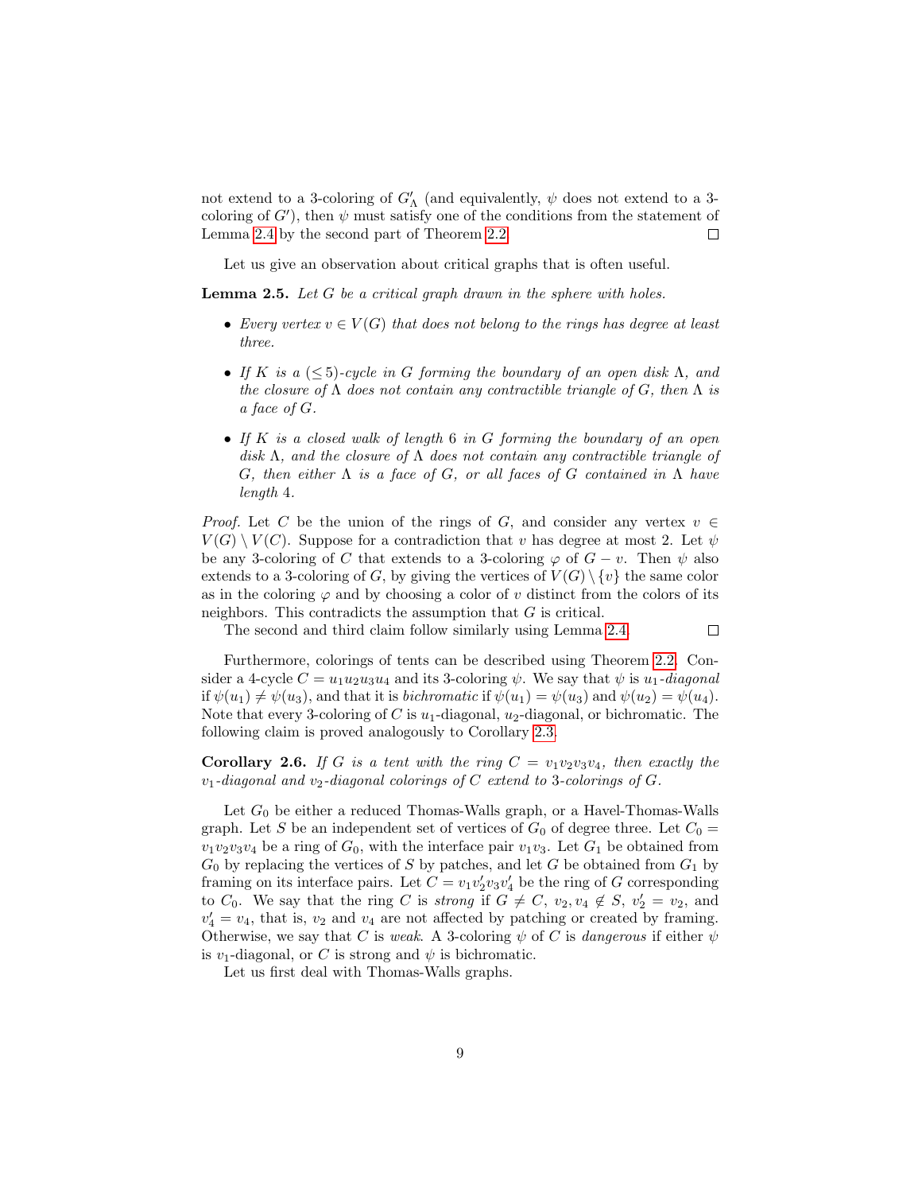not extend to a 3-coloring of $G'_\Lambda$ (and equivalently, $\psi$ does not extend to a 3-coloring of $G'$), then $\psi$ must satisfy one of the conditions from the statement of Lemma 2.4 by the second part of Theorem 2.2. □

Let us give an observation about critical graphs that is often useful.

**Lemma 2.5.** *Let $G$ be a critical graph drawn in the sphere with holes.*

- *Every vertex $v \in V(G)$ that does not belong to the rings has degree at least three.*
- *If $K$ is a $(\leq 5)$-cycle in $G$ forming the boundary of an open disk $\Lambda$, and the closure of $\Lambda$ does not contain any contractible triangle of $G$, then $\Lambda$ is a face of $G$.*
- *If $K$ is a closed walk of length 6 in $G$ forming the boundary of an open disk $\Lambda$, and the closure of $\Lambda$ does not contain any contractible triangle of $G$, then either $\Lambda$ is a face of $G$, or all faces of $G$ contained in $\Lambda$ have length 4.*

*Proof.* Let $C$ be the union of the rings of $G$, and consider any vertex $v \in V(G) \setminus V(C)$. Suppose for a contradiction that $v$ has degree at most 2. Let $\psi$ be any 3-coloring of $C$ that extends to a 3-coloring $\varphi$ of $G - v$. Then $\psi$ also extends to a 3-coloring of $G$, by giving the vertices of $V(G) \setminus \{v\}$ the same color as in the coloring $\varphi$ and by choosing a color of $v$ distinct from the colors of its neighbors. This contradicts the assumption that $G$ is critical.

The second and third claim follow similarly using Lemma 2.4. □

Furthermore, colorings of tents can be described using Theorem 2.2. Consider a 4-cycle $C = u_1u_2u_3u_4$ and its 3-coloring $\psi$. We say that $\psi$ is *$u_1$-diagonal* if $\psi(u_1) \neq \psi(u_3)$, and that it is *bichromatic* if $\psi(u_1) = \psi(u_3)$ and $\psi(u_2) = \psi(u_4)$. Note that every 3-coloring of $C$ is $u_1$-diagonal, $u_2$-diagonal, or bichromatic. The following claim is proved analogously to Corollary 2.3.

**Corollary 2.6.** *If $G$ is a tent with the ring $C = v_1v_2v_3v_4$, then exactly the $v_1$-diagonal and $v_2$-diagonal colorings of $C$ extend to 3-colorings of $G$.*

Let $G_0$ be either a reduced Thomas-Walls graph, or a Havel-Thomas-Walls graph. Let $S$ be an independent set of vertices of $G_0$ of degree three. Let $C_0 = v_1v_2v_3v_4$ be a ring of $G_0$, with the interface pair $v_1v_3$. Let $G_1$ be obtained from $G_0$ by replacing the vertices of $S$ by patches, and let $G$ be obtained from $G_1$ by framing on its interface pairs. Let $C = v_1v'_2v_3v'_4$ be the ring of $G$ corresponding to $C_0$. We say that the ring $C$ is *strong* if $G \neq C$, $v_2, v_4 \notin S$, $v'_2 = v_2$, and $v'_4 = v_4$, that is, $v_2$ and $v_4$ are not affected by patching or created by framing. Otherwise, we say that $C$ is *weak*. A 3-coloring $\psi$ of $C$ is *dangerous* if either $\psi$ is $v_1$-diagonal, or $C$ is strong and $\psi$ is bichromatic.

Let us first deal with Thomas-Walls graphs.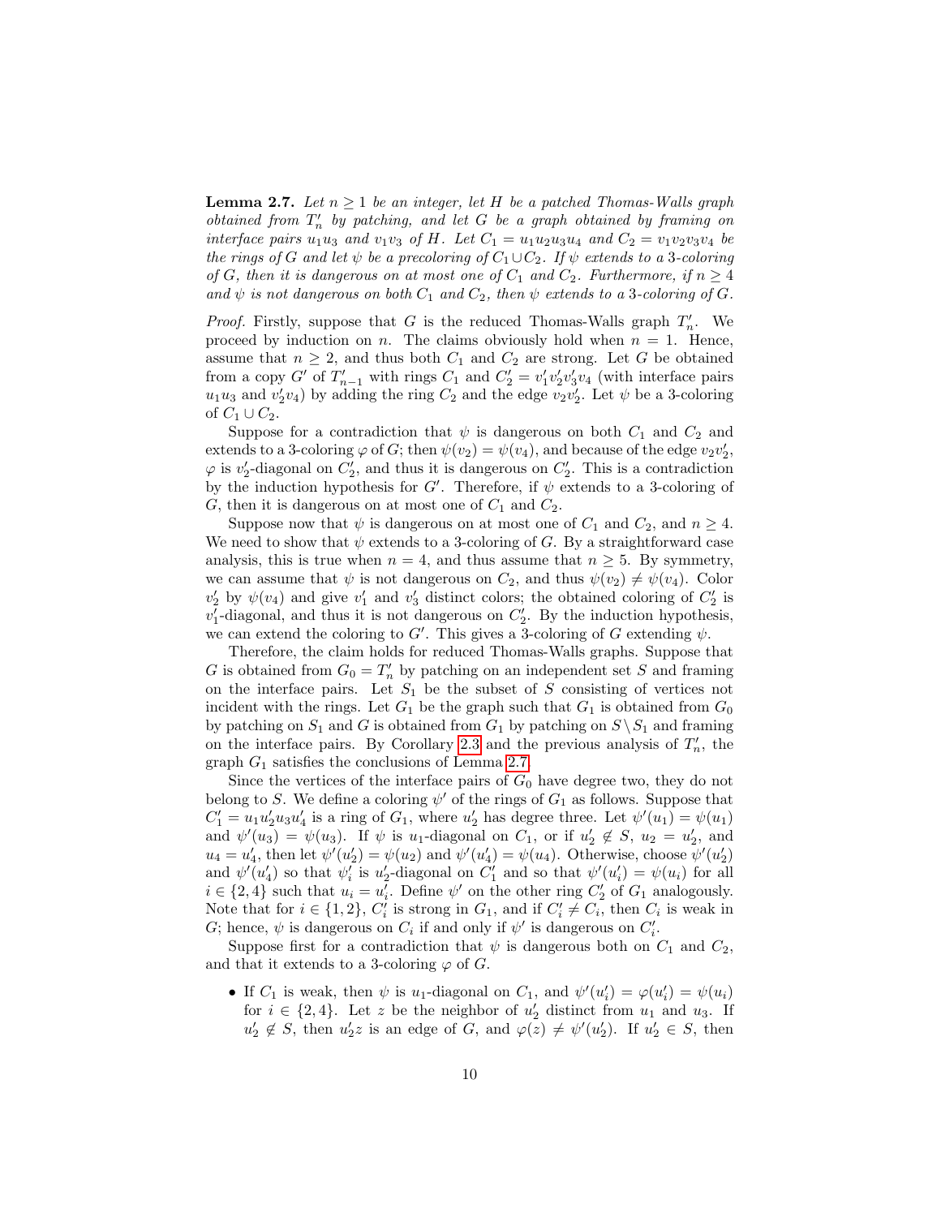**Lemma 2.7.** *Let $n \geq 1$ be an integer, let $H$ be a patched Thomas-Walls graph obtained from $T'_n$ by patching, and let $G$ be a graph obtained by framing on interface pairs $u_1u_3$ and $v_1v_3$ of $H$. Let $C_1 = u_1u_2u_3u_4$ and $C_2 = v_1v_2v_3v_4$ be the rings of $G$ and let $\psi$ be a precoloring of $C_1 \cup C_2$. If $\psi$ extends to a 3-coloring of $G$, then it is dangerous on at most one of $C_1$ and $C_2$. Furthermore, if $n \geq 4$ and $\psi$ is not dangerous on both $C_1$ and $C_2$, then $\psi$ extends to a 3-coloring of $G$.*

*Proof.* Firstly, suppose that $G$ is the reduced Thomas-Walls graph $T'_n$. We proceed by induction on $n$. The claims obviously hold when $n = 1$. Hence, assume that $n \geq 2$, and thus both $C_1$ and $C_2$ are strong. Let $G$ be obtained from a copy $G'$ of $T'_{n-1}$ with rings $C_1$ and $C'_2 = v'_1v'_2v'_3v_4$ (with interface pairs $u_1u_3$ and $v'_2v_4$) by adding the ring $C_2$ and the edge $v_2v'_2$. Let $\psi$ be a 3-coloring of $C_1 \cup C_2$.

Suppose for a contradiction that $\psi$ is dangerous on both $C_1$ and $C_2$ and extends to a 3-coloring $\varphi$ of $G$; then $\psi(v_2) = \psi(v_4)$, and because of the edge $v_2v'_2$, $\varphi$ is $v'_2$-diagonal on $C'_2$, and thus it is dangerous on $C'_2$. This is a contradiction by the induction hypothesis for $G'$. Therefore, if $\psi$ extends to a 3-coloring of $G$, then it is dangerous on at most one of $C_1$ and $C_2$.

Suppose now that $\psi$ is dangerous on at most one of $C_1$ and $C_2$, and $n \geq 4$. We need to show that $\psi$ extends to a 3-coloring of $G$. By a straightforward case analysis, this is true when $n = 4$, and thus assume that $n \geq 5$. By symmetry, we can assume that $\psi$ is not dangerous on $C_2$, and thus $\psi(v_2) \neq \psi(v_4)$. Color $v'_2$ by $\psi(v_4)$ and give $v'_1$ and $v'_3$ distinct colors; the obtained coloring of $C'_2$ is $v'_1$-diagonal, and thus it is not dangerous on $C'_2$. By the induction hypothesis, we can extend the coloring to $G'$. This gives a 3-coloring of $G$ extending $\psi$.

Therefore, the claim holds for reduced Thomas-Walls graphs. Suppose that $G$ is obtained from $G_0 = T'_n$ by patching on an independent set $S$ and framing on the interface pairs. Let $S_1$ be the subset of $S$ consisting of vertices not incident with the rings. Let $G_1$ be the graph such that $G_1$ is obtained from $G_0$ by patching on $S_1$ and $G$ is obtained from $G_1$ by patching on $S \setminus S_1$ and framing on the interface pairs. By Corollary 2.3 and the previous analysis of $T'_n$, the graph $G_1$ satisfies the conclusions of Lemma 2.7.

Since the vertices of the interface pairs of $G_0$ have degree two, they do not belong to $S$. We define a coloring $\psi'$ of the rings of $G_1$ as follows. Suppose that $C'_1 = u_1u'_2u_3u'_4$ is a ring of $G_1$, where $u'_2$ has degree three. Let $\psi'(u_1) = \psi(u_1)$ and $\psi'(u_3) = \psi(u_3)$. If $\psi$ is $u_1$-diagonal on $C_1$, or if $u'_2 \notin S$, $u_2 = u'_2$, and $u_4 = u'_4$, then let $\psi'(u'_2) = \psi(u_2)$ and $\psi'(u'_4) = \psi(u_4)$. Otherwise, choose $\psi'(u'_2)$ and $\psi'(u'_4)$ so that $\psi'_i$ is $u'_2$-diagonal on $C'_1$ and so that $\psi'(u'_i) = \psi(u_i)$ for all $i \in \{2, 4\}$ such that $u_i = u'_i$. Define $\psi'$ on the other ring $C'_2$ of $G_1$ analogously. Note that for $i \in \{1, 2\}$, $C'_i$ is strong in $G_1$, and if $C'_i \neq C_i$, then $C_i$ is weak in $G$; hence, $\psi$ is dangerous on $C_i$ if and only if $\psi'$ is dangerous on $C'_i$.

Suppose first for a contradiction that $\psi$ is dangerous both on $C_1$ and $C_2$, and that it extends to a 3-coloring $\varphi$ of $G$.

- If $C_1$ is weak, then $\psi$ is $u_1$-diagonal on $C_1$, and $\psi'(u'_i) = \varphi(u'_i) = \psi(u_i)$ for $i \in \{2, 4\}$. Let $z$ be the neighbor of $u'_2$ distinct from $u_1$ and $u_3$. If $u'_2 \notin S$, then $u'_2z$ is an edge of $G$, and $\varphi(z) \neq \psi'(u'_2)$. If $u'_2 \in S$, then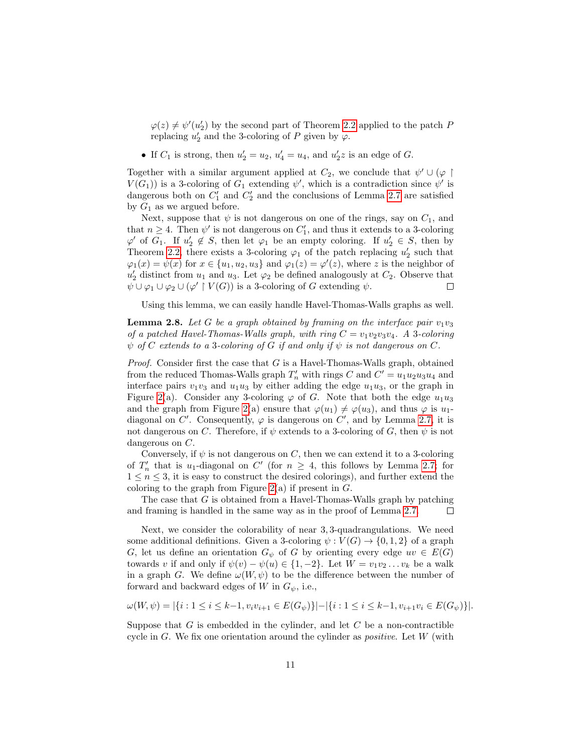$\varphi(z) \neq \psi'(u_2')$ by the second part of Theorem 2.2 applied to the patch $P$ replacing $u_2'$ and the 3-coloring of $P$ given by $\varphi$.

- If $C_1$ is strong, then $u_2' = u_2$, $u_4' = u_4$, and $u_2'z$ is an edge of $G$.

Together with a similar argument applied at $C_2$, we conclude that $\psi' \cup (\varphi \restriction V(G_1))$ is a 3-coloring of $G_1$ extending $\psi'$, which is a contradiction since $\psi'$ is dangerous both on $C_1'$ and $C_2'$ and the conclusions of Lemma 2.7 are satisfied by $G_1$ as we argued before.

Next, suppose that $\psi$ is not dangerous on one of the rings, say on $C_1$, and that $n \geq 4$. Then $\psi'$ is not dangerous on $C_1'$, and thus it extends to a 3-coloring $\varphi'$ of $G_1$. If $u_2' \notin S$, then let $\varphi_1$ be an empty coloring. If $u_2' \in S$, then by Theorem 2.2, there exists a 3-coloring $\varphi_1$ of the patch replacing $u_2'$ such that $\varphi_1(x) = \psi(x)$ for $x \in \{u_1, u_2, u_3\}$ and $\varphi_1(z) = \varphi'(z)$, where $z$ is the neighbor of $u_2'$ distinct from $u_1$ and $u_3$. Let $\varphi_2$ be defined analogously at $C_2$. Observe that $\psi \cup \varphi_1 \cup \varphi_2 \cup (\varphi' \restriction V(G))$ is a 3-coloring of $G$ extending $\psi$. □

Using this lemma, we can easily handle Havel-Thomas-Walls graphs as well.

**Lemma 2.8.** *Let $G$ be a graph obtained by framing on the interface pair $v_1v_3$ of a patched Havel-Thomas-Walls graph, with ring $C = v_1v_2v_3v_4$. A 3-coloring $\psi$ of $C$ extends to a 3-coloring of $G$ if and only if $\psi$ is not dangerous on $C$.*

*Proof.* Consider first the case that $G$ is a Havel-Thomas-Walls graph, obtained from the reduced Thomas-Walls graph $T_n'$ with rings $C$ and $C' = u_1u_2u_3u_4$ and interface pairs $v_1v_3$ and $u_1u_3$ by either adding the edge $u_1u_3$, or the graph in Figure 2(a). Consider any 3-coloring $\varphi$ of $G$. Note that both the edge $u_1u_3$ and the graph from Figure 2(a) ensure that $\varphi(u_1) \neq \varphi(u_3)$, and thus $\varphi$ is $u_1$-diagonal on $C'$. Consequently, $\varphi$ is dangerous on $C'$, and by Lemma 2.7, it is not dangerous on $C$. Therefore, if $\psi$ extends to a 3-coloring of $G$, then $\psi$ is not dangerous on $C$.

Conversely, if $\psi$ is not dangerous on $C$, then we can extend it to a 3-coloring of $T_n'$ that is $u_1$-diagonal on $C'$ (for $n \geq 4$, this follows by Lemma 2.7; for $1 \leq n \leq 3$, it is easy to construct the desired colorings), and further extend the coloring to the graph from Figure 2(a) if present in $G$.

The case that $G$ is obtained from a Havel-Thomas-Walls graph by patching and framing is handled in the same way as in the proof of Lemma 2.7. □

Next, we consider the colorability of near 3,3-quadrangulations. We need some additional definitions. Given a 3-coloring $\psi : V(G) \to \{0, 1, 2\}$ of a graph $G$, let us define an orientation $G_\psi$ of $G$ by orienting every edge $uv \in E(G)$ towards $v$ if and only if $\psi(v) - \psi(u) \in \{1, -2\}$. Let $W = v_1v_2 \ldots v_k$ be a walk in a graph $G$. We define $\omega(W, \psi)$ to be the difference between the number of forward and backward edges of $W$ in $G_\psi$, i.e.,

$$\omega(W, \psi) = |\{i : 1 \leq i \leq k-1, v_iv_{i+1} \in E(G_\psi)\}| - |\{i : 1 \leq i \leq k-1, v_{i+1}v_i \in E(G_\psi)\}|.$$

Suppose that $G$ is embedded in the cylinder, and let $C$ be a non-contractible cycle in $G$. We fix one orientation around the cylinder as *positive*. Let $W$ (with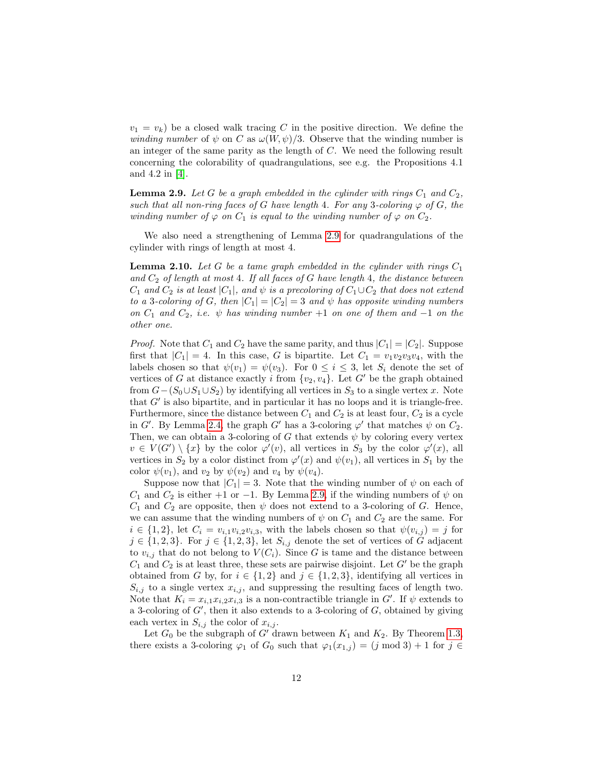$v_1 = v_k$) be a closed walk tracing $C$ in the positive direction. We define the *winding number* of $\psi$ on $C$ as $\omega(W, \psi)/3$. Observe that the winding number is an integer of the same parity as the length of $C$. We need the following result concerning the colorability of quadrangulations, see e.g. the Propositions 4.1 and 4.2 in [4].

**Lemma 2.9.** *Let $G$ be a graph embedded in the cylinder with rings $C_1$ and $C_2$, such that all non-ring faces of $G$ have length 4. For any 3-coloring $\varphi$ of $G$, the winding number of $\varphi$ on $C_1$ is equal to the winding number of $\varphi$ on $C_2$.*

We also need a strengthening of Lemma 2.9 for quadrangulations of the cylinder with rings of length at most 4.

**Lemma 2.10.** *Let $G$ be a tame graph embedded in the cylinder with rings $C_1$ and $C_2$ of length at most 4. If all faces of $G$ have length 4, the distance between $C_1$ and $C_2$ is at least $|C_1|$, and $\psi$ is a precoloring of $C_1 \cup C_2$ that does not extend to a 3-coloring of $G$, then $|C_1| = |C_2| = 3$ and $\psi$ has opposite winding numbers on $C_1$ and $C_2$, i.e. $\psi$ has winding number $+1$ on one of them and $-1$ on the other one.*

*Proof.* Note that $C_1$ and $C_2$ have the same parity, and thus $|C_1| = |C_2|$. Suppose first that $|C_1| = 4$. In this case, $G$ is bipartite. Let $C_1 = v_1v_2v_3v_4$, with the labels chosen so that $\psi(v_1) = \psi(v_3)$. For $0 \le i \le 3$, let $S_i$ denote the set of vertices of $G$ at distance exactly $i$ from $\{v_2, v_4\}$. Let $G'$ be the graph obtained from $G - (S_0 \cup S_1 \cup S_2)$ by identifying all vertices in $S_3$ to a single vertex $x$. Note that $G'$ is also bipartite, and in particular it has no loops and it is triangle-free. Furthermore, since the distance between $C_1$ and $C_2$ is at least four, $C_2$ is a cycle in $G'$. By Lemma 2.4, the graph $G'$ has a 3-coloring $\varphi'$ that matches $\psi$ on $C_2$. Then, we can obtain a 3-coloring of $G$ that extends $\psi$ by coloring every vertex $v \in V(G') \setminus \{x\}$ by the color $\varphi'(v)$, all vertices in $S_3$ by the color $\varphi'(x)$, all vertices in $S_2$ by a color distinct from $\varphi'(x)$ and $\psi(v_1)$, all vertices in $S_1$ by the color $\psi(v_1)$, and $v_2$ by $\psi(v_2)$ and $v_4$ by $\psi(v_4)$.

Suppose now that $|C_1| = 3$. Note that the winding number of $\psi$ on each of $C_1$ and $C_2$ is either $+1$ or $-1$. By Lemma 2.9, if the winding numbers of $\psi$ on $C_1$ and $C_2$ are opposite, then $\psi$ does not extend to a 3-coloring of $G$. Hence, we can assume that the winding numbers of $\psi$ on $C_1$ and $C_2$ are the same. For $i \in \{1, 2\}$, let $C_i = v_{i,1}v_{i,2}v_{i,3}$, with the labels chosen so that $\psi(v_{i,j}) = j$ for $j \in \{1, 2, 3\}$. For $j \in \{1, 2, 3\}$, let $S_{i,j}$ denote the set of vertices of $G$ adjacent to $v_{i,j}$ that do not belong to $V(C_i)$. Since $G$ is tame and the distance between $C_1$ and $C_2$ is at least three, these sets are pairwise disjoint. Let $G'$ be the graph obtained from $G$ by, for $i \in \{1, 2\}$ and $j \in \{1, 2, 3\}$, identifying all vertices in $S_{i,j}$ to a single vertex $x_{i,j}$, and suppressing the resulting faces of length two. Note that $K_i = x_{i,1}x_{i,2}x_{i,3}$ is a non-contractible triangle in $G'$. If $\psi$ extends to a 3-coloring of $G'$, then it also extends to a 3-coloring of $G$, obtained by giving each vertex in $S_{i,j}$ the color of $x_{i,j}$.

Let $G_0$ be the subgraph of $G'$ drawn between $K_1$ and $K_2$. By Theorem 1.3, there exists a 3-coloring $\varphi_1$ of $G_0$ such that $\varphi_1(x_{1,j}) = (j \bmod 3) + 1$ for $j \in$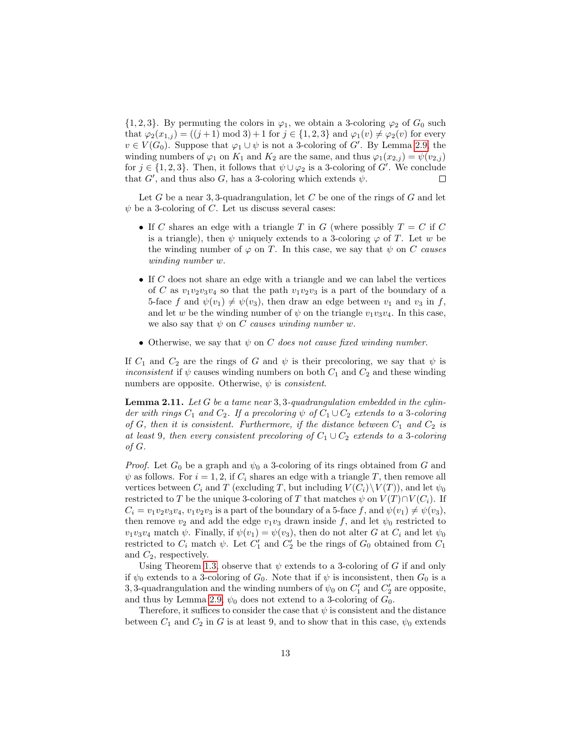$\{1,2,3\}$. By permuting the colors in $\varphi_1$, we obtain a 3-coloring $\varphi_2$ of $G_0$ such that $\varphi_2(x_{1,j}) = ((j+1) \bmod 3) + 1$ for $j \in \{1,2,3\}$ and $\varphi_1(v) \neq \varphi_2(v)$ for every $v \in V(G_0)$. Suppose that $\varphi_1 \cup \psi$ is not a 3-coloring of $G'$. By Lemma 2.9, the winding numbers of $\varphi_1$ on $K_1$ and $K_2$ are the same, and thus $\varphi_1(x_{2,j}) = \psi(v_{2,j})$ for $j \in \{1,2,3\}$. Then, it follows that $\psi \cup \varphi_2$ is a 3-coloring of $G'$. We conclude that $G'$, and thus also $G$, has a 3-coloring which extends $\psi$. $\square$

Let $G$ be a near 3, 3-quadrangulation, let $C$ be one of the rings of $G$ and let $\psi$ be a 3-coloring of $C$. Let us discuss several cases:

- If $C$ shares an edge with a triangle $T$ in $G$ (where possibly $T = C$ if $C$ is a triangle), then $\psi$ uniquely extends to a 3-coloring $\varphi$ of $T$. Let $w$ be the winding number of $\varphi$ on $T$. In this case, we say that $\psi$ on $C$ *causes winding number $w$*.
- If $C$ does not share an edge with a triangle and we can label the vertices of $C$ as $v_1v_2v_3v_4$ so that the path $v_1v_2v_3$ is a part of the boundary of a 5-face $f$ and $\psi(v_1) \neq \psi(v_3)$, then draw an edge between $v_1$ and $v_3$ in $f$, and let $w$ be the winding number of $\psi$ on the triangle $v_1v_3v_4$. In this case, we also say that $\psi$ on $C$ *causes winding number $w$*.
- Otherwise, we say that $\psi$ on $C$ *does not cause fixed winding number*.

If $C_1$ and $C_2$ are the rings of $G$ and $\psi$ is their precoloring, we say that $\psi$ is *inconsistent* if $\psi$ causes winding numbers on both $C_1$ and $C_2$ and these winding numbers are opposite. Otherwise, $\psi$ is *consistent*.

**Lemma 2.11.** *Let $G$ be a tame near 3, 3-quadrangulation embedded in the cylinder with rings $C_1$ and $C_2$. If a precoloring $\psi$ of $C_1 \cup C_2$ extends to a 3-coloring of $G$, then it is consistent. Furthermore, if the distance between $C_1$ and $C_2$ is at least 9, then every consistent precoloring of $C_1 \cup C_2$ extends to a 3-coloring of $G$.*

*Proof.* Let $G_0$ be a graph and $\psi_0$ a 3-coloring of its rings obtained from $G$ and $\psi$ as follows. For $i = 1, 2$, if $C_i$ shares an edge with a triangle $T$, then remove all vertices between $C_i$ and $T$ (excluding $T$, but including $V(C_i) \setminus V(T)$), and let $\psi_0$ restricted to $T$ be the unique 3-coloring of $T$ that matches $\psi$ on $V(T) \cap V(C_i)$. If $C_i = v_1v_2v_3v_4$, $v_1v_2v_3$ is a part of the boundary of a 5-face $f$, and $\psi(v_1) \neq \psi(v_3)$, then remove $v_2$ and add the edge $v_1v_3$ drawn inside $f$, and let $\psi_0$ restricted to $v_1v_3v_4$ match $\psi$. Finally, if $\psi(v_1) = \psi(v_3)$, then do not alter $G$ at $C_i$ and let $\psi_0$ restricted to $C_i$ match $\psi$. Let $C_1'$ and $C_2'$ be the rings of $G_0$ obtained from $C_1$ and $C_2$, respectively.

Using Theorem 1.3, observe that $\psi$ extends to a 3-coloring of $G$ if and only if $\psi_0$ extends to a 3-coloring of $G_0$. Note that if $\psi$ is inconsistent, then $G_0$ is a 3, 3-quadrangulation and the winding numbers of $\psi_0$ on $C_1'$ and $C_2'$ are opposite, and thus by Lemma 2.9, $\psi_0$ does not extend to a 3-coloring of $G_0$.

Therefore, it suffices to consider the case that $\psi$ is consistent and the distance between $C_1$ and $C_2$ in $G$ is at least 9, and to show that in this case, $\psi_0$ extends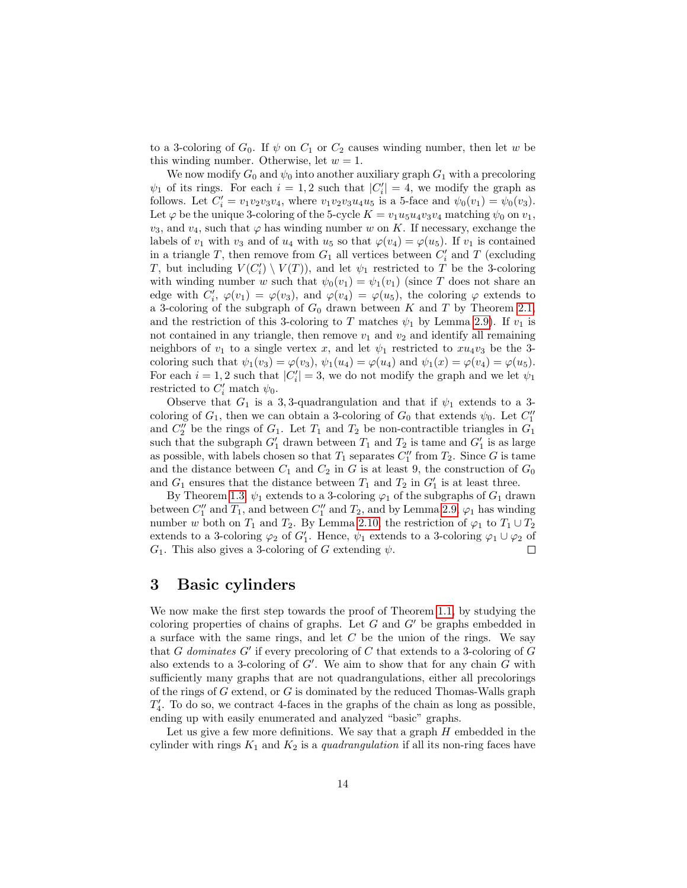to a 3-coloring of $G_0$. If $\psi$ on $C_1$ or $C_2$ causes winding number, then let $w$ be this winding number. Otherwise, let $w = 1$.

We now modify $G_0$ and $\psi_0$ into another auxiliary graph $G_1$ with a precoloring $\psi_1$ of its rings. For each $i = 1, 2$ such that $|C'_i| = 4$, we modify the graph as follows. Let $C'_i = v_1v_2v_3v_4$, where $v_1v_2v_3u_4u_5$ is a 5-face and $\psi_0(v_1) = \psi_0(v_3)$. Let $\varphi$ be the unique 3-coloring of the 5-cycle $K = v_1u_5u_4v_3v_4$ matching $\psi_0$ on $v_1$, $v_3$, and $v_4$, such that $\varphi$ has winding number $w$ on $K$. If necessary, exchange the labels of $v_1$ with $v_3$ and of $u_4$ with $u_5$ so that $\varphi(v_4) = \varphi(u_5)$. If $v_1$ is contained in a triangle $T$, then remove from $G_1$ all vertices between $C'_i$ and $T$ (excluding $T$, but including $V(C'_i) \setminus V(T)$), and let $\psi_1$ restricted to $T$ be the 3-coloring with winding number $w$ such that $\psi_0(v_1) = \psi_1(v_1)$ (since $T$ does not share an edge with $C'_i$, $\varphi(v_1) = \varphi(v_3)$, and $\varphi(v_4) = \varphi(u_5)$, the coloring $\varphi$ extends to a 3-coloring of the subgraph of $G_0$ drawn between $K$ and $T$ by Theorem 2.1, and the restriction of this 3-coloring to $T$ matches $\psi_1$ by Lemma 2.9). If $v_1$ is not contained in any triangle, then remove $v_1$ and $v_2$ and identify all remaining neighbors of $v_1$ to a single vertex $x$, and let $\psi_1$ restricted to $xu_4v_3$ be the 3-coloring such that $\psi_1(v_3) = \varphi(v_3)$, $\psi_1(u_4) = \varphi(u_4)$ and $\psi_1(x) = \varphi(v_4) = \varphi(u_5)$. For each $i = 1, 2$ such that $|C'_i| = 3$, we do not modify the graph and we let $\psi_1$ restricted to $C'_i$ match $\psi_0$.

Observe that $G_1$ is a 3,3-quadrangulation and that if $\psi_1$ extends to a 3-coloring of $G_1$, then we can obtain a 3-coloring of $G_0$ that extends $\psi_0$. Let $C''_1$ and $C''_2$ be the rings of $G_1$. Let $T_1$ and $T_2$ be non-contractible triangles in $G_1$ such that the subgraph $G'_1$ drawn between $T_1$ and $T_2$ is tame and $G'_1$ is as large as possible, with labels chosen so that $T_1$ separates $C''_1$ from $T_2$. Since $G$ is tame and the distance between $C_1$ and $C_2$ in $G$ is at least 9, the construction of $G_0$ and $G_1$ ensures that the distance between $T_1$ and $T_2$ in $G'_1$ is at least three.

By Theorem 1.3, $\psi_1$ extends to a 3-coloring $\varphi_1$ of the subgraphs of $G_1$ drawn between $C''_1$ and $T_1$, and between $C''_2$ and $T_2$, and by Lemma 2.9, $\varphi_1$ has winding number $w$ both on $T_1$ and $T_2$. By Lemma 2.10, the restriction of $\varphi_1$ to $T_1 \cup T_2$ extends to a 3-coloring $\varphi_2$ of $G'_1$. Hence, $\psi_1$ extends to a 3-coloring $\varphi_1 \cup \varphi_2$ of $G_1$. This also gives a 3-coloring of $G$ extending $\psi$. □

## 3 Basic cylinders

We now make the first step towards the proof of Theorem 1.1, by studying the coloring properties of chains of graphs. Let $G$ and $G'$ be graphs embedded in a surface with the same rings, and let $C$ be the union of the rings. We say that $G$ *dominates* $G'$ if every precoloring of $C$ that extends to a 3-coloring of $G$ also extends to a 3-coloring of $G'$. We aim to show that for any chain $G$ with sufficiently many graphs that are not quadrangulations, either all precolorings of the rings of $G$ extend, or $G$ is dominated by the reduced Thomas-Walls graph $T'_4$. To do so, we contract 4-faces in the graphs of the chain as long as possible, ending up with easily enumerated and analyzed "basic" graphs.

Let us give a few more definitions. We say that a graph $H$ embedded in the cylinder with rings $K_1$ and $K_2$ is a *quadrangulation* if all its non-ring faces have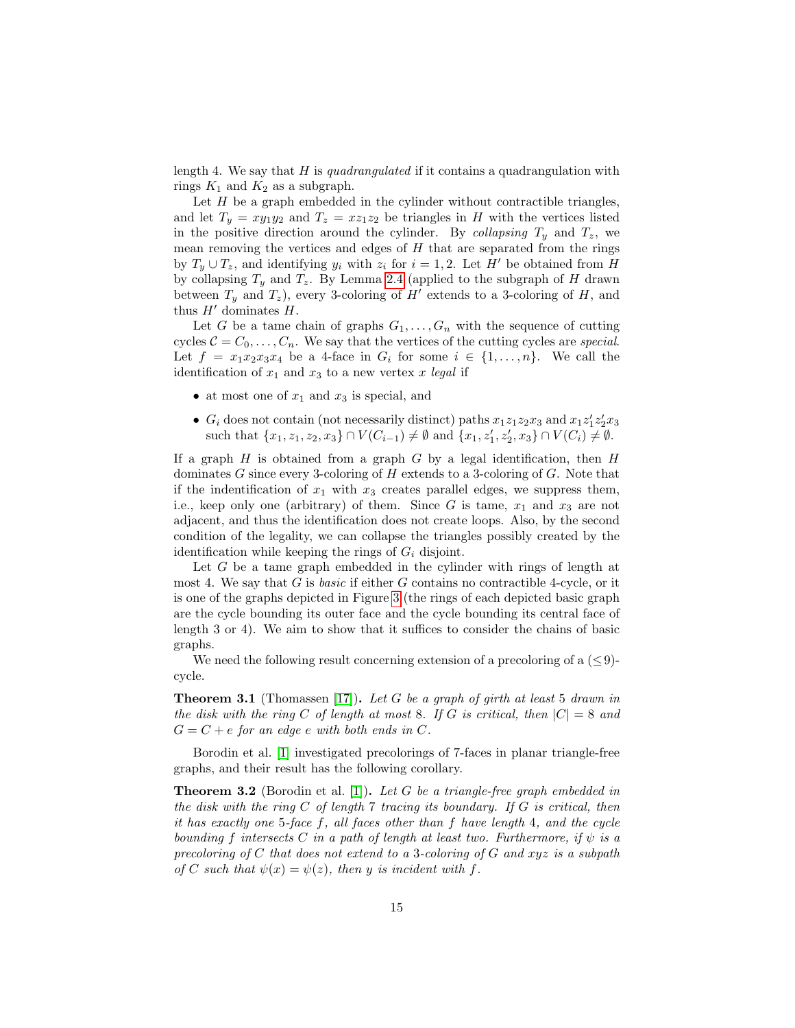length 4. We say that $H$ is *quadrangulated* if it contains a quadrangulation with rings $K_1$ and $K_2$ as a subgraph.

Let $H$ be a graph embedded in the cylinder without contractible triangles, and let $T_y = xy_1y_2$ and $T_z = xz_1z_2$ be triangles in $H$ with the vertices listed in the positive direction around the cylinder. By *collapsing* $T_y$ and $T_z$, we mean removing the vertices and edges of $H$ that are separated from the rings by $T_y \cup T_z$, and identifying $y_i$ with $z_i$ for $i = 1, 2$. Let $H'$ be obtained from $H$ by collapsing $T_y$ and $T_z$. By Lemma 2.4 (applied to the subgraph of $H$ drawn between $T_y$ and $T_z$), every 3-coloring of $H'$ extends to a 3-coloring of $H$, and thus $H'$ dominates $H$.

Let $G$ be a tame chain of graphs $G_1, \ldots, G_n$ with the sequence of cutting cycles $\mathcal{C} = C_0, \ldots, C_n$. We say that the vertices of the cutting cycles are *special*. Let $f = x_1x_2x_3x_4$ be a 4-face in $G_i$ for some $i \in \{1, \ldots, n\}$. We call the identification of $x_1$ and $x_3$ to a new vertex $x$ *legal* if

- at most one of $x_1$ and $x_3$ is special, and
- $G_i$ does not contain (not necessarily distinct) paths $x_1z_1z_2x_3$ and $x_1z_1'z_2'x_3$ such that $\{x_1, z_1, z_2, x_3\} \cap V(C_{i-1}) \neq \emptyset$ and $\{x_1, z_1', z_2', x_3\} \cap V(C_i) \neq \emptyset$.

If a graph $H$ is obtained from a graph $G$ by a legal identification, then $H$ dominates $G$ since every 3-coloring of $H$ extends to a 3-coloring of $G$. Note that if the indentification of $x_1$ with $x_3$ creates parallel edges, we suppress them, i.e., keep only one (arbitrary) of them. Since $G$ is tame, $x_1$ and $x_3$ are not adjacent, and thus the identification does not create loops. Also, by the second condition of the legality, we can collapse the triangles possibly created by the identification while keeping the rings of $G_i$ disjoint.

Let $G$ be a tame graph embedded in the cylinder with rings of length at most 4. We say that $G$ is *basic* if either $G$ contains no contractible 4-cycle, or it is one of the graphs depicted in Figure 3 (the rings of each depicted basic graph are the cycle bounding its outer face and the cycle bounding its central face of length 3 or 4). We aim to show that it suffices to consider the chains of basic graphs.

We need the following result concerning extension of a precoloring of a $(\leq 9)$-cycle.

**Theorem 3.1** (Thomassen [17]). *Let $G$ be a graph of girth at least 5 drawn in the disk with the ring $C$ of length at most 8. If $G$ is critical, then $|C| = 8$ and $G = C + e$ for an edge $e$ with both ends in $C$.*

Borodin et al. [1] investigated precolorings of 7-faces in planar triangle-free graphs, and their result has the following corollary.

**Theorem 3.2** (Borodin et al. [1]). *Let $G$ be a triangle-free graph embedded in the disk with the ring $C$ of length 7 tracing its boundary. If $G$ is critical, then it has exactly one 5-face $f$, all faces other than $f$ have length 4, and the cycle bounding $f$ intersects $C$ in a path of length at least two. Furthermore, if $\psi$ is a precoloring of $C$ that does not extend to a 3-coloring of $G$ and $xyz$ is a subpath of $C$ such that $\psi(x) = \psi(z)$, then $y$ is incident with $f$.*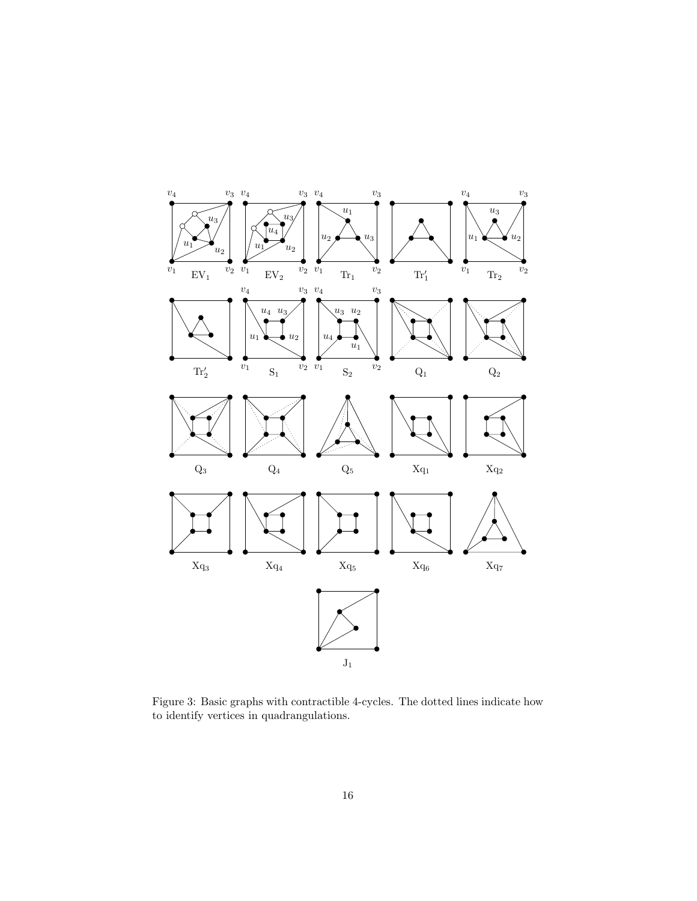$v_4$ $v_3$ $v_4$ $v_3$ $v_4$ $v_3$ $v_4$ $v_3$

$u_3$ $u_3$ $u_1$ $u_3$

$u_4$ $u_2$ $u_3$ $u_1$ $u_2$

$u_1$ $u_1$ $u_2$

$u_2$

$v_1$ $\mathrm{EV}_1$ $v_2$ $v_1$ $\mathrm{EV}_2$ $v_2$ $v_1$ $\mathrm{Tr}_1$ $v_2$ $\mathrm{Tr}'_1$ $v_1$ $\mathrm{Tr}_2$ $v_2$

$v_4$ $v_3$ $v_4$ $v_3$

$u_4$ $u_3$ $u_3$ $u_2$

$u_1$ $u_2$ $u_4$

$u_1$

$\mathrm{Tr}'_2$ $v_1$ $\mathrm{S}_1$ $v_2$ $v_1$ $\mathrm{S}_2$ $v_2$ $\mathrm{Q}_1$ $\mathrm{Q}_2$

$\mathrm{Q}_3$ $\mathrm{Q}_4$ $\mathrm{Q}_5$ $\mathrm{Xq}_1$ $\mathrm{Xq}_2$

$\mathrm{Xq}_3$ $\mathrm{Xq}_4$ $\mathrm{Xq}_5$ $\mathrm{Xq}_6$ $\mathrm{Xq}_7$

$\mathrm{J}_1$

Figure 3: Basic graphs with contractible 4-cycles. The dotted lines indicate how to identify vertices in quadrangulations.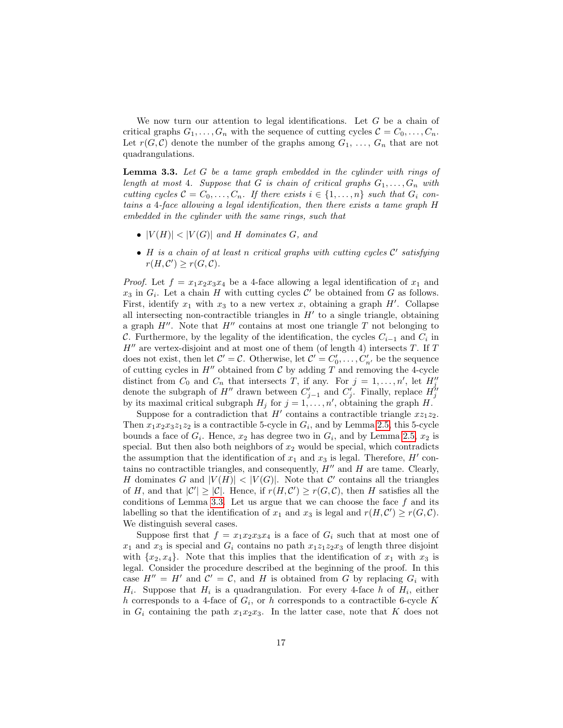We now turn our attention to legal identifications. Let $G$ be a chain of critical graphs $G_1, \ldots, G_n$ with the sequence of cutting cycles $\mathcal{C} = C_0, \ldots, C_n$. Let $r(G, \mathcal{C})$ denote the number of the graphs among $G_1, \ldots, G_n$ that are not quadrangulations.

**Lemma 3.3.** *Let $G$ be a tame graph embedded in the cylinder with rings of length at most 4. Suppose that $G$ is chain of critical graphs $G_1, \ldots, G_n$ with cutting cycles $\mathcal{C} = C_0, \ldots, C_n$. If there exists $i \in \{1, \ldots, n\}$ such that $G_i$ contains a 4-face allowing a legal identification, then there exists a tame graph $H$ embedded in the cylinder with the same rings, such that*

- *$|V(H)| < |V(G)|$ and $H$ dominates $G$, and*
- *$H$ is a chain of at least $n$ critical graphs with cutting cycles $\mathcal{C}'$ satisfying $r(H, \mathcal{C}') \geq r(G, \mathcal{C})$.*

*Proof.* Let $f = x_1x_2x_3x_4$ be a 4-face allowing a legal identification of $x_1$ and $x_3$ in $G_i$. Let a chain $H$ with cutting cycles $\mathcal{C}'$ be obtained from $G$ as follows. First, identify $x_1$ with $x_3$ to a new vertex $x$, obtaining a graph $H'$. Collapse all intersecting non-contractible triangles in $H'$ to a single triangle, obtaining a graph $H''$. Note that $H''$ contains at most one triangle $T$ not belonging to $\mathcal{C}$. Furthermore, by the legality of the identification, the cycles $C_{i-1}$ and $C_i$ in $H''$ are vertex-disjoint and at most one of them (of length 4) intersects $T$. If $T$ does not exist, then let $\mathcal{C}' = \mathcal{C}$. Otherwise, let $\mathcal{C}' = C'_0, \ldots, C'_{n'}$ be the sequence of cutting cycles in $H''$ obtained from $\mathcal{C}$ by adding $T$ and removing the 4-cycle distinct from $C_0$ and $C_n$ that intersects $T$, if any. For $j = 1, \ldots, n'$, let $H''_j$ denote the subgraph of $H''$ drawn between $C'_{j-1}$ and $C'_j$. Finally, replace $H''_j$ by its maximal critical subgraph $H_j$ for $j = 1, \ldots, n'$, obtaining the graph $H$.

Suppose for a contradiction that $H'$ contains a contractible triangle $xz_1z_2$. Then $x_1x_2x_3z_1z_2$ is a contractible 5-cycle in $G_i$, and by Lemma 2.5, this 5-cycle bounds a face of $G_i$. Hence, $x_2$ has degree two in $G_i$, and by Lemma 2.5, $x_2$ is special. But then also both neighbors of $x_2$ would be special, which contradicts the assumption that the identification of $x_1$ and $x_3$ is legal. Therefore, $H'$ contains no contractible triangles, and consequently, $H''$ and $H$ are tame. Clearly, $H$ dominates $G$ and $|V(H)| < |V(G)|$. Note that $\mathcal{C}'$ contains all the triangles of $H$, and that $|\mathcal{C}'| \geq |\mathcal{C}|$. Hence, if $r(H, \mathcal{C}') \geq r(G, \mathcal{C})$, then $H$ satisfies all the conditions of Lemma 3.3. Let us argue that we can choose the face $f$ and its labelling so that the identification of $x_1$ and $x_3$ is legal and $r(H, \mathcal{C}') \geq r(G, \mathcal{C})$. We distinguish several cases.

Suppose first that $f = x_1x_2x_3x_4$ is a face of $G_i$ such that at most one of $x_1$ and $x_3$ is special and $G_i$ contains no path $x_1z_1z_2x_3$ of length three disjoint with $\{x_2, x_4\}$. Note that this implies that the identification of $x_1$ with $x_3$ is legal. Consider the procedure described at the beginning of the proof. In this case $H'' = H'$ and $\mathcal{C}' = \mathcal{C}$, and $H$ is obtained from $G$ by replacing $G_i$ with $H_i$. Suppose that $H_i$ is a quadrangulation. For every 4-face $h$ of $H_i$, either $h$ corresponds to a 4-face of $G_i$, or $h$ corresponds to a contractible 6-cycle $K$ in $G_i$ containing the path $x_1x_2x_3$. In the latter case, note that $K$ does not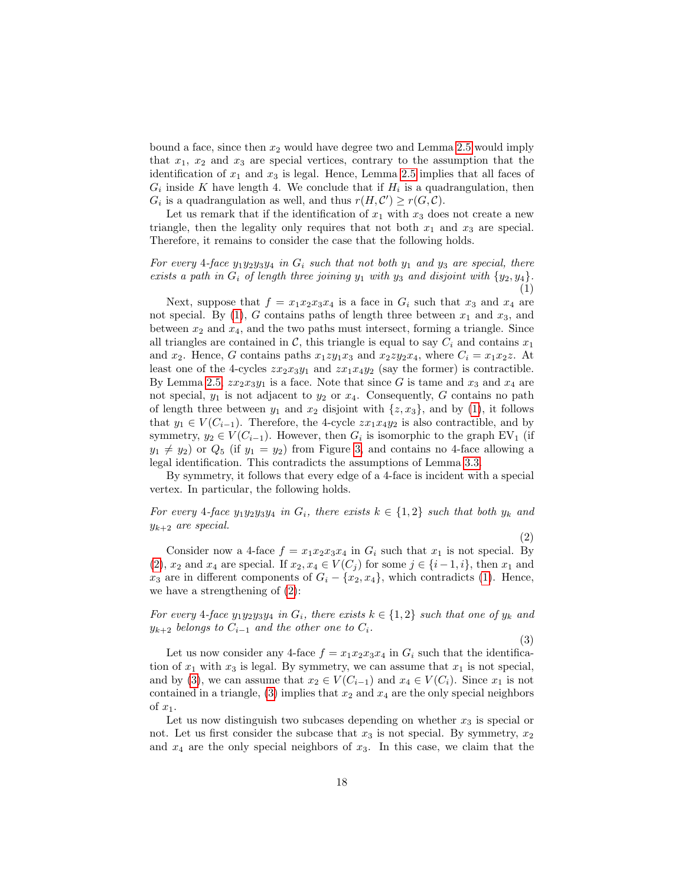bound a face, since then $x_2$ would have degree two and Lemma 2.5 would imply that $x_1$, $x_2$ and $x_3$ are special vertices, contrary to the assumption that the identification of $x_1$ and $x_3$ is legal. Hence, Lemma 2.5 implies that all faces of $G_i$ inside $K$ have length 4. We conclude that if $H_i$ is a quadrangulation, then $G_i$ is a quadrangulation as well, and thus $r(H, \mathcal{C}') \geq r(G, \mathcal{C})$.

Let us remark that if the identification of $x_1$ with $x_3$ does not create a new triangle, then the legality only requires that not both $x_1$ and $x_3$ are special. Therefore, it remains to consider the case that the following holds.

*For every 4-face $y_1y_2y_3y_4$ in $G_i$ such that not both $y_1$ and $y_3$ are special, there exists a path in $G_i$ of length three joining $y_1$ with $y_3$ and disjoint with $\{y_2, y_4\}$.* (1)

Next, suppose that $f = x_1x_2x_3x_4$ is a face in $G_i$ such that $x_3$ and $x_4$ are not special. By (1), $G$ contains paths of length three between $x_1$ and $x_3$, and between $x_2$ and $x_4$, and the two paths must intersect, forming a triangle. Since all triangles are contained in $\mathcal{C}$, this triangle is equal to say $C_i$ and contains $x_1$ and $x_2$. Hence, $G$ contains paths $x_1zy_1x_3$ and $x_2zy_2x_4$, where $C_i = x_1x_2z$. At least one of the 4-cycles $zx_2x_3y_1$ and $zx_1x_4y_2$ (say the former) is contractible. By Lemma 2.5, $zx_2x_3y_1$ is a face. Note that since $G$ is tame and $x_3$ and $x_4$ are not special, $y_1$ is not adjacent to $y_2$ or $x_4$. Consequently, $G$ contains no path of length three between $y_1$ and $x_2$ disjoint with $\{z, x_3\}$, and by (1), it follows that $y_1 \in V(C_{i-1})$. Therefore, the 4-cycle $zx_1x_4y_2$ is also contractible, and by symmetry, $y_2 \in V(C_{i-1})$. However, then $G_i$ is isomorphic to the graph $\mathrm{EV}_1$ (if $y_1 \neq y_2$) or $Q_5$ (if $y_1 = y_2$) from Figure 3, and contains no 4-face allowing a legal identification. This contradicts the assumptions of Lemma 3.3.

By symmetry, it follows that every edge of a 4-face is incident with a special vertex. In particular, the following holds.

*For every 4-face $y_1y_2y_3y_4$ in $G_i$, there exists $k \in \{1, 2\}$ such that both $y_k$ and $y_{k+2}$ are special.* (2)

Consider now a 4-face $f = x_1x_2x_3x_4$ in $G_i$ such that $x_1$ is not special. By (2), $x_2$ and $x_4$ are special. If $x_2, x_4 \in V(C_j)$ for some $j \in \{i-1, i\}$, then $x_1$ and $x_3$ are in different components of $G_i - \{x_2, x_4\}$, which contradicts (1). Hence, we have a strengthening of (2):

*For every 4-face $y_1y_2y_3y_4$ in $G_i$, there exists $k \in \{1, 2\}$ such that one of $y_k$ and $y_{k+2}$ belongs to $C_{i-1}$ and the other one to $C_i$.* (3)

Let us now consider any 4-face $f = x_1x_2x_3x_4$ in $G_i$ such that the identification of $x_1$ with $x_3$ is legal. By symmetry, we can assume that $x_1$ is not special, and by (3), we can assume that $x_2 \in V(C_{i-1})$ and $x_4 \in V(C_i)$. Since $x_1$ is not contained in a triangle, (3) implies that $x_2$ and $x_4$ are the only special neighbors of $x_1$.

Let us now distinguish two subcases depending on whether $x_3$ is special or not. Let us first consider the subcase that $x_3$ is not special. By symmetry, $x_2$ and $x_4$ are the only special neighbors of $x_3$. In this case, we claim that the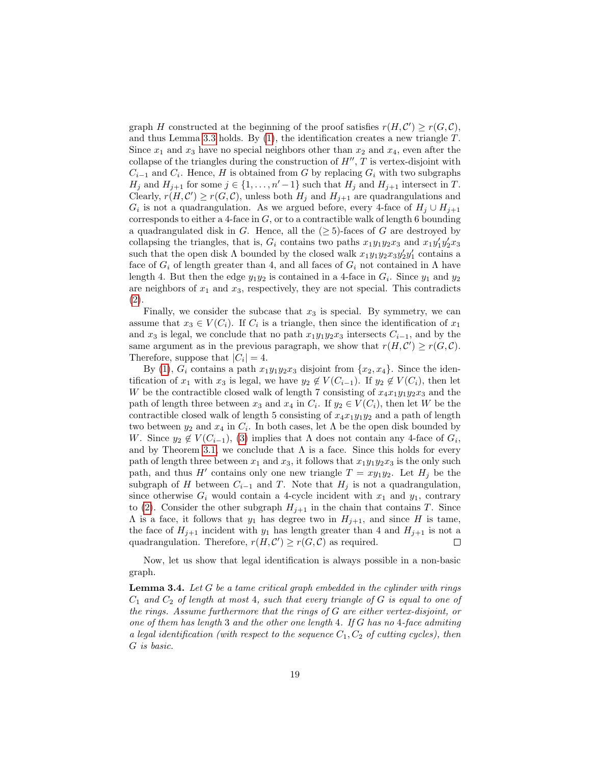graph $H$ constructed at the beginning of the proof satisfies $r(H, \mathcal{C}') \geq r(G, \mathcal{C})$, and thus Lemma 3.3 holds. By (1), the identification creates a new triangle $T$. Since $x_1$ and $x_3$ have no special neighbors other than $x_2$ and $x_4$, even after the collapse of the triangles during the construction of $H''$, $T$ is vertex-disjoint with $C_{i-1}$ and $C_i$. Hence, $H$ is obtained from $G$ by replacing $G_i$ with two subgraphs $H_j$ and $H_{j+1}$ for some $j \in \{1, \ldots, n'-1\}$ such that $H_j$ and $H_{j+1}$ intersect in $T$. Clearly, $r(H, \mathcal{C}') \geq r(G, \mathcal{C})$, unless both $H_j$ and $H_{j+1}$ are quadrangulations and $G_i$ is not a quadrangulation. As we argued before, every 4-face of $H_j \cup H_{j+1}$ corresponds to either a 4-face in $G$, or to a contractible walk of length 6 bounding a quadrangulated disk in $G$. Hence, all the $(\geq 5)$-faces of $G$ are destroyed by collapsing the triangles, that is, $G_i$ contains two paths $x_1y_1y_2x_3$ and $x_1y_1'y_2'x_3$ such that the open disk $\Lambda$ bounded by the closed walk $x_1y_1y_2x_3y_2'y_1'$ contains a face of $G_i$ of length greater than 4, and all faces of $G_i$ not contained in $\Lambda$ have length 4. But then the edge $y_1y_2$ is contained in a 4-face in $G_i$. Since $y_1$ and $y_2$ are neighbors of $x_1$ and $x_3$, respectively, they are not special. This contradicts (2).

Finally, we consider the subcase that $x_3$ is special. By symmetry, we can assume that $x_3 \in V(C_i)$. If $C_i$ is a triangle, then since the identification of $x_1$ and $x_3$ is legal, we conclude that no path $x_1y_1y_2x_3$ intersects $C_{i-1}$, and by the same argument as in the previous paragraph, we show that $r(H, \mathcal{C}') \geq r(G, \mathcal{C})$. Therefore, suppose that $|C_i| = 4$.

By (1), $G_i$ contains a path $x_1y_1y_2x_3$ disjoint from $\{x_2, x_4\}$. Since the identification of $x_1$ with $x_3$ is legal, we have $y_2 \notin V(C_{i-1})$. If $y_2 \notin V(C_i)$, then let $W$ be the contractible closed walk of length 7 consisting of $x_4x_1y_1y_2x_3$ and the path of length three between $x_3$ and $x_4$ in $C_i$. If $y_2 \in V(C_i)$, then let $W$ be the contractible closed walk of length 5 consisting of $x_4x_1y_1y_2$ and a path of length two between $y_2$ and $x_4$ in $C_i$. In both cases, let $\Lambda$ be the open disk bounded by $W$. Since $y_2 \notin V(C_{i-1})$, (3) implies that $\Lambda$ does not contain any 4-face of $G_i$, and by Theorem 3.1, we conclude that $\Lambda$ is a face. Since this holds for every path of length three between $x_1$ and $x_3$, it follows that $x_1y_1y_2x_3$ is the only such path, and thus $H'$ contains only one new triangle $T = xy_1y_2$. Let $H_j$ be the subgraph of $H$ between $C_{i-1}$ and $T$. Note that $H_j$ is not a quadrangulation, since otherwise $G_i$ would contain a 4-cycle incident with $x_1$ and $y_1$, contrary to (2). Consider the other subgraph $H_{j+1}$ in the chain that contains $T$. Since $\Lambda$ is a face, it follows that $y_1$ has degree two in $H_{j+1}$, and since $H$ is tame, the face of $H_{j+1}$ incident with $y_1$ has length greater than 4 and $H_{j+1}$ is not a quadrangulation. Therefore, $r(H, \mathcal{C}') \geq r(G, \mathcal{C})$ as required. $\square$

Now, let us show that legal identification is always possible in a non-basic graph.

**Lemma 3.4.** *Let $G$ be a tame critical graph embedded in the cylinder with rings $C_1$ and $C_2$ of length at most 4, such that every triangle of $G$ is equal to one of the rings. Assume furthermore that the rings of $G$ are either vertex-disjoint, or one of them has length 3 and the other one length 4. If $G$ has no 4-face admiting a legal identification (with respect to the sequence $C_1, C_2$ of cutting cycles), then $G$ is basic.*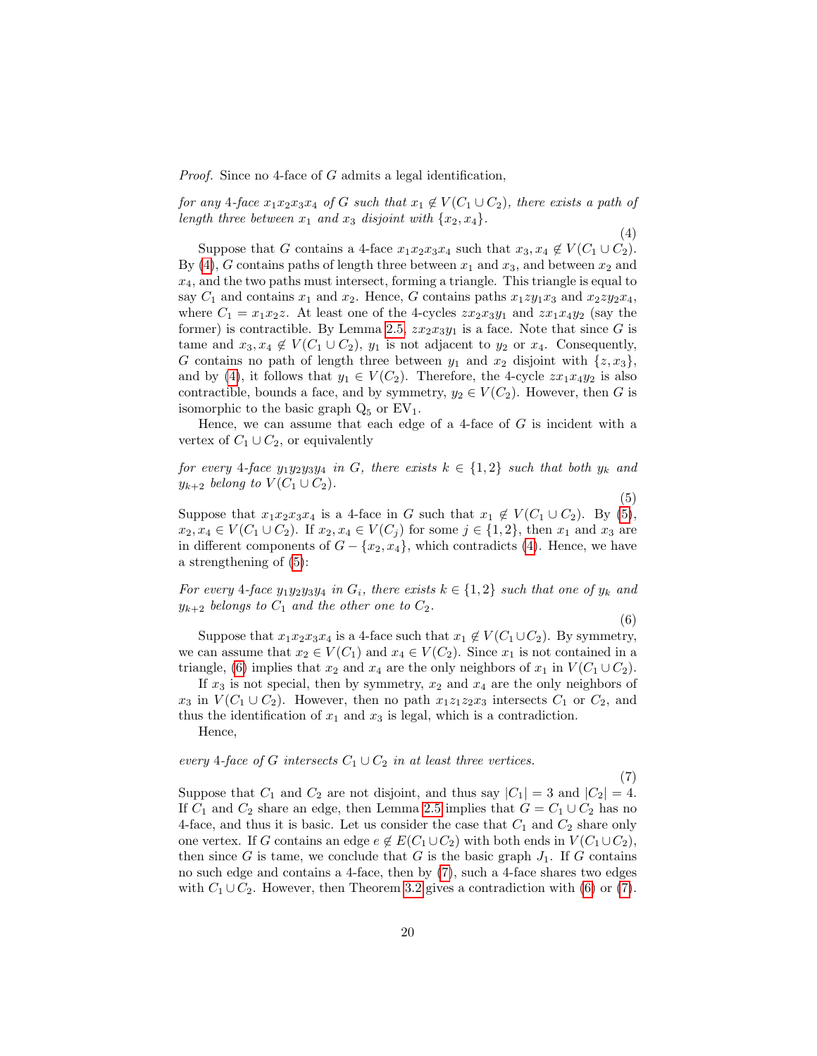*Proof.* Since no 4-face of $G$ admits a legal identification,

*for any 4-face $x_1x_2x_3x_4$ of $G$ such that $x_1 \notin V(C_1 \cup C_2)$, there exists a path of length three between $x_1$ and $x_3$ disjoint with $\{x_2, x_4\}$.*

(4)

Suppose that $G$ contains a 4-face $x_1x_2x_3x_4$ such that $x_3, x_4 \notin V(C_1 \cup C_2)$. By (4), $G$ contains paths of length three between $x_1$ and $x_3$, and between $x_2$ and $x_4$, and the two paths must intersect, forming a triangle. This triangle is equal to say $C_1$ and contains $x_1$ and $x_2$. Hence, $G$ contains paths $x_1zy_1x_3$ and $x_2zy_2x_4$, where $C_1 = x_1x_2z$. At least one of the 4-cycles $zx_2x_3y_1$ and $zx_1x_4y_2$ (say the former) is contractible. By Lemma 2.5, $zx_2x_3y_1$ is a face. Note that since $G$ is tame and $x_3, x_4 \notin V(C_1 \cup C_2)$, $y_1$ is not adjacent to $y_2$ or $x_4$. Consequently, $G$ contains no path of length three between $y_1$ and $x_2$ disjoint with $\{z, x_3\}$, and by (4), it follows that $y_1 \in V(C_2)$. Therefore, the 4-cycle $zx_1x_4y_2$ is also contractible, bounds a face, and by symmetry, $y_2 \in V(C_2)$. However, then $G$ is isomorphic to the basic graph $\mathrm{Q}_5$ or $\mathrm{EV}_1$.

Hence, we can assume that each edge of a 4-face of $G$ is incident with a vertex of $C_1 \cup C_2$, or equivalently

*for every 4-face $y_1y_2y_3y_4$ in $G$, there exists $k \in \{1, 2\}$ such that both $y_k$ and $y_{k+2}$ belong to $V(C_1 \cup C_2)$.*

(5)

Suppose that $x_1x_2x_3x_4$ is a 4-face in $G$ such that $x_1 \notin V(C_1 \cup C_2)$. By (5), $x_2, x_4 \in V(C_1 \cup C_2)$. If $x_2, x_4 \in V(C_j)$ for some $j \in \{1, 2\}$, then $x_1$ and $x_3$ are in different components of $G - \{x_2, x_4\}$, which contradicts (4). Hence, we have a strengthening of (5):

*For every 4-face $y_1y_2y_3y_4$ in $G_i$, there exists $k \in \{1, 2\}$ such that one of $y_k$ and $y_{k+2}$ belongs to $C_1$ and the other one to $C_2$.*

(6)

Suppose that $x_1x_2x_3x_4$ is a 4-face such that $x_1 \notin V(C_1 \cup C_2)$. By symmetry, we can assume that $x_2 \in V(C_1)$ and $x_4 \in V(C_2)$. Since $x_1$ is not contained in a triangle, (6) implies that $x_2$ and $x_4$ are the only neighbors of $x_1$ in $V(C_1 \cup C_2)$.

If $x_3$ is not special, then by symmetry, $x_2$ and $x_4$ are the only neighbors of $x_3$ in $V(C_1 \cup C_2)$. However, then no path $x_1z_1z_2x_3$ intersects $C_1$ or $C_2$, and thus the identification of $x_1$ and $x_3$ is legal, which is a contradiction.

Hence,

*every 4-face of $G$ intersects $C_1 \cup C_2$ in at least three vertices.*

(7)

Suppose that $C_1$ and $C_2$ are not disjoint, and thus say $|C_1| = 3$ and $|C_2| = 4$. If $C_1$ and $C_2$ share an edge, then Lemma 2.5 implies that $G = C_1 \cup C_2$ has no 4-face, and thus it is basic. Let us consider the case that $C_1$ and $C_2$ share only one vertex. If $G$ contains an edge $e \notin E(C_1 \cup C_2)$ with both ends in $V(C_1 \cup C_2)$, then since $G$ is tame, we conclude that $G$ is the basic graph $J_1$. If $G$ contains no such edge and contains a 4-face, then by (7), such a 4-face shares two edges with $C_1 \cup C_2$. However, then Theorem 3.2 gives a contradiction with (6) or (7).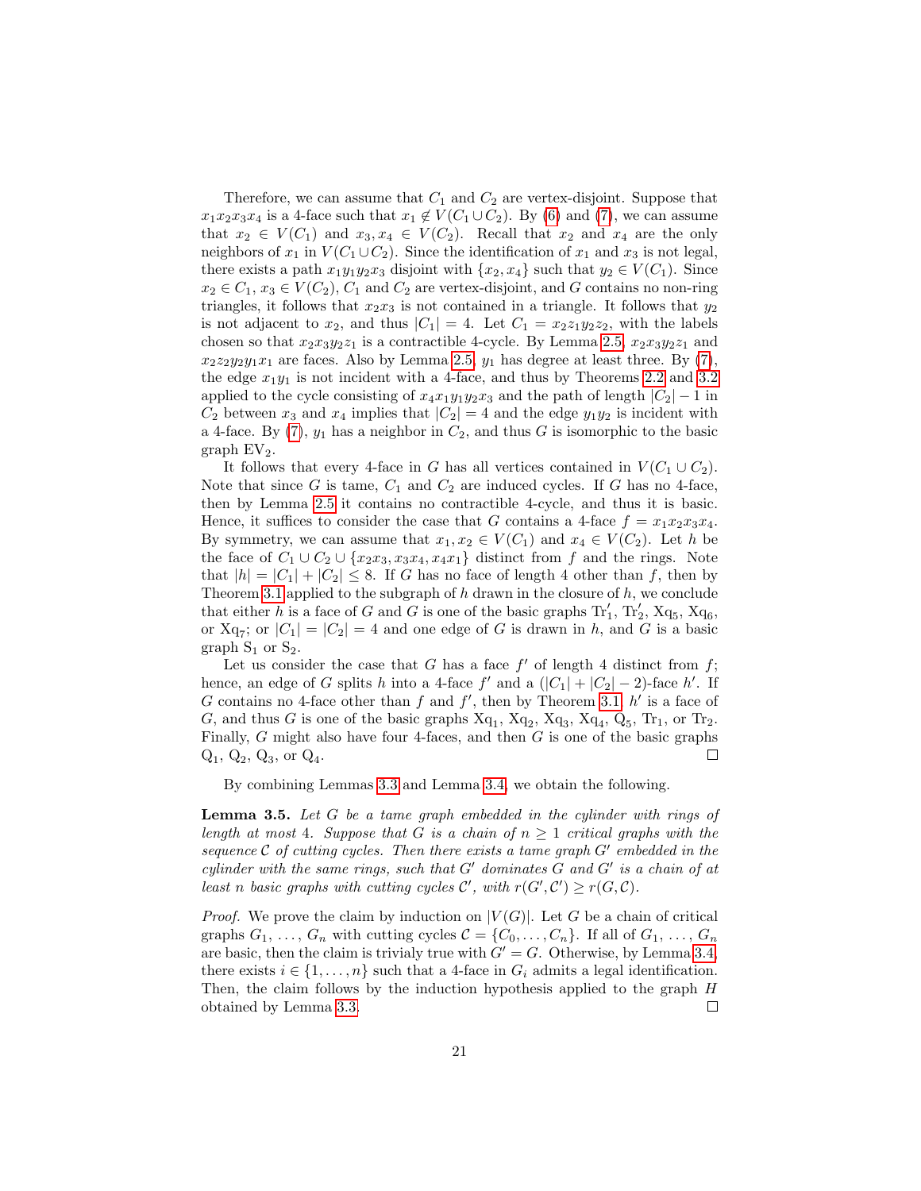Therefore, we can assume that $C_1$ and $C_2$ are vertex-disjoint. Suppose that $x_1x_2x_3x_4$ is a 4-face such that $x_1 \notin V(C_1 \cup C_2)$. By (6) and (7), we can assume that $x_2 \in V(C_1)$ and $x_3, x_4 \in V(C_2)$. Recall that $x_2$ and $x_4$ are the only neighbors of $x_1$ in $V(C_1 \cup C_2)$. Since the identification of $x_1$ and $x_3$ is not legal, there exists a path $x_1y_1y_2x_3$ disjoint with $\{x_2, x_4\}$ such that $y_2 \in V(C_1)$. Since $x_2 \in C_1$, $x_3 \in V(C_2)$, $C_1$ and $C_2$ are vertex-disjoint, and $G$ contains no non-ring triangles, it follows that $x_2x_3$ is not contained in a triangle. It follows that $y_2$ is not adjacent to $x_2$, and thus $|C_1| = 4$. Let $C_1 = x_2z_1y_2z_2$, with the labels chosen so that $x_2x_3y_2z_1$ is a contractible 4-cycle. By Lemma 2.5, $x_2x_3y_2z_1$ and $x_2z_2y_2y_1x_1$ are faces. Also by Lemma 2.5, $y_1$ has degree at least three. By (7), the edge $x_1y_1$ is not incident with a 4-face, and thus by Theorems 2.2 and 3.2 applied to the cycle consisting of $x_4x_1y_1y_2x_3$ and the path of length $|C_2| - 1$ in $C_2$ between $x_3$ and $x_4$ implies that $|C_2| = 4$ and the edge $y_1y_2$ is incident with a 4-face. By (7), $y_1$ has a neighbor in $C_2$, and thus $G$ is isomorphic to the basic graph $\mathrm{EV}_2$.

It follows that every 4-face in $G$ has all vertices contained in $V(C_1 \cup C_2)$. Note that since $G$ is tame, $C_1$ and $C_2$ are induced cycles. If $G$ has no 4-face, then by Lemma 2.5 it contains no contractible 4-cycle, and thus it is basic. Hence, it suffices to consider the case that $G$ contains a 4-face $f = x_1x_2x_3x_4$. By symmetry, we can assume that $x_1, x_2 \in V(C_1)$ and $x_4 \in V(C_2)$. Let $h$ be the face of $C_1 \cup C_2 \cup \{x_2x_3, x_3x_4, x_4x_1\}$ distinct from $f$ and the rings. Note that $|h| = |C_1| + |C_2| \leq 8$. If $G$ has no face of length 4 other than $f$, then by Theorem 3.1 applied to the subgraph of $h$ drawn in the closure of $h$, we conclude that either $h$ is a face of $G$ and $G$ is one of the basic graphs $\mathrm{Tr}'_1$, $\mathrm{Tr}'_2$, $\mathrm{Xq}_5$, $\mathrm{Xq}_6$, or $\mathrm{Xq}_7$; or $|C_1| = |C_2| = 4$ and one edge of $G$ is drawn in $h$, and $G$ is a basic graph $\mathrm{S}_1$ or $\mathrm{S}_2$.

Let us consider the case that $G$ has a face $f'$ of length 4 distinct from $f$; hence, an edge of $G$ splits $h$ into a 4-face $f'$ and a $(|C_1| + |C_2| - 2)$-face $h'$. If $G$ contains no 4-face other than $f$ and $f'$, then by Theorem 3.1, $h'$ is a face of $G$, and thus $G$ is one of the basic graphs $\mathrm{Xq}_1$, $\mathrm{Xq}_2$, $\mathrm{Xq}_3$, $\mathrm{Xq}_4$, $\mathrm{Q}_5$, $\mathrm{Tr}_1$, or $\mathrm{Tr}_2$. Finally, $G$ might also have four 4-faces, and then $G$ is one of the basic graphs $\mathrm{Q}_1$, $\mathrm{Q}_2$, $\mathrm{Q}_3$, or $\mathrm{Q}_4$. □

By combining Lemmas 3.3 and Lemma 3.4, we obtain the following.

**Lemma 3.5.** *Let $G$ be a tame graph embedded in the cylinder with rings of length at most 4. Suppose that $G$ is a chain of $n \geq 1$ critical graphs with the sequence $\mathcal{C}$ of cutting cycles. Then there exists a tame graph $G'$ embedded in the cylinder with the same rings, such that $G'$ dominates $G$ and $G'$ is a chain of at least $n$ basic graphs with cutting cycles $\mathcal{C}'$, with $r(G', \mathcal{C}') \geq r(G, \mathcal{C})$.*

*Proof.* We prove the claim by induction on $|V(G)|$. Let $G$ be a chain of critical graphs $G_1, \ldots, G_n$ with cutting cycles $\mathcal{C} = \{C_0, \ldots, C_n\}$. If all of $G_1, \ldots, G_n$ are basic, then the claim is trivialy true with $G' = G$. Otherwise, by Lemma 3.4, there exists $i \in \{1, \ldots, n\}$ such that a 4-face in $G_i$ admits a legal identification. Then, the claim follows by the induction hypothesis applied to the graph $H$ obtained by Lemma 3.3. □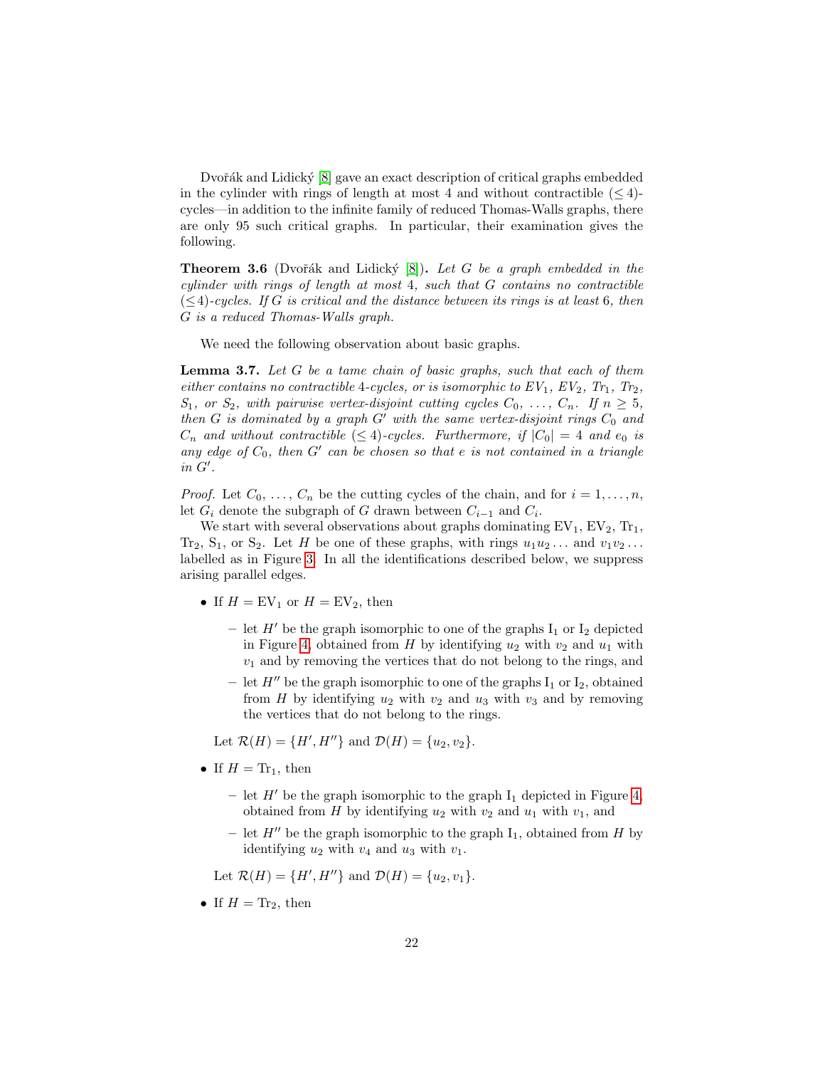Dvořák and Lidický [8] gave an exact description of critical graphs embedded in the cylinder with rings of length at most 4 and without contractible $(\le 4)$-cycles—in addition to the infinite family of reduced Thomas-Walls graphs, there are only 95 such critical graphs. In particular, their examination gives the following.

**Theorem 3.6** (Dvořák and Lidický [8]). *Let $G$ be a graph embedded in the cylinder with rings of length at most 4, such that $G$ contains no contractible $(\le 4)$-cycles. If $G$ is critical and the distance between its rings is at least 6, then $G$ is a reduced Thomas-Walls graph.*

We need the following observation about basic graphs.

**Lemma 3.7.** *Let $G$ be a tame chain of basic graphs, such that each of them either contains no contractible 4-cycles, or is isomorphic to $EV_1$, $EV_2$, $Tr_1$, $Tr_2$, $S_1$, or $S_2$, with pairwise vertex-disjoint cutting cycles $C_0, \ldots, C_n$. If $n \ge 5$, then $G$ is dominated by a graph $G'$ with the same vertex-disjoint rings $C_0$ and $C_n$ and without contractible $(\le 4)$-cycles. Furthermore, if $|C_0| = 4$ and $e_0$ is any edge of $C_0$, then $G'$ can be chosen so that $e$ is not contained in a triangle in $G'$.*

*Proof.* Let $C_0, \ldots, C_n$ be the cutting cycles of the chain, and for $i = 1, \ldots, n$, let $G_i$ denote the subgraph of $G$ drawn between $C_{i-1}$ and $C_i$.

We start with several observations about graphs dominating $\mathrm{EV}_1$, $\mathrm{EV}_2$, $\mathrm{Tr}_1$, $\mathrm{Tr}_2$, $\mathrm{S}_1$, or $\mathrm{S}_2$. Let $H$ be one of these graphs, with rings $u_1u_2\ldots$ and $v_1v_2\ldots$ labelled as in Figure 3. In all the identifications described below, we suppress arising parallel edges.

- If $H = \mathrm{EV}_1$ or $H = \mathrm{EV}_2$, then
  - let $H'$ be the graph isomorphic to one of the graphs $\mathrm{I}_1$ or $\mathrm{I}_2$ depicted in Figure 4, obtained from $H$ by identifying $u_2$ with $v_2$ and $u_1$ with $v_1$ and by removing the vertices that do not belong to the rings, and
  - let $H''$ be the graph isomorphic to one of the graphs $\mathrm{I}_1$ or $\mathrm{I}_2$, obtained from $H$ by identifying $u_2$ with $v_2$ and $u_3$ with $v_3$ and by removing the vertices that do not belong to the rings.

  Let $\mathcal{R}(H) = \{H', H''\}$ and $\mathcal{D}(H) = \{u_2, v_2\}$.

- If $H = \mathrm{Tr}_1$, then
  - let $H'$ be the graph isomorphic to the graph $\mathrm{I}_1$ depicted in Figure 4, obtained from $H$ by identifying $u_2$ with $v_2$ and $u_1$ with $v_1$, and
  - let $H''$ be the graph isomorphic to the graph $\mathrm{I}_1$, obtained from $H$ by identifying $u_2$ with $v_4$ and $u_3$ with $v_1$.

  Let $\mathcal{R}(H) = \{H', H''\}$ and $\mathcal{D}(H) = \{u_2, v_1\}$.

- If $H = \mathrm{Tr}_2$, then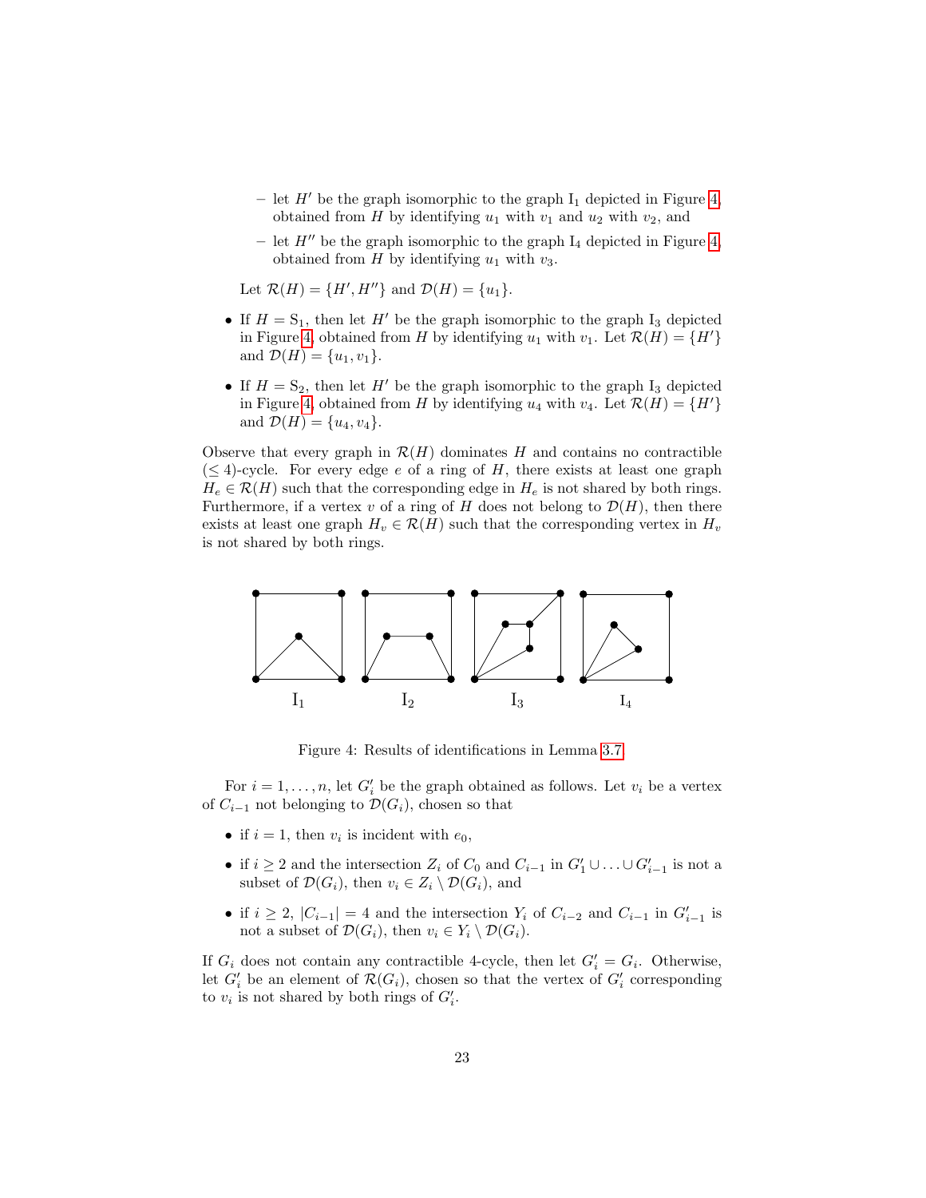- let $H'$ be the graph isomorphic to the graph $\mathrm{I}_1$ depicted in Figure 4, obtained from $H$ by identifying $u_1$ with $v_1$ and $u_2$ with $v_2$, and
  - let $H''$ be the graph isomorphic to the graph $\mathrm{I}_4$ depicted in Figure 4, obtained from $H$ by identifying $u_1$ with $v_3$.

  Let $\mathcal{R}(H) = \{H', H''\}$ and $\mathcal{D}(H) = \{u_1\}$.

- If $H = \mathrm{S}_1$, then let $H'$ be the graph isomorphic to the graph $\mathrm{I}_3$ depicted in Figure 4, obtained from $H$ by identifying $u_1$ with $v_1$. Let $\mathcal{R}(H) = \{H'\}$ and $\mathcal{D}(H) = \{u_1, v_1\}$.
- If $H = \mathrm{S}_2$, then let $H'$ be the graph isomorphic to the graph $\mathrm{I}_3$ depicted in Figure 4, obtained from $H$ by identifying $u_4$ with $v_4$. Let $\mathcal{R}(H) = \{H'\}$ and $\mathcal{D}(H) = \{u_4, v_4\}$.

Observe that every graph in $\mathcal{R}(H)$ dominates $H$ and contains no contractible $(\leq 4)$-cycle. For every edge $e$ of a ring of $H$, there exists at least one graph $H_e \in \mathcal{R}(H)$ such that the corresponding edge in $H_e$ is not shared by both rings. Furthermore, if a vertex $v$ of a ring of $H$ does not belong to $\mathcal{D}(H)$, then there exists at least one graph $H_v \in \mathcal{R}(H)$ such that the corresponding vertex in $H_v$ is not shared by both rings.

$\mathrm{I}_1$ $\mathrm{I}_2$ $\mathrm{I}_3$ $\mathrm{I}_4$

Figure 4: Results of identifications in Lemma 3.7.

For $i = 1, \ldots, n$, let $G'_i$ be the graph obtained as follows. Let $v_i$ be a vertex of $C_{i-1}$ not belonging to $\mathcal{D}(G_i)$, chosen so that

- if $i = 1$, then $v_i$ is incident with $e_0$,
- if $i \geq 2$ and the intersection $Z_i$ of $C_0$ and $C_{i-1}$ in $G'_1 \cup \ldots \cup G'_{i-1}$ is not a subset of $\mathcal{D}(G_i)$, then $v_i \in Z_i \setminus \mathcal{D}(G_i)$, and
- if $i \geq 2$, $|C_{i-1}| = 4$ and the intersection $Y_i$ of $C_{i-2}$ and $C_{i-1}$ in $G'_{i-1}$ is not a subset of $\mathcal{D}(G_i)$, then $v_i \in Y_i \setminus \mathcal{D}(G_i)$.

If $G_i$ does not contain any contractible 4-cycle, then let $G'_i = G_i$. Otherwise, let $G'_i$ be an element of $\mathcal{R}(G_i)$, chosen so that the vertex of $G'_i$ corresponding to $v_i$ is not shared by both rings of $G'_i$.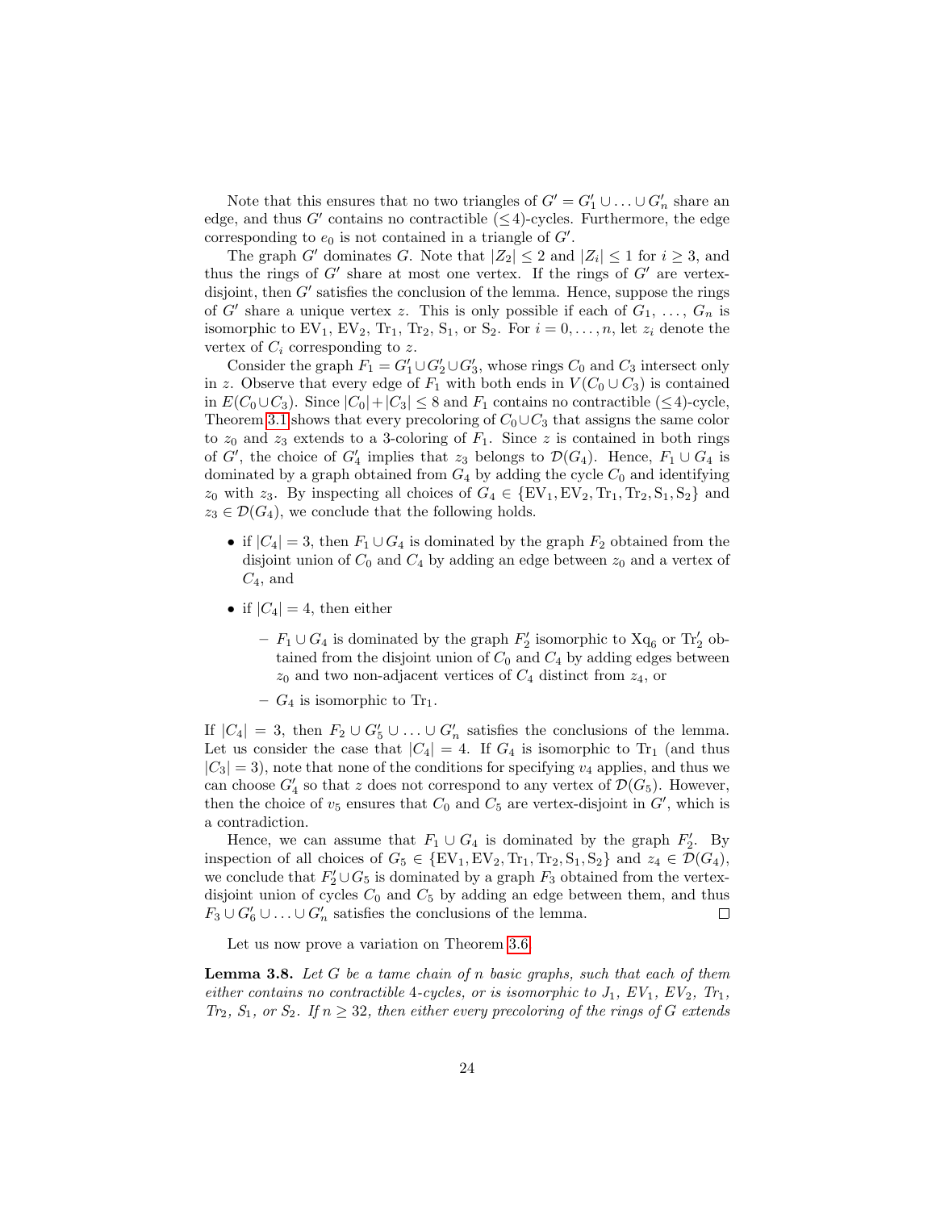Note that this ensures that no two triangles of $G' = G'_1 \cup \ldots \cup G'_n$ share an edge, and thus $G'$ contains no contractible ($\leq$4)-cycles. Furthermore, the edge corresponding to $e_0$ is not contained in a triangle of $G'$.

The graph $G'$ dominates $G$. Note that $|Z_2| \leq 2$ and $|Z_i| \leq 1$ for $i \geq 3$, and thus the rings of $G'$ share at most one vertex. If the rings of $G'$ are vertex-disjoint, then $G'$ satisfies the conclusion of the lemma. Hence, suppose the rings of $G'$ share a unique vertex $z$. This is only possible if each of $G_1, \ldots, G_n$ is isomorphic to $\mathrm{EV}_1$, $\mathrm{EV}_2$, $\mathrm{Tr}_1$, $\mathrm{Tr}_2$, $\mathrm{S}_1$, or $\mathrm{S}_2$. For $i = 0, \ldots, n$, let $z_i$ denote the vertex of $C_i$ corresponding to $z$.

Consider the graph $F_1 = G'_1 \cup G'_2 \cup G'_3$, whose rings $C_0$ and $C_3$ intersect only in $z$. Observe that every edge of $F_1$ with both ends in $V(C_0 \cup C_3)$ is contained in $E(C_0 \cup C_3)$. Since $|C_0| + |C_3| \leq 8$ and $F_1$ contains no contractible ($\leq$4)-cycle, Theorem 3.1 shows that every precoloring of $C_0 \cup C_3$ that assigns the same color to $z_0$ and $z_3$ extends to a 3-coloring of $F_1$. Since $z$ is contained in both rings of $G'$, the choice of $G'_4$ implies that $z_3$ belongs to $\mathcal{D}(G_4)$. Hence, $F_1 \cup G_4$ is dominated by a graph obtained from $G_4$ by adding the cycle $C_0$ and identifying $z_0$ with $z_3$. By inspecting all choices of $G_4 \in \{\mathrm{EV}_1, \mathrm{EV}_2, \mathrm{Tr}_1, \mathrm{Tr}_2, \mathrm{S}_1, \mathrm{S}_2\}$ and $z_3 \in \mathcal{D}(G_4)$, we conclude that the following holds.

- if $|C_4| = 3$, then $F_1 \cup G_4$ is dominated by the graph $F_2$ obtained from the disjoint union of $C_0$ and $C_4$ by adding an edge between $z_0$ and a vertex of $C_4$, and
- if $|C_4| = 4$, then either
  - $F_1 \cup G_4$ is dominated by the graph $F'_2$ isomorphic to $\mathrm{Xq}_6$ or $\mathrm{Tr}'_2$ obtained from the disjoint union of $C_0$ and $C_4$ by adding edges between $z_0$ and two non-adjacent vertices of $C_4$ distinct from $z_4$, or
  - $G_4$ is isomorphic to $\mathrm{Tr}_1$.

If $|C_4| = 3$, then $F_2 \cup G'_5 \cup \ldots \cup G'_n$ satisfies the conclusions of the lemma. Let us consider the case that $|C_4| = 4$. If $G_4$ is isomorphic to $\mathrm{Tr}_1$ (and thus $|C_3| = 3$), note that none of the conditions for specifying $v_4$ applies, and thus we can choose $G'_4$ so that $z$ does not correspond to any vertex of $\mathcal{D}(G_5)$. However, then the choice of $v_5$ ensures that $C_0$ and $C_5$ are vertex-disjoint in $G'$, which is a contradiction.

Hence, we can assume that $F_1 \cup G_4$ is dominated by the graph $F'_2$. By inspection of all choices of $G_5 \in \{\mathrm{EV}_1, \mathrm{EV}_2, \mathrm{Tr}_1, \mathrm{Tr}_2, \mathrm{S}_1, \mathrm{S}_2\}$ and $z_4 \in \mathcal{D}(G_4)$, we conclude that $F'_2 \cup G_5$ is dominated by a graph $F_3$ obtained from the vertex-disjoint union of cycles $C_0$ and $C_5$ by adding an edge between them, and thus $F_3 \cup G'_6 \cup \ldots \cup G'_n$ satisfies the conclusions of the lemma. $\square$

Let us now prove a variation on Theorem 3.6.

**Lemma 3.8.** *Let $G$ be a tame chain of $n$ basic graphs, such that each of them either contains no contractible 4-cycles, or is isomorphic to $J_1$, $EV_1$, $EV_2$, $Tr_1$, $Tr_2$, $S_1$, or $S_2$. If $n \geq 32$, then either every precoloring of the rings of $G$ extends*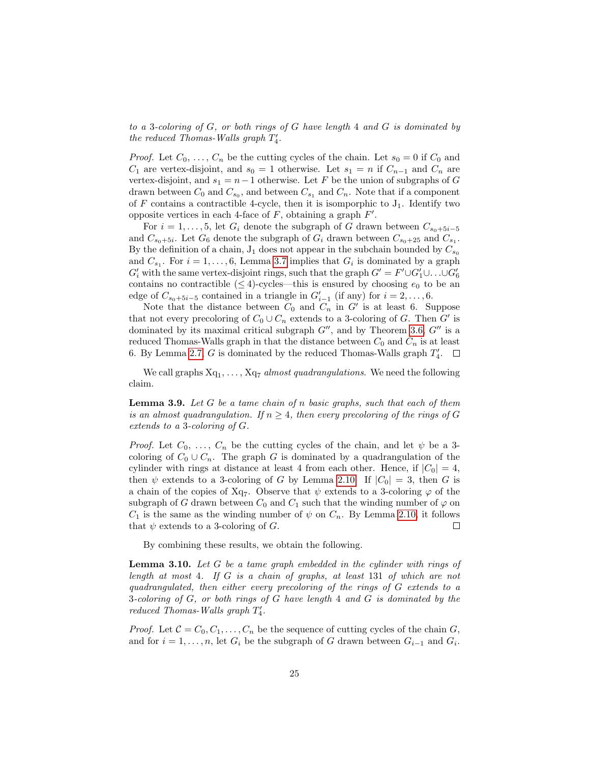*to a 3-coloring of $G$, or both rings of $G$ have length 4 and $G$ is dominated by the reduced Thomas-Walls graph $T_4'$.*

*Proof.* Let $C_0, \ldots, C_n$ be the cutting cycles of the chain. Let $s_0 = 0$ if $C_0$ and $C_1$ are vertex-disjoint, and $s_0 = 1$ otherwise. Let $s_1 = n$ if $C_{n-1}$ and $C_n$ are vertex-disjoint, and $s_1 = n-1$ otherwise. Let $F$ be the union of subgraphs of $G$ drawn between $C_0$ and $C_{s_0}$, and between $C_{s_1}$ and $C_n$. Note that if a component of $F$ contains a contractible 4-cycle, then it is isomorphic to $\mathrm{J}_1$. Identify two opposite vertices in each 4-face of $F$, obtaining a graph $F'$.

For $i = 1, \ldots, 5$, let $G_i$ denote the subgraph of $G$ drawn between $C_{s_0+5i-5}$ and $C_{s_0+5i}$. Let $G_6$ denote the subgraph of $G_i$ drawn between $C_{s_0+25}$ and $C_{s_1}$. By the definition of a chain, $\mathrm{J}_1$ does not appear in the subchain bounded by $C_{s_0}$ and $C_{s_1}$. For $i = 1, \ldots, 6$, Lemma 3.7 implies that $G_i$ is dominated by a graph $G_i'$ with the same vertex-disjoint rings, such that the graph $G' = F' \cup G_1' \cup \ldots \cup G_6'$ contains no contractible ($\le 4$)-cycles—this is ensured by choosing $e_0$ to be an edge of $C_{s_0+5i-5}$ contained in a triangle in $G_{i-1}'$ (if any) for $i = 2, \ldots, 6$.

Note that the distance between $C_0$ and $C_n$ in $G'$ is at least 6. Suppose that not every precoloring of $C_0 \cup C_n$ extends to a 3-coloring of $G$. Then $G'$ is dominated by its maximal critical subgraph $G''$, and by Theorem 3.6, $G''$ is a reduced Thomas-Walls graph in that the distance between $C_0$ and $C_n$ is at least 6. By Lemma 2.7, $G$ is dominated by the reduced Thomas-Walls graph $T_4'$. $\square$

We call graphs $\mathrm{Xq}_1, \ldots, \mathrm{Xq}_7$ *almost quadrangulations*. We need the following claim.

**Lemma 3.9.** *Let $G$ be a tame chain of $n$ basic graphs, such that each of them is an almost quadrangulation. If $n \ge 4$, then every precoloring of the rings of $G$ extends to a 3-coloring of $G$.*

*Proof.* Let $C_0, \ldots, C_n$ be the cutting cycles of the chain, and let $\psi$ be a 3-coloring of $C_0 \cup C_n$. The graph $G$ is dominated by a quadrangulation of the cylinder with rings at distance at least 4 from each other. Hence, if $|C_0| = 4$, then $\psi$ extends to a 3-coloring of $G$ by Lemma 2.10. If $|C_0| = 3$, then $G$ is a chain of the copies of $\mathrm{Xq}_7$. Observe that $\psi$ extends to a 3-coloring $\varphi$ of the subgraph of $G$ drawn between $C_0$ and $C_1$ such that the winding number of $\varphi$ on $C_1$ is the same as the winding number of $\psi$ on $C_n$. By Lemma 2.10, it follows that $\psi$ extends to a 3-coloring of $G$. $\square$

By combining these results, we obtain the following.

**Lemma 3.10.** *Let $G$ be a tame graph embedded in the cylinder with rings of length at most 4. If $G$ is a chain of graphs, at least 131 of which are not quadrangulated, then either every precoloring of the rings of $G$ extends to a 3-coloring of $G$, or both rings of $G$ have length 4 and $G$ is dominated by the reduced Thomas-Walls graph $T_4'$.*

*Proof.* Let $\mathcal{C} = C_0, C_1, \ldots, C_n$ be the sequence of cutting cycles of the chain $G$, and for $i = 1, \ldots, n$, let $G_i$ be the subgraph of $G$ drawn between $G_{i-1}$ and $G_i$.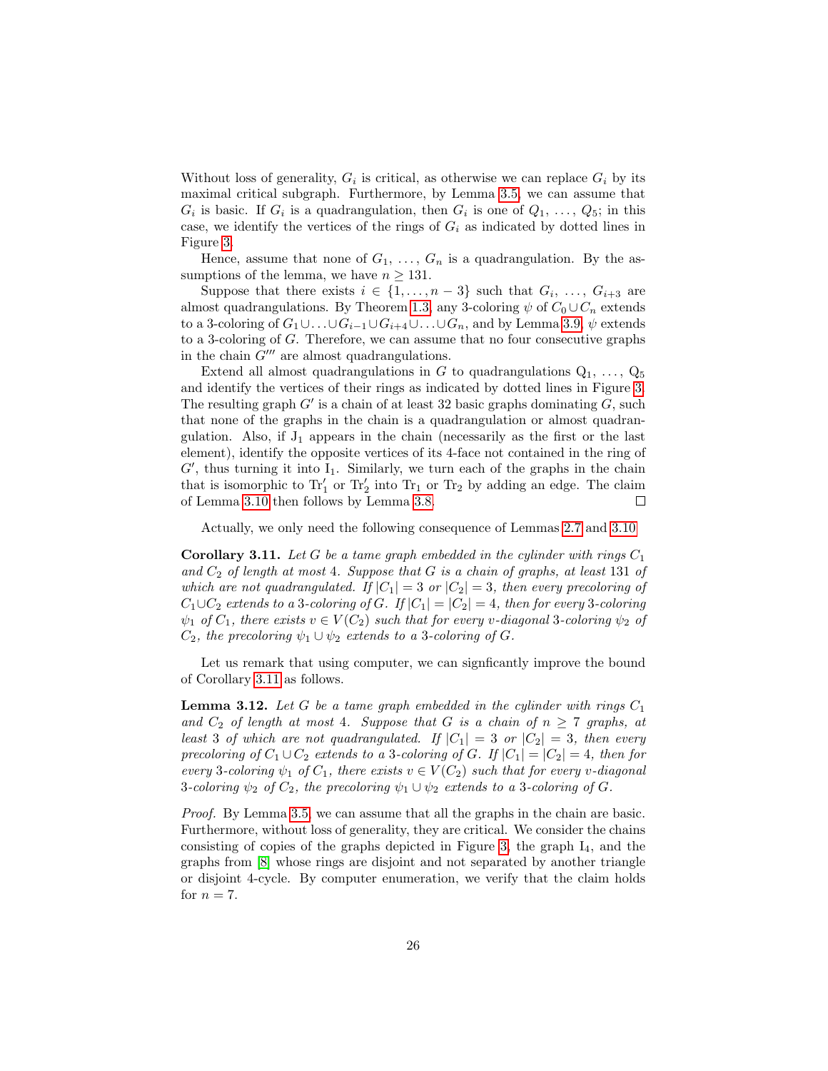Without loss of generality, $G_i$ is critical, as otherwise we can replace $G_i$ by its maximal critical subgraph. Furthermore, by Lemma 3.5, we can assume that $G_i$ is basic. If $G_i$ is a quadrangulation, then $G_i$ is one of $Q_1, \ldots, Q_5$; in this case, we identify the vertices of the rings of $G_i$ as indicated by dotted lines in Figure 3.

Hence, assume that none of $G_1, \ldots, G_n$ is a quadrangulation. By the assumptions of the lemma, we have $n \geq 131$.

Suppose that there exists $i \in \{1, \ldots, n-3\}$ such that $G_i, \ldots, G_{i+3}$ are almost quadrangulations. By Theorem 1.3, any 3-coloring $\psi$ of $C_0 \cup C_n$ extends to a 3-coloring of $G_1 \cup \ldots \cup G_{i-1} \cup G_{i+4} \cup \ldots \cup G_n$, and by Lemma 3.9, $\psi$ extends to a 3-coloring of $G$. Therefore, we can assume that no four consecutive graphs in the chain $G'''$ are almost quadrangulations.

Extend all almost quadrangulations in $G$ to quadrangulations $\mathrm{Q}_1, \ldots, \mathrm{Q}_5$ and identify the vertices of their rings as indicated by dotted lines in Figure 3. The resulting graph $G'$ is a chain of at least 32 basic graphs dominating $G$, such that none of the graphs in the chain is a quadrangulation or almost quadrangulation. Also, if $\mathrm{J}_1$ appears in the chain (necessarily as the first or the last element), identify the opposite vertices of its 4-face not contained in the ring of $G'$, thus turning it into $\mathrm{I}_1$. Similarly, we turn each of the graphs in the chain that is isomorphic to $\mathrm{Tr}'_1$ or $\mathrm{Tr}'_2$ into $\mathrm{Tr}_1$ or $\mathrm{Tr}_2$ by adding an edge. The claim of Lemma 3.10 then follows by Lemma 3.8. $\square$

Actually, we only need the following consequence of Lemmas 2.7 and 3.10.

**Corollary 3.11.** *Let $G$ be a tame graph embedded in the cylinder with rings $C_1$ and $C_2$ of length at most 4. Suppose that $G$ is a chain of graphs, at least 131 of which are not quadrangulated. If $|C_1| = 3$ or $|C_2| = 3$, then every precoloring of $C_1 \cup C_2$ extends to a 3-coloring of $G$. If $|C_1| = |C_2| = 4$, then for every 3-coloring $\psi_1$ of $C_1$, there exists $v \in V(C_2)$ such that for every $v$-diagonal 3-coloring $\psi_2$ of $C_2$, the precoloring $\psi_1 \cup \psi_2$ extends to a 3-coloring of $G$.*

Let us remark that using computer, we can signficantly improve the bound of Corollary 3.11 as follows.

**Lemma 3.12.** *Let $G$ be a tame graph embedded in the cylinder with rings $C_1$ and $C_2$ of length at most 4. Suppose that $G$ is a chain of $n \geq 7$ graphs, at least 3 of which are not quadrangulated. If $|C_1| = 3$ or $|C_2| = 3$, then every precoloring of $C_1 \cup C_2$ extends to a 3-coloring of $G$. If $|C_1| = |C_2| = 4$, then for every 3-coloring $\psi_1$ of $C_1$, there exists $v \in V(C_2)$ such that for every $v$-diagonal 3-coloring $\psi_2$ of $C_2$, the precoloring $\psi_1 \cup \psi_2$ extends to a 3-coloring of $G$.*

*Proof.* By Lemma 3.5, we can assume that all the graphs in the chain are basic. Furthermore, without loss of generality, they are critical. We consider the chains consisting of copies of the graphs depicted in Figure 3, the graph $\mathrm{I}_4$, and the graphs from [8] whose rings are disjoint and not separated by another triangle or disjoint 4-cycle. By computer enumeration, we verify that the claim holds for $n = 7$.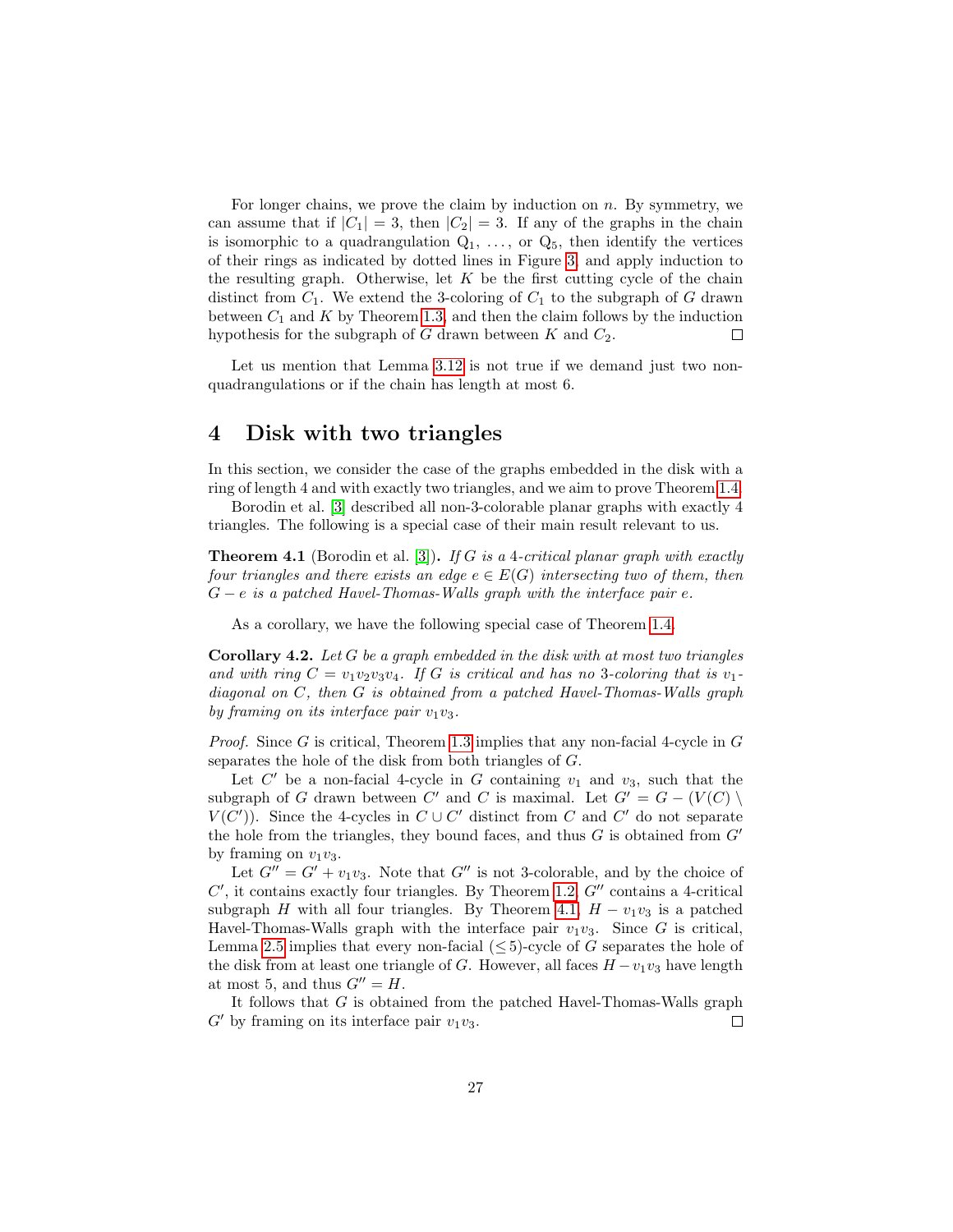For longer chains, we prove the claim by induction on $n$. By symmetry, we can assume that if $|C_1| = 3$, then $|C_2| = 3$. If any of the graphs in the chain is isomorphic to a quadrangulation $Q_1, \ldots,$ or $Q_5$, then identify the vertices of their rings as indicated by dotted lines in Figure 3, and apply induction to the resulting graph. Otherwise, let $K$ be the first cutting cycle of the chain distinct from $C_1$. We extend the 3-coloring of $C_1$ to the subgraph of $G$ drawn between $C_1$ and $K$ by Theorem 1.3, and then the claim follows by the induction hypothesis for the subgraph of $G$ drawn between $K$ and $C_2$. □

Let us mention that Lemma 3.12 is not true if we demand just two non-quadrangulations or if the chain has length at most 6.

# 4 Disk with two triangles

In this section, we consider the case of the graphs embedded in the disk with a ring of length 4 and with exactly two triangles, and we aim to prove Theorem 1.4.

Borodin et al. [3] described all non-3-colorable planar graphs with exactly 4 triangles. The following is a special case of their main result relevant to us.

**Theorem 4.1** (Borodin et al. [3])**.** *If $G$ is a 4-critical planar graph with exactly four triangles and there exists an edge $e \in E(G)$ intersecting two of them, then $G - e$ is a patched Havel-Thomas-Walls graph with the interface pair $e$.*

As a corollary, we have the following special case of Theorem 1.4.

**Corollary 4.2.** *Let $G$ be a graph embedded in the disk with at most two triangles and with ring $C = v_1v_2v_3v_4$. If $G$ is critical and has no 3-coloring that is $v_1$-diagonal on $C$, then $G$ is obtained from a patched Havel-Thomas-Walls graph by framing on its interface pair $v_1v_3$.*

*Proof.* Since $G$ is critical, Theorem 1.3 implies that any non-facial 4-cycle in $G$ separates the hole of the disk from both triangles of $G$.

Let $C'$ be a non-facial 4-cycle in $G$ containing $v_1$ and $v_3$, such that the subgraph of $G$ drawn between $C'$ and $C$ is maximal. Let $G' = G - (V(C) \setminus V(C'))$. Since the 4-cycles in $C \cup C'$ distinct from $C$ and $C'$ do not separate the hole from the triangles, they bound faces, and thus $G$ is obtained from $G'$ by framing on $v_1v_3$.

Let $G'' = G' + v_1v_3$. Note that $G''$ is not 3-colorable, and by the choice of $C'$, it contains exactly four triangles. By Theorem 1.2, $G''$ contains a 4-critical subgraph $H$ with all four triangles. By Theorem 4.1, $H - v_1v_3$ is a patched Havel-Thomas-Walls graph with the interface pair $v_1v_3$. Since $G$ is critical, Lemma 2.5 implies that every non-facial $(\leq 5)$-cycle of $G$ separates the hole of the disk from at least one triangle of $G$. However, all faces $H - v_1v_3$ have length at most 5, and thus $G'' = H$.

It follows that $G$ is obtained from the patched Havel-Thomas-Walls graph $G'$ by framing on its interface pair $v_1v_3$. □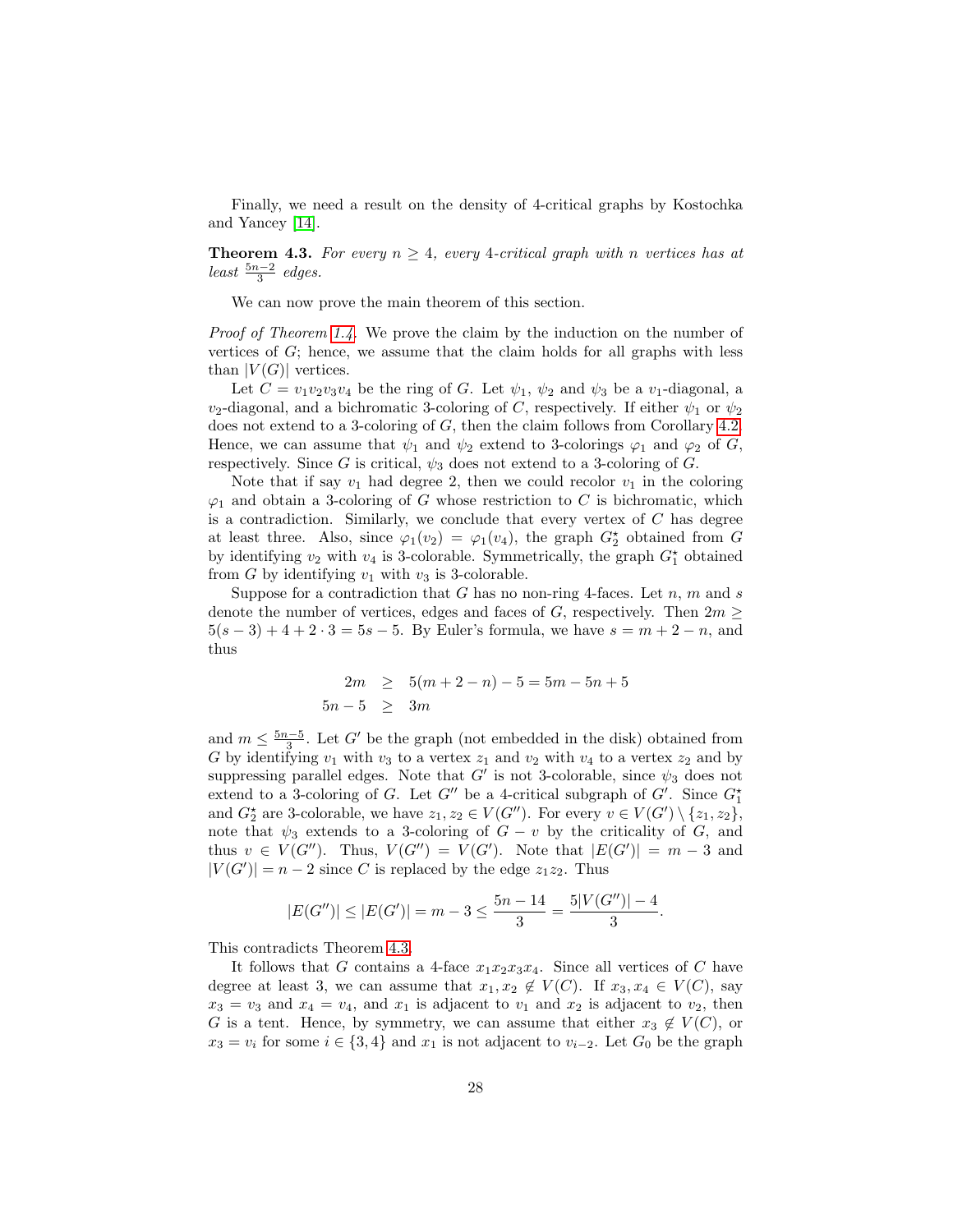Finally, we need a result on the density of 4-critical graphs by Kostochka and Yancey [14].

**Theorem 4.3.** *For every $n \geq 4$, every 4-critical graph with $n$ vertices has at least $\frac{5n-2}{3}$ edges.*

We can now prove the main theorem of this section.

*Proof of Theorem 1.4.* We prove the claim by the induction on the number of vertices of $G$; hence, we assume that the claim holds for all graphs with less than $|V(G)|$ vertices.

Let $C = v_1v_2v_3v_4$ be the ring of $G$. Let $\psi_1$, $\psi_2$ and $\psi_3$ be a $v_1$-diagonal, a $v_2$-diagonal, and a bichromatic 3-coloring of $C$, respectively. If either $\psi_1$ or $\psi_2$ does not extend to a 3-coloring of $G$, then the claim follows from Corollary 4.2. Hence, we can assume that $\psi_1$ and $\psi_2$ extend to 3-colorings $\varphi_1$ and $\varphi_2$ of $G$, respectively. Since $G$ is critical, $\psi_3$ does not extend to a 3-coloring of $G$.

Note that if say $v_1$ had degree 2, then we could recolor $v_1$ in the coloring $\varphi_1$ and obtain a 3-coloring of $G$ whose restriction to $C$ is bichromatic, which is a contradiction. Similarly, we conclude that every vertex of $C$ has degree at least three. Also, since $\varphi_1(v_2) = \varphi_1(v_4)$, the graph $G_2^\star$ obtained from $G$ by identifying $v_2$ with $v_4$ is 3-colorable. Symmetrically, the graph $G_1^\star$ obtained from $G$ by identifying $v_1$ with $v_3$ is 3-colorable.

Suppose for a contradiction that $G$ has no non-ring 4-faces. Let $n$, $m$ and $s$ denote the number of vertices, edges and faces of $G$, respectively. Then $2m \geq 5(s-3) + 4 + 2\cdot 3 = 5s - 5$. By Euler's formula, we have $s = m + 2 - n$, and thus

$$\begin{aligned} 2m &\geq 5(m+2-n) - 5 = 5m - 5n + 5 \\ 5n - 5 &\geq 3m \end{aligned}$$

and $m \leq \frac{5n-5}{3}$. Let $G'$ be the graph (not embedded in the disk) obtained from $G$ by identifying $v_1$ with $v_3$ to a vertex $z_1$ and $v_2$ with $v_4$ to a vertex $z_2$ and by suppressing parallel edges. Note that $G'$ is not 3-colorable, since $\psi_3$ does not extend to a 3-coloring of $G$. Let $G''$ be a 4-critical subgraph of $G'$. Since $G_1^\star$ and $G_2^\star$ are 3-colorable, we have $z_1, z_2 \in V(G'')$. For every $v \in V(G') \setminus \{z_1, z_2\}$, note that $\psi_3$ extends to a 3-coloring of $G - v$ by the criticality of $G$, and thus $v \in V(G'')$. Thus, $V(G'') = V(G')$. Note that $|E(G')| = m - 3$ and $|V(G')| = n - 2$ since $C$ is replaced by the edge $z_1z_2$. Thus

$$|E(G'')| \leq |E(G')| = m - 3 \leq \frac{5n-14}{3} = \frac{5|V(G'')| - 4}{3}.$$

This contradicts Theorem 4.3.

It follows that $G$ contains a 4-face $x_1x_2x_3x_4$. Since all vertices of $C$ have degree at least 3, we can assume that $x_1, x_2 \notin V(C)$. If $x_3, x_4 \in V(C)$, say $x_3 = v_3$ and $x_4 = v_4$, and $x_1$ is adjacent to $v_1$ and $x_2$ is adjacent to $v_2$, then $G$ is a tent. Hence, by symmetry, we can assume that either $x_3 \notin V(C)$, or $x_3 = v_i$ for some $i \in \{3, 4\}$ and $x_1$ is not adjacent to $v_{i-2}$. Let $G_0$ be the graph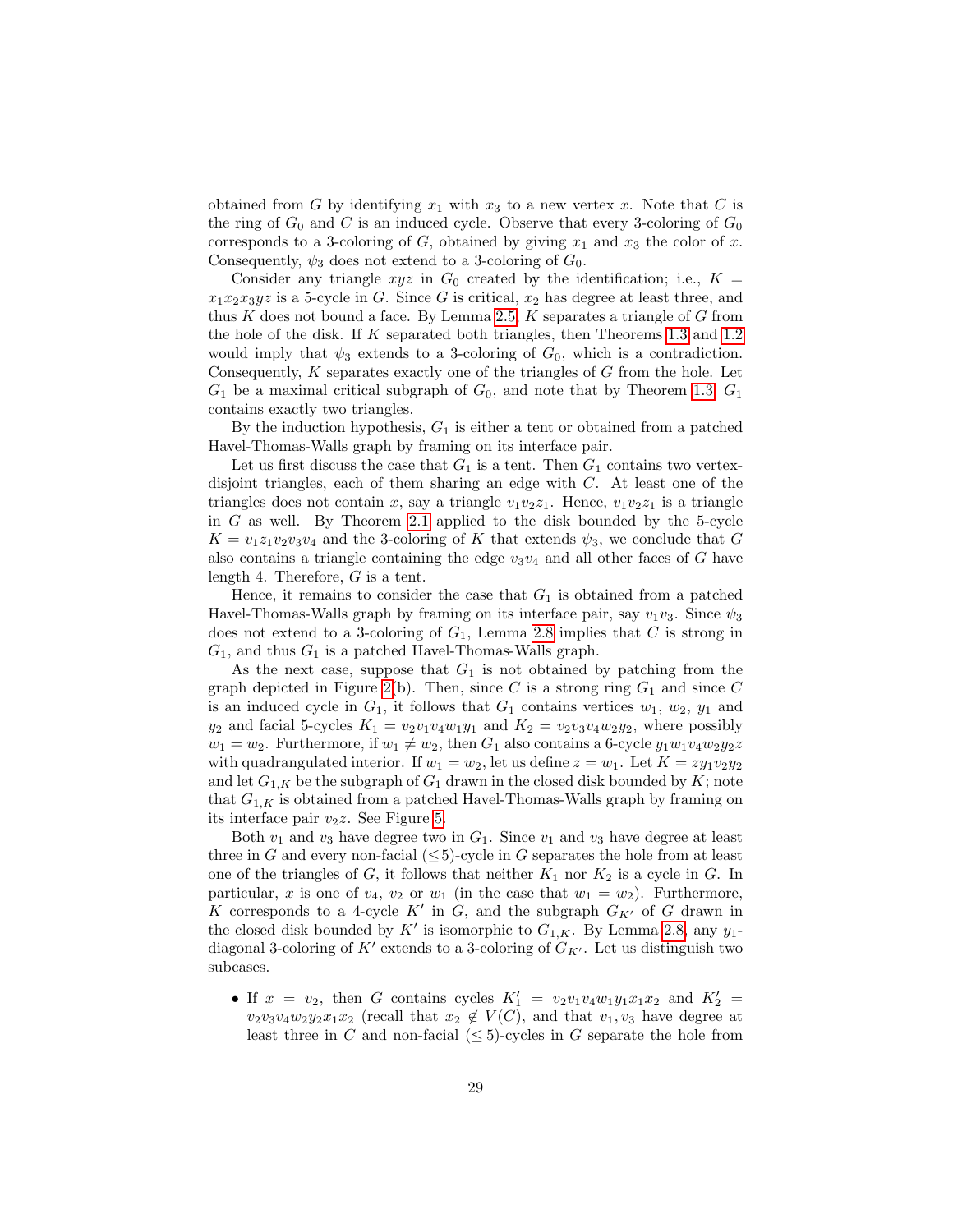obtained from $G$ by identifying $x_1$ with $x_3$ to a new vertex $x$. Note that $C$ is the ring of $G_0$ and $C$ is an induced cycle. Observe that every 3-coloring of $G_0$ corresponds to a 3-coloring of $G$, obtained by giving $x_1$ and $x_3$ the color of $x$. Consequently, $\psi_3$ does not extend to a 3-coloring of $G_0$.

Consider any triangle $xyz$ in $G_0$ created by the identification; i.e., $K = x_1x_2x_3yz$ is a 5-cycle in $G$. Since $G$ is critical, $x_2$ has degree at least three, and thus $K$ does not bound a face. By Lemma 2.5, $K$ separates a triangle of $G$ from the hole of the disk. If $K$ separated both triangles, then Theorems 1.3 and 1.2 would imply that $\psi_3$ extends to a 3-coloring of $G_0$, which is a contradiction. Consequently, $K$ separates exactly one of the triangles of $G$ from the hole. Let $G_1$ be a maximal critical subgraph of $G_0$, and note that by Theorem 1.3, $G_1$ contains exactly two triangles.

By the induction hypothesis, $G_1$ is either a tent or obtained from a patched Havel-Thomas-Walls graph by framing on its interface pair.

Let us first discuss the case that $G_1$ is a tent. Then $G_1$ contains two vertex-disjoint triangles, each of them sharing an edge with $C$. At least one of the triangles does not contain $x$, say a triangle $v_1v_2z_1$. Hence, $v_1v_2z_1$ is a triangle in $G$ as well. By Theorem 2.1 applied to the disk bounded by the 5-cycle $K = v_1z_1v_2v_3v_4$ and the 3-coloring of $K$ that extends $\psi_3$, we conclude that $G$ also contains a triangle containing the edge $v_3v_4$ and all other faces of $G$ have length 4. Therefore, $G$ is a tent.

Hence, it remains to consider the case that $G_1$ is obtained from a patched Havel-Thomas-Walls graph by framing on its interface pair, say $v_1v_3$. Since $\psi_3$ does not extend to a 3-coloring of $G_1$, Lemma 2.8 implies that $C$ is strong in $G_1$, and thus $G_1$ is a patched Havel-Thomas-Walls graph.

As the next case, suppose that $G_1$ is not obtained by patching from the graph depicted in Figure 2(b). Then, since $C$ is a strong ring $G_1$ and since $C$ is an induced cycle in $G_1$, it follows that $G_1$ contains vertices $w_1$, $w_2$, $y_1$ and $y_2$ and facial 5-cycles $K_1 = v_2v_1v_4w_1y_1$ and $K_2 = v_2v_3v_4w_2y_2$, where possibly $w_1 = w_2$. Furthermore, if $w_1 \neq w_2$, then $G_1$ also contains a 6-cycle $y_1w_1v_4w_2y_2z$ with quadrangulated interior. If $w_1 = w_2$, let us define $z = w_1$. Let $K = zy_1v_2y_2$ and let $G_{1,K}$ be the subgraph of $G_1$ drawn in the closed disk bounded by $K$; note that $G_{1,K}$ is obtained from a patched Havel-Thomas-Walls graph by framing on its interface pair $v_2z$. See Figure 5.

Both $v_1$ and $v_3$ have degree two in $G_1$. Since $v_1$ and $v_3$ have degree at least three in $G$ and every non-facial ($\leq 5$)-cycle in $G$ separates the hole from at least one of the triangles of $G$, it follows that neither $K_1$ nor $K_2$ is a cycle in $G$. In particular, $x$ is one of $v_4$, $v_2$ or $w_1$ (in the case that $w_1 = w_2$). Furthermore, $K$ corresponds to a 4-cycle $K'$ in $G$, and the subgraph $G_{K'}$ of $G$ drawn in the closed disk bounded by $K'$ is isomorphic to $G_{1,K}$. By Lemma 2.8, any $y_1$-diagonal 3-coloring of $K'$ extends to a 3-coloring of $G_{K'}$. Let us distinguish two subcases.

- If $x = v_2$, then $G$ contains cycles $K'_1 = v_2v_1v_4w_1y_1x_1x_2$ and $K'_2 = v_2v_3v_4w_2y_2x_1x_2$ (recall that $x_2 \notin V(C)$, and that $v_1, v_3$ have degree at least three in $C$ and non-facial ($\leq 5$)-cycles in $G$ separate the hole from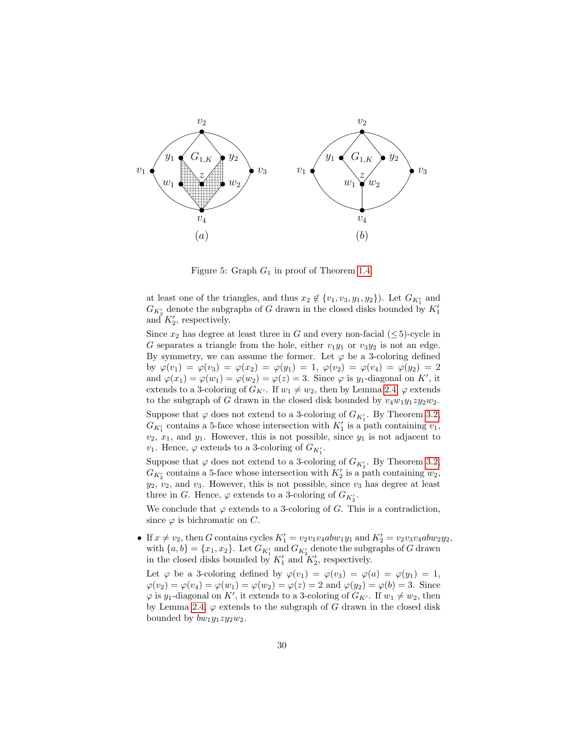Figure 5: Graph $G_1$ in proof of Theorem 1.4.

at least one of the triangles, and thus $x_2 \notin \{v_1, v_3, y_1, y_2\}$). Let $G_{K_1'}$ and $G_{K_2'}$ denote the subgraphs of $G$ drawn in the closed disks bounded by $K_1'$ and $K_2'$, respectively.

Since $x_2$ has degree at least three in $G$ and every non-facial $(\leq 5)$-cycle in $G$ separates a triangle from the hole, either $v_1y_1$ or $v_3y_2$ is not an edge. By symmetry, we can assume the former. Let $\varphi$ be a 3-coloring defined by $\varphi(v_1) = \varphi(v_3) = \varphi(x_2) = \varphi(y_1) = 1$, $\varphi(v_2) = \varphi(v_4) = \varphi(y_2) = 2$ and $\varphi(x_1) = \varphi(w_1) = \varphi(w_2) = \varphi(z) = 3$. Since $\varphi$ is $y_1$-diagonal on $K'$, it extends to a 3-coloring of $G_{K'}$. If $w_1 \neq w_2$, then by Lemma 2.4, $\varphi$ extends to the subgraph of $G$ drawn in the closed disk bounded by $v_4w_1y_1zy_2w_2$.

Suppose that $\varphi$ does not extend to a 3-coloring of $G_{K_1'}$. By Theorem 3.2, $G_{K_1'}$ contains a 5-face whose intersection with $K_1'$ is a path containing $v_1$, $v_2$, $x_1$, and $y_1$. However, this is not possible, since $y_1$ is not adjacent to $v_1$. Hence, $\varphi$ extends to a 3-coloring of $G_{K_1'}$.

Suppose that $\varphi$ does not extend to a 3-coloring of $G_{K_2'}$. By Theorem 3.2, $G_{K_2'}$ contains a 5-face whose intersection with $K_2'$ is a path containing $w_2$, $y_2$, $v_2$, and $v_3$. However, this is not possible, since $v_3$ has degree at least three in $G$. Hence, $\varphi$ extends to a 3-coloring of $G_{K_2'}$.

We conclude that $\varphi$ extends to a 3-coloring of $G$. This is a contradiction, since $\varphi$ is bichromatic on $C$.

- If $x \neq v_2$, then $G$ contains cycles $K_1' = v_2v_1v_4abw_1y_1$ and $K_2' = v_2v_3v_4abw_2y_2$, with $\{a, b\} = \{x_1, x_2\}$. Let $G_{K_1'}$ and $G_{K_2'}$ denote the subgraphs of $G$ drawn in the closed disks bounded by $K_1'$ and $K_2'$, respectively.

  Let $\varphi$ be a 3-coloring defined by $\varphi(v_1) = \varphi(v_3) = \varphi(a) = \varphi(y_1) = 1$, $\varphi(v_2) = \varphi(v_4) = \varphi(w_1) = \varphi(w_2) = \varphi(z) = 2$ and $\varphi(y_2) = \varphi(b) = 3$. Since $\varphi$ is $y_1$-diagonal on $K'$, it extends to a 3-coloring of $G_{K'}$. If $w_1 \neq w_2$, then by Lemma 2.4, $\varphi$ extends to the subgraph of $G$ drawn in the closed disk bounded by $bw_1y_1zy_2w_2$.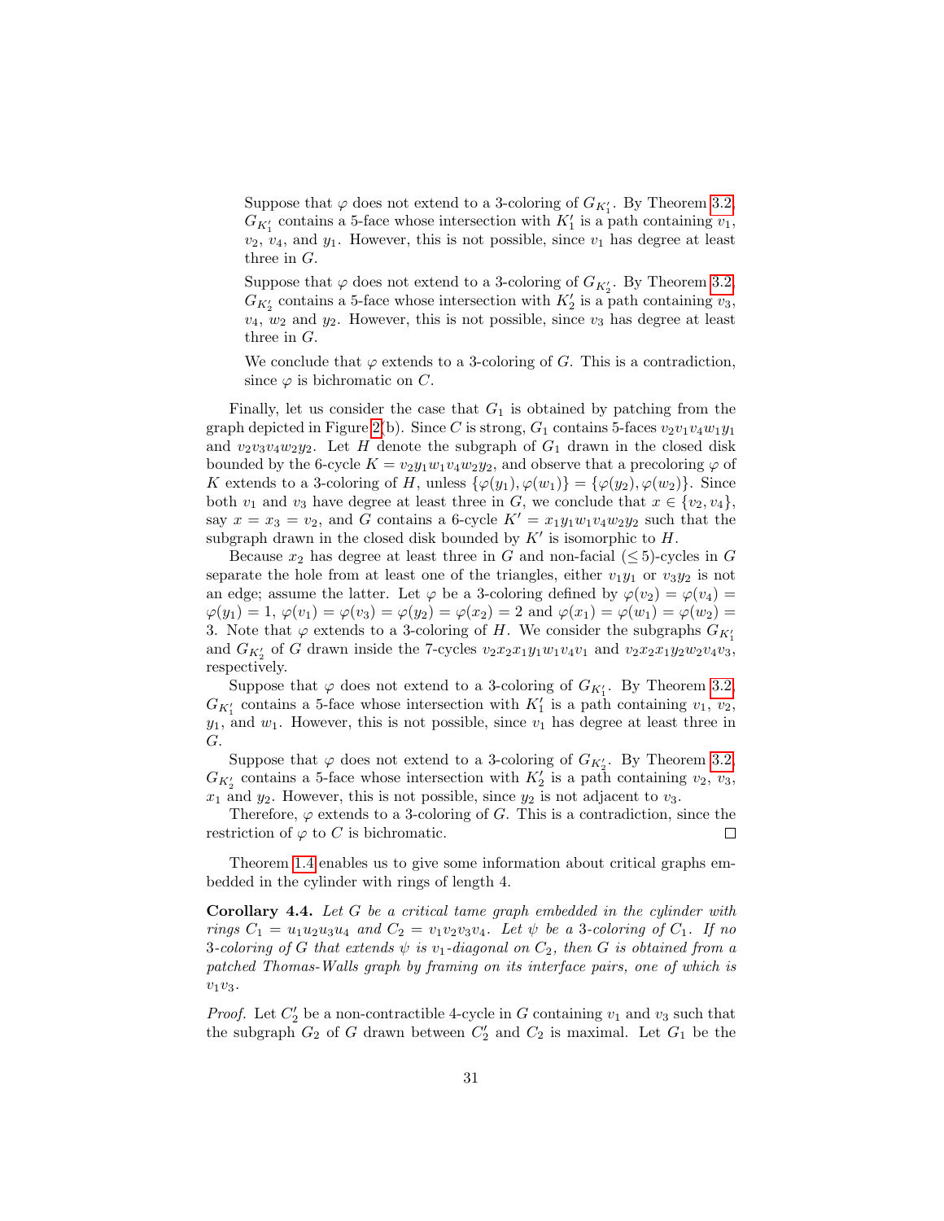Suppose that $\varphi$ does not extend to a 3-coloring of $G_{K_1'}$. By Theorem 3.2, $G_{K_1'}$ contains a 5-face whose intersection with $K_1'$ is a path containing $v_1$, $v_2$, $v_4$, and $y_1$. However, this is not possible, since $v_1$ has degree at least three in $G$.

Suppose that $\varphi$ does not extend to a 3-coloring of $G_{K_2'}$. By Theorem 3.2, $G_{K_2'}$ contains a 5-face whose intersection with $K_2'$ is a path containing $v_3$, $v_4$, $w_2$ and $y_2$. However, this is not possible, since $v_3$ has degree at least three in $G$.

We conclude that $\varphi$ extends to a 3-coloring of $G$. This is a contradiction, since $\varphi$ is bichromatic on $C$.

Finally, let us consider the case that $G_1$ is obtained by patching from the graph depicted in Figure 2(b). Since $C$ is strong, $G_1$ contains 5-faces $v_2v_1v_4w_1y_1$ and $v_2v_3v_4w_2y_2$. Let $H$ denote the subgraph of $G_1$ drawn in the closed disk bounded by the 6-cycle $K = v_2y_1w_1v_4w_2y_2$, and observe that a precoloring $\varphi$ of $K$ extends to a 3-coloring of $H$, unless $\{\varphi(y_1), \varphi(w_1)\} = \{\varphi(y_2), \varphi(w_2)\}$. Since both $v_1$ and $v_3$ have degree at least three in $G$, we conclude that $x \in \{v_2, v_4\}$, say $x = x_3 = v_2$, and $G$ contains a 6-cycle $K' = x_1y_1w_1v_4w_2y_2$ such that the subgraph drawn in the closed disk bounded by $K'$ is isomorphic to $H$.

Because $x_2$ has degree at least three in $G$ and non-facial ($\le 5$)-cycles in $G$ separate the hole from at least one of the triangles, either $v_1y_1$ or $v_3y_2$ is not an edge; assume the latter. Let $\varphi$ be a 3-coloring defined by $\varphi(v_2) = \varphi(v_4) = \varphi(y_1) = 1$, $\varphi(v_1) = \varphi(v_3) = \varphi(y_2) = \varphi(x_2) = 2$ and $\varphi(x_1) = \varphi(w_1) = \varphi(w_2) = 3$. Note that $\varphi$ extends to a 3-coloring of $H$. We consider the subgraphs $G_{K_1'}$ and $G_{K_2'}$ of $G$ drawn inside the 7-cycles $v_2x_2x_1y_1w_1v_4v_1$ and $v_2x_2x_1y_2w_2v_4v_3$, respectively.

Suppose that $\varphi$ does not extend to a 3-coloring of $G_{K_1'}$. By Theorem 3.2, $G_{K_1'}$ contains a 5-face whose intersection with $K_1'$ is a path containing $v_1$, $v_2$, $y_1$, and $w_1$. However, this is not possible, since $v_1$ has degree at least three in $G$.

Suppose that $\varphi$ does not extend to a 3-coloring of $G_{K_2'}$. By Theorem 3.2, $G_{K_2'}$ contains a 5-face whose intersection with $K_2'$ is a path containing $v_2$, $v_3$, $x_1$ and $y_2$. However, this is not possible, since $y_2$ is not adjacent to $v_3$.

Therefore, $\varphi$ extends to a 3-coloring of $G$. This is a contradiction, since the restriction of $\varphi$ to $C$ is bichromatic. □

Theorem 1.4 enables us to give some information about critical graphs embedded in the cylinder with rings of length 4.

**Corollary 4.4.** *Let $G$ be a critical tame graph embedded in the cylinder with rings $C_1 = u_1u_2u_3u_4$ and $C_2 = v_1v_2v_3v_4$. Let $\psi$ be a 3-coloring of $C_1$. If no 3-coloring of $G$ that extends $\psi$ is $v_1$-diagonal on $C_2$, then $G$ is obtained from a patched Thomas-Walls graph by framing on its interface pairs, one of which is $v_1v_3$.*

*Proof.* Let $C_2'$ be a non-contractible 4-cycle in $G$ containing $v_1$ and $v_3$ such that the subgraph $G_2$ of $G$ drawn between $C_2'$ and $C_2$ is maximal. Let $G_1$ be the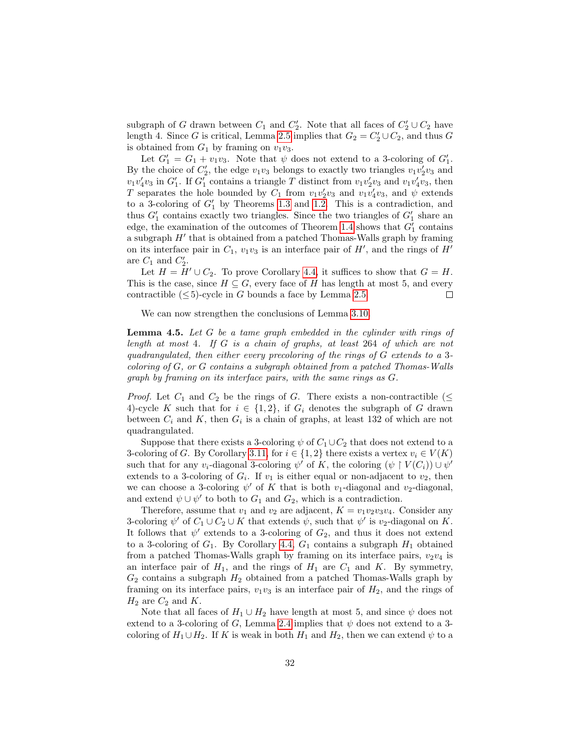subgraph of $G$ drawn between $C_1$ and $C_2'$. Note that all faces of $C_2' \cup C_2$ have length 4. Since $G$ is critical, Lemma 2.5 implies that $G_2 = C_2' \cup C_2$, and thus $G$ is obtained from $G_1$ by framing on $v_1v_3$.

Let $G_1' = G_1 + v_1v_3$. Note that $\psi$ does not extend to a 3-coloring of $G_1'$. By the choice of $C_2'$, the edge $v_1v_3$ belongs to exactly two triangles $v_1v_2'v_3$ and $v_1v_4'v_3$ in $G_1'$. If $G_1'$ contains a triangle $T$ distinct from $v_1v_2'v_3$ and $v_1v_4'v_3$, then $T$ separates the hole bounded by $C_1$ from $v_1v_2'v_3$ and $v_1v_4'v_3$, and $\psi$ extends to a 3-coloring of $G_1'$ by Theorems 1.3 and 1.2. This is a contradiction, and thus $G_1'$ contains exactly two triangles. Since the two triangles of $G_1'$ share an edge, the examination of the outcomes of Theorem 1.4 shows that $G_1'$ contains a subgraph $H'$ that is obtained from a patched Thomas-Walls graph by framing on its interface pair in $C_1$, $v_1v_3$ is an interface pair of $H'$, and the rings of $H'$ are $C_1$ and $C_2'$.

Let $H = H' \cup C_2$. To prove Corollary 4.4, it suffices to show that $G = H$. This is the case, since $H \subseteq G$, every face of $H$ has length at most 5, and every contractible $(\le 5)$-cycle in $G$ bounds a face by Lemma 2.5. □

We can now strengthen the conclusions of Lemma 3.10.

**Lemma 4.5.** *Let $G$ be a tame graph embedded in the cylinder with rings of length at most 4. If $G$ is a chain of graphs, at least 264 of which are not quadrangulated, then either every precoloring of the rings of $G$ extends to a 3-coloring of $G$, or $G$ contains a subgraph obtained from a patched Thomas-Walls graph by framing on its interface pairs, with the same rings as $G$.*

*Proof.* Let $C_1$ and $C_2$ be the rings of $G$. There exists a non-contractible $(\le 4)$-cycle $K$ such that for $i \in \{1,2\}$, if $G_i$ denotes the subgraph of $G$ drawn between $C_i$ and $K$, then $G_i$ is a chain of graphs, at least 132 of which are not quadrangulated.

Suppose that there exists a 3-coloring $\psi$ of $C_1 \cup C_2$ that does not extend to a 3-coloring of $G$. By Corollary 3.11, for $i \in \{1,2\}$ there exists a vertex $v_i \in V(K)$ such that for any $v_i$-diagonal 3-coloring $\psi'$ of $K$, the coloring $(\psi \restriction V(C_i)) \cup \psi'$ extends to a 3-coloring of $G_i$. If $v_1$ is either equal or non-adjacent to $v_2$, then we can choose a 3-coloring $\psi'$ of $K$ that is both $v_1$-diagonal and $v_2$-diagonal, and extend $\psi \cup \psi'$ to both to $G_1$ and $G_2$, which is a contradiction.

Therefore, assume that $v_1$ and $v_2$ are adjacent, $K = v_1v_2v_3v_4$. Consider any 3-coloring $\psi'$ of $C_1 \cup C_2 \cup K$ that extends $\psi$, such that $\psi'$ is $v_2$-diagonal on $K$. It follows that $\psi'$ extends to a 3-coloring of $G_2$, and thus it does not extend to a 3-coloring of $G_1$. By Corollary 4.4, $G_1$ contains a subgraph $H_1$ obtained from a patched Thomas-Walls graph by framing on its interface pairs, $v_2v_4$ is an interface pair of $H_1$, and the rings of $H_1$ are $C_1$ and $K$. By symmetry, $G_2$ contains a subgraph $H_2$ obtained from a patched Thomas-Walls graph by framing on its interface pairs, $v_1v_3$ is an interface pair of $H_2$, and the rings of $H_2$ are $C_2$ and $K$.

Note that all faces of $H_1 \cup H_2$ have length at most 5, and since $\psi$ does not extend to a 3-coloring of $G$, Lemma 2.4 implies that $\psi$ does not extend to a 3-coloring of $H_1 \cup H_2$. If $K$ is weak in both $H_1$ and $H_2$, then we can extend $\psi$ to a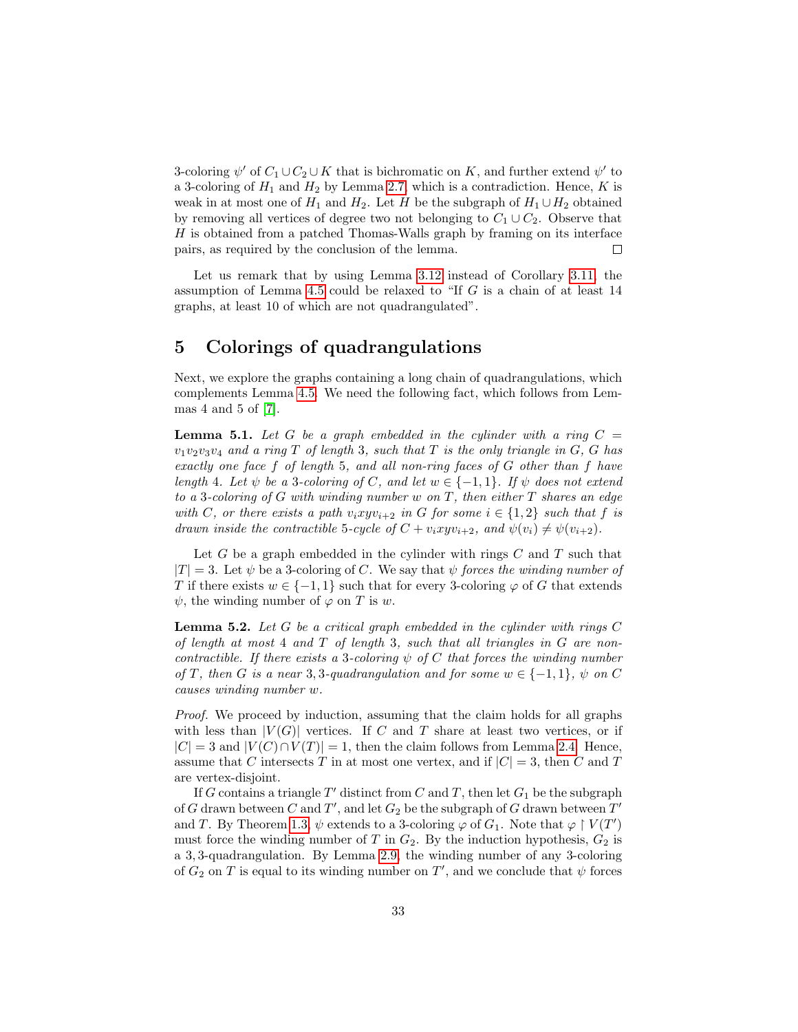3-coloring $\psi'$ of $C_1 \cup C_2 \cup K$ that is bichromatic on $K$, and further extend $\psi'$ to a 3-coloring of $H_1$ and $H_2$ by Lemma 2.7, which is a contradiction. Hence, $K$ is weak in at most one of $H_1$ and $H_2$. Let $H$ be the subgraph of $H_1 \cup H_2$ obtained by removing all vertices of degree two not belonging to $C_1 \cup C_2$. Observe that $H$ is obtained from a patched Thomas-Walls graph by framing on its interface pairs, as required by the conclusion of the lemma. □

Let us remark that by using Lemma 3.12 instead of Corollary 3.11, the assumption of Lemma 4.5 could be relaxed to "If $G$ is a chain of at least 14 graphs, at least 10 of which are not quadrangulated".

# 5 Colorings of quadrangulations

Next, we explore the graphs containing a long chain of quadrangulations, which complements Lemma 4.5. We need the following fact, which follows from Lemmas 4 and 5 of [7].

**Lemma 5.1.** *Let $G$ be a graph embedded in the cylinder with a ring $C = v_1v_2v_3v_4$ and a ring $T$ of length 3, such that $T$ is the only triangle in $G$, $G$ has exactly one face $f$ of length 5, and all non-ring faces of $G$ other than $f$ have length 4. Let $\psi$ be a 3-coloring of $C$, and let $w \in \{-1, 1\}$. If $\psi$ does not extend to a 3-coloring of $G$ with winding number $w$ on $T$, then either $T$ shares an edge with $C$, or there exists a path $v_ixyv_{i+2}$ in $G$ for some $i \in \{1, 2\}$ such that $f$ is drawn inside the contractible 5-cycle of $C + v_ixyv_{i+2}$, and $\psi(v_i) \neq \psi(v_{i+2})$.*

Let $G$ be a graph embedded in the cylinder with rings $C$ and $T$ such that $|T| = 3$. Let $\psi$ be a 3-coloring of $C$. We say that $\psi$ *forces the winding number of* $T$ if there exists $w \in \{-1, 1\}$ such that for every 3-coloring $\varphi$ of $G$ that extends $\psi$, the winding number of $\varphi$ on $T$ is $w$.

**Lemma 5.2.** *Let $G$ be a critical graph embedded in the cylinder with rings $C$ of length at most 4 and $T$ of length 3, such that all triangles in $G$ are non-contractible. If there exists a 3-coloring $\psi$ of $C$ that forces the winding number of $T$, then $G$ is a near 3,3-quadrangulation and for some $w \in \{-1, 1\}$, $\psi$ on $C$ causes winding number $w$.*

*Proof.* We proceed by induction, assuming that the claim holds for all graphs with less than $|V(G)|$ vertices. If $C$ and $T$ share at least two vertices, or if $|C| = 3$ and $|V(C) \cap V(T)| = 1$, then the claim follows from Lemma 2.4. Hence, assume that $C$ intersects $T$ in at most one vertex, and if $|C| = 3$, then $C$ and $T$ are vertex-disjoint.

If $G$ contains a triangle $T'$ distinct from $C$ and $T$, then let $G_1$ be the subgraph of $G$ drawn between $C$ and $T'$, and let $G_2$ be the subgraph of $G$ drawn between $T'$ and $T$. By Theorem 1.3, $\psi$ extends to a 3-coloring $\varphi$ of $G_1$. Note that $\varphi \restriction V(T')$ must force the winding number of $T$ in $G_2$. By the induction hypothesis, $G_2$ is a 3,3-quadrangulation. By Lemma 2.9, the winding number of any 3-coloring of $G_2$ on $T$ is equal to its winding number on $T'$, and we conclude that $\psi$ forces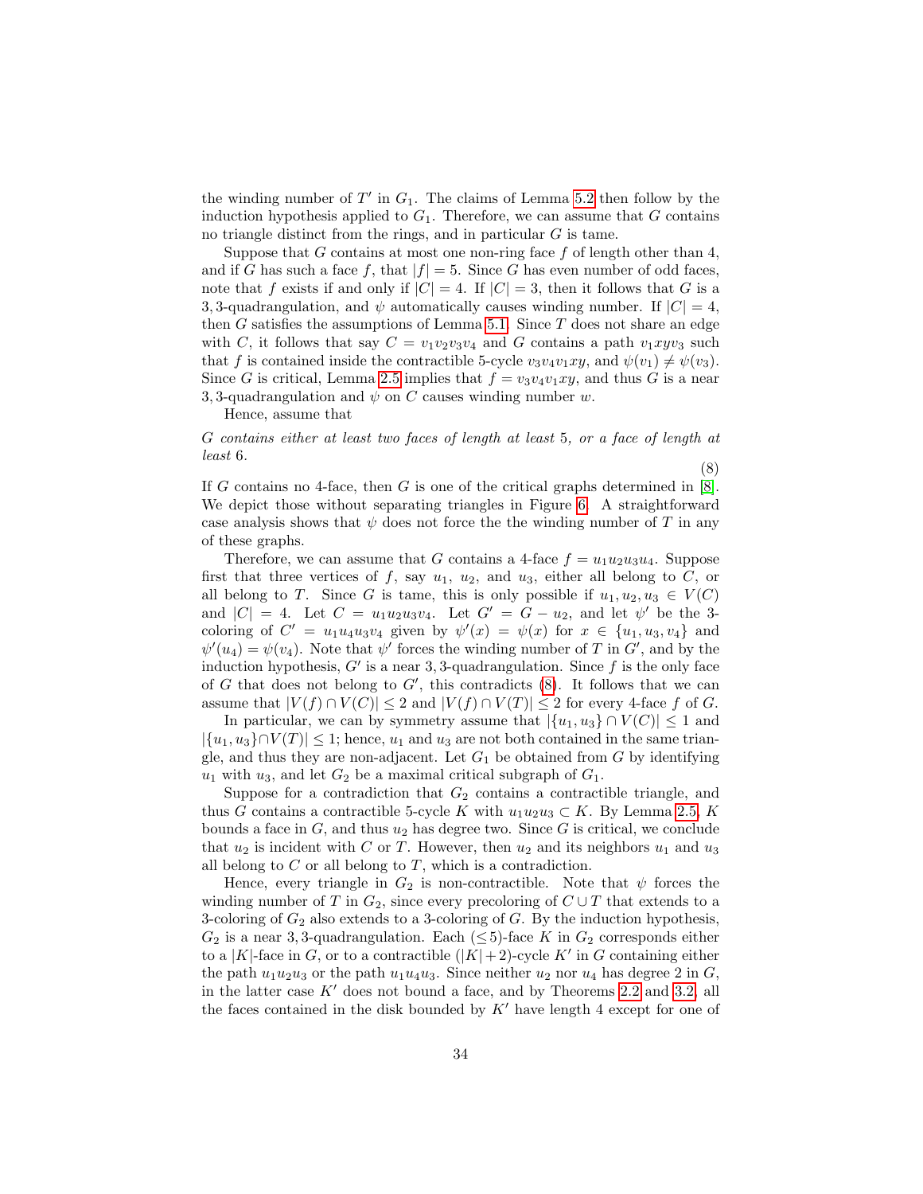the winding number of $T'$ in $G_1$. The claims of Lemma 5.2 then follow by the induction hypothesis applied to $G_1$. Therefore, we can assume that $G$ contains no triangle distinct from the rings, and in particular $G$ is tame.

Suppose that $G$ contains at most one non-ring face $f$ of length other than 4, and if $G$ has such a face $f$, that $|f| = 5$. Since $G$ has even number of odd faces, note that $f$ exists if and only if $|C| = 4$. If $|C| = 3$, then it follows that $G$ is a 3, 3-quadrangulation, and $\psi$ automatically causes winding number. If $|C| = 4$, then $G$ satisfies the assumptions of Lemma 5.1. Since $T$ does not share an edge with $C$, it follows that say $C = v_1v_2v_3v_4$ and $G$ contains a path $v_1xyv_3$ such that $f$ is contained inside the contractible 5-cycle $v_3v_4v_1xy$, and $\psi(v_1) \neq \psi(v_3)$. Since $G$ is critical, Lemma 2.5 implies that $f = v_3v_4v_1xy$, and thus $G$ is a near 3, 3-quadrangulation and $\psi$ on $C$ causes winding number $w$.

Hence, assume that

*$G$ contains either at least two faces of length at least 5, or a face of length at least 6.* (8)

If $G$ contains no 4-face, then $G$ is one of the critical graphs determined in [8]. We depict those without separating triangles in Figure 6. A straightforward case analysis shows that $\psi$ does not force the the winding number of $T$ in any of these graphs.

Therefore, we can assume that $G$ contains a 4-face $f = u_1u_2u_3u_4$. Suppose first that three vertices of $f$, say $u_1$, $u_2$, and $u_3$, either all belong to $C$, or all belong to $T$. Since $G$ is tame, this is only possible if $u_1, u_2, u_3 \in V(C)$ and $|C| = 4$. Let $C = u_1u_2u_3v_4$. Let $G' = G - u_2$, and let $\psi'$ be the 3-coloring of $C' = u_1u_4u_3v_4$ given by $\psi'(x) = \psi(x)$ for $x \in \{u_1, u_3, v_4\}$ and $\psi'(u_4) = \psi(v_4)$. Note that $\psi'$ forces the winding number of $T$ in $G'$, and by the induction hypothesis, $G'$ is a near 3, 3-quadrangulation. Since $f$ is the only face of $G$ that does not belong to $G'$, this contradicts (8). It follows that we can assume that $|V(f) \cap V(C)| \leq 2$ and $|V(f) \cap V(T)| \leq 2$ for every 4-face $f$ of $G$.

In particular, we can by symmetry assume that $|\{u_1, u_3\} \cap V(C)| \leq 1$ and $|\{u_1, u_3\} \cap V(T)| \leq 1$; hence, $u_1$ and $u_3$ are not both contained in the same triangle, and thus they are non-adjacent. Let $G_1$ be obtained from $G$ by identifying $u_1$ with $u_3$, and let $G_2$ be a maximal critical subgraph of $G_1$.

Suppose for a contradiction that $G_2$ contains a contractible triangle, and thus $G$ contains a contractible 5-cycle $K$ with $u_1u_2u_3 \subset K$. By Lemma 2.5, $K$ bounds a face in $G$, and thus $u_2$ has degree two. Since $G$ is critical, we conclude that $u_2$ is incident with $C$ or $T$. However, then $u_2$ and its neighbors $u_1$ and $u_3$ all belong to $C$ or all belong to $T$, which is a contradiction.

Hence, every triangle in $G_2$ is non-contractible. Note that $\psi$ forces the winding number of $T$ in $G_2$, since every precoloring of $C \cup T$ that extends to a 3-coloring of $G_2$ also extends to a 3-coloring of $G$. By the induction hypothesis, $G_2$ is a near 3, 3-quadrangulation. Each $(\leq 5)$-face $K$ in $G_2$ corresponds either to a $|K|$-face in $G$, or to a contractible $(|K|+2)$-cycle $K'$ in $G$ containing either the path $u_1u_2u_3$ or the path $u_1u_4u_3$. Since neither $u_2$ nor $u_4$ has degree 2 in $G$, in the latter case $K'$ does not bound a face, and by Theorems 2.2 and 3.2, all the faces contained in the disk bounded by $K'$ have length 4 except for one of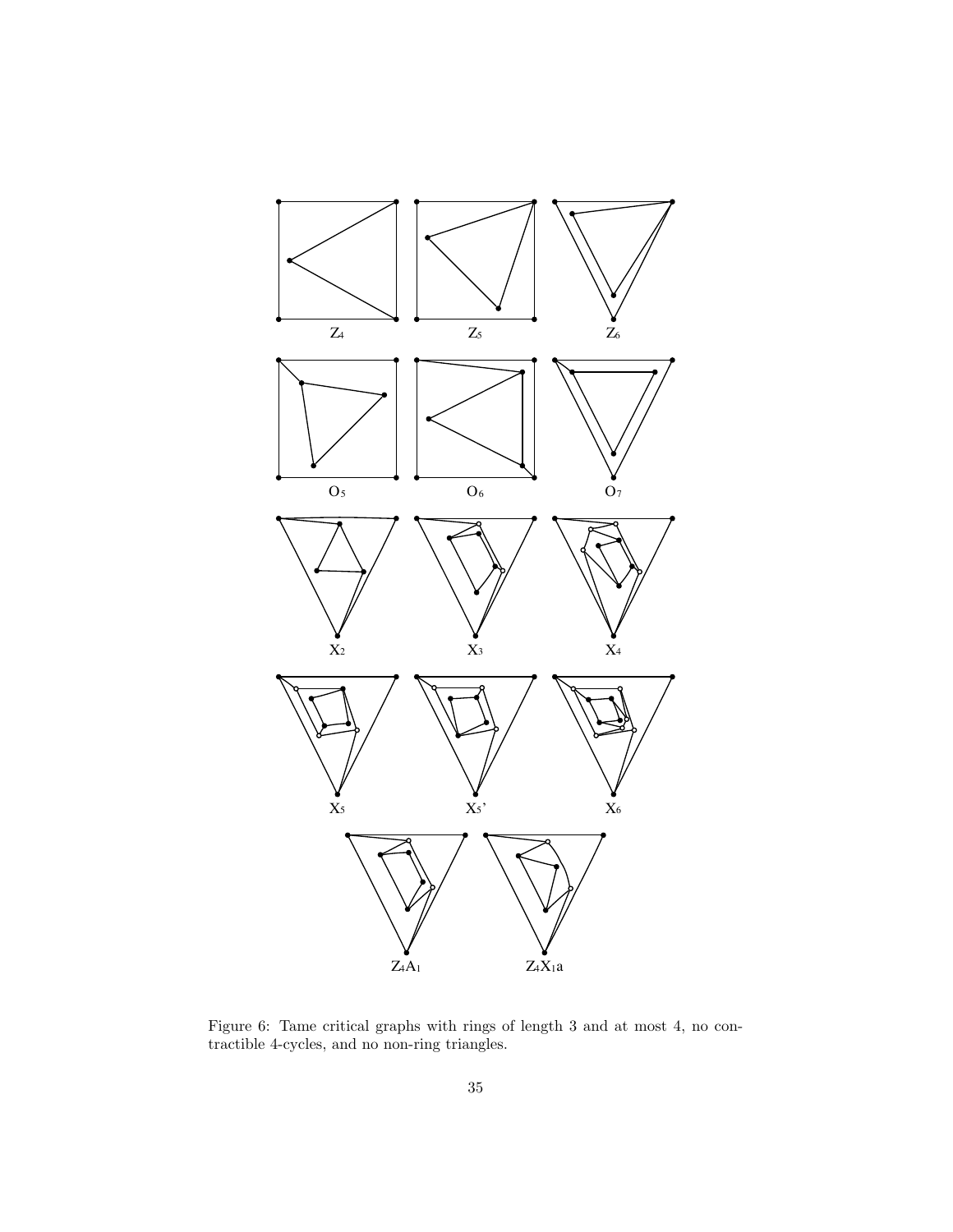$Z_4$

$Z_5$

$Z_6$

$O_5$

$O_6$

$O_7$

$X_2$

$X_3$

$X_4$

$X_5$

$X_5$'

$X_6$

$Z_4A_1$

$Z_4X_1a$

Figure 6: Tame critical graphs with rings of length 3 and at most 4, no contractible 4-cycles, and no non-ring triangles.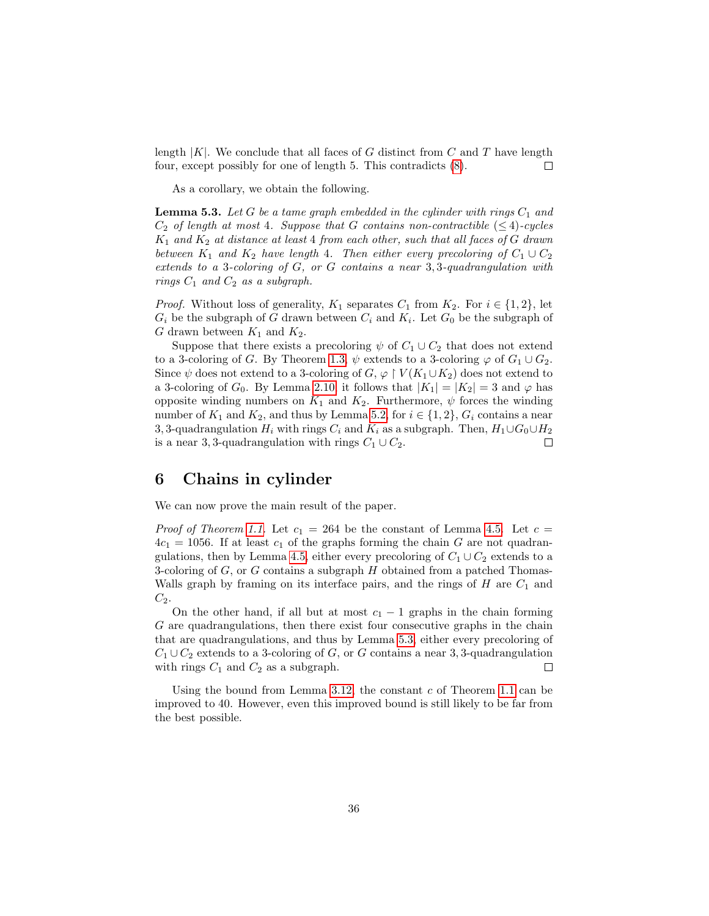length $|K|$. We conclude that all faces of $G$ distinct from $C$ and $T$ have length four, except possibly for one of length 5. This contradicts (8). □

As a corollary, we obtain the following.

**Lemma 5.3.** *Let $G$ be a tame graph embedded in the cylinder with rings $C_1$ and $C_2$ of length at most 4. Suppose that $G$ contains non-contractible $(\leq 4)$-cycles $K_1$ and $K_2$ at distance at least 4 from each other, such that all faces of $G$ drawn between $K_1$ and $K_2$ have length 4. Then either every precoloring of $C_1 \cup C_2$ extends to a 3-coloring of $G$, or $G$ contains a near 3,3-quadrangulation with rings $C_1$ and $C_2$ as a subgraph.*

*Proof.* Without loss of generality, $K_1$ separates $C_1$ from $K_2$. For $i \in \{1, 2\}$, let $G_i$ be the subgraph of $G$ drawn between $C_i$ and $K_i$. Let $G_0$ be the subgraph of $G$ drawn between $K_1$ and $K_2$.

Suppose that there exists a precoloring $\psi$ of $C_1 \cup C_2$ that does not extend to a 3-coloring of $G$. By Theorem 1.3, $\psi$ extends to a 3-coloring $\varphi$ of $G_1 \cup G_2$. Since $\psi$ does not extend to a 3-coloring of $G$, $\varphi \restriction V(K_1 \cup K_2)$ does not extend to a 3-coloring of $G_0$. By Lemma 2.10, it follows that $|K_1| = |K_2| = 3$ and $\varphi$ has opposite winding numbers on $K_1$ and $K_2$. Furthermore, $\psi$ forces the winding number of $K_1$ and $K_2$, and thus by Lemma 5.2, for $i \in \{1, 2\}$, $G_i$ contains a near 3,3-quadrangulation $H_i$ with rings $C_i$ and $K_i$ as a subgraph. Then, $H_1 \cup G_0 \cup H_2$ is a near 3,3-quadrangulation with rings $C_1 \cup C_2$. □

# 6 Chains in cylinder

We can now prove the main result of the paper.

*Proof of Theorem 1.1.* Let $c_1 = 264$ be the constant of Lemma 4.5. Let $c = 4c_1 = 1056$. If at least $c_1$ of the graphs forming the chain $G$ are not quadrangulations, then by Lemma 4.5, either every precoloring of $C_1 \cup C_2$ extends to a 3-coloring of $G$, or $G$ contains a subgraph $H$ obtained from a patched Thomas-Walls graph by framing on its interface pairs, and the rings of $H$ are $C_1$ and $C_2$.

On the other hand, if all but at most $c_1 - 1$ graphs in the chain forming $G$ are quadrangulations, then there exist four consecutive graphs in the chain that are quadrangulations, and thus by Lemma 5.3, either every precoloring of $C_1 \cup C_2$ extends to a 3-coloring of $G$, or $G$ contains a near 3,3-quadrangulation with rings $C_1$ and $C_2$ as a subgraph. □

Using the bound from Lemma 3.12, the constant $c$ of Theorem 1.1 can be improved to 40. However, even this improved bound is still likely to be far from the best possible.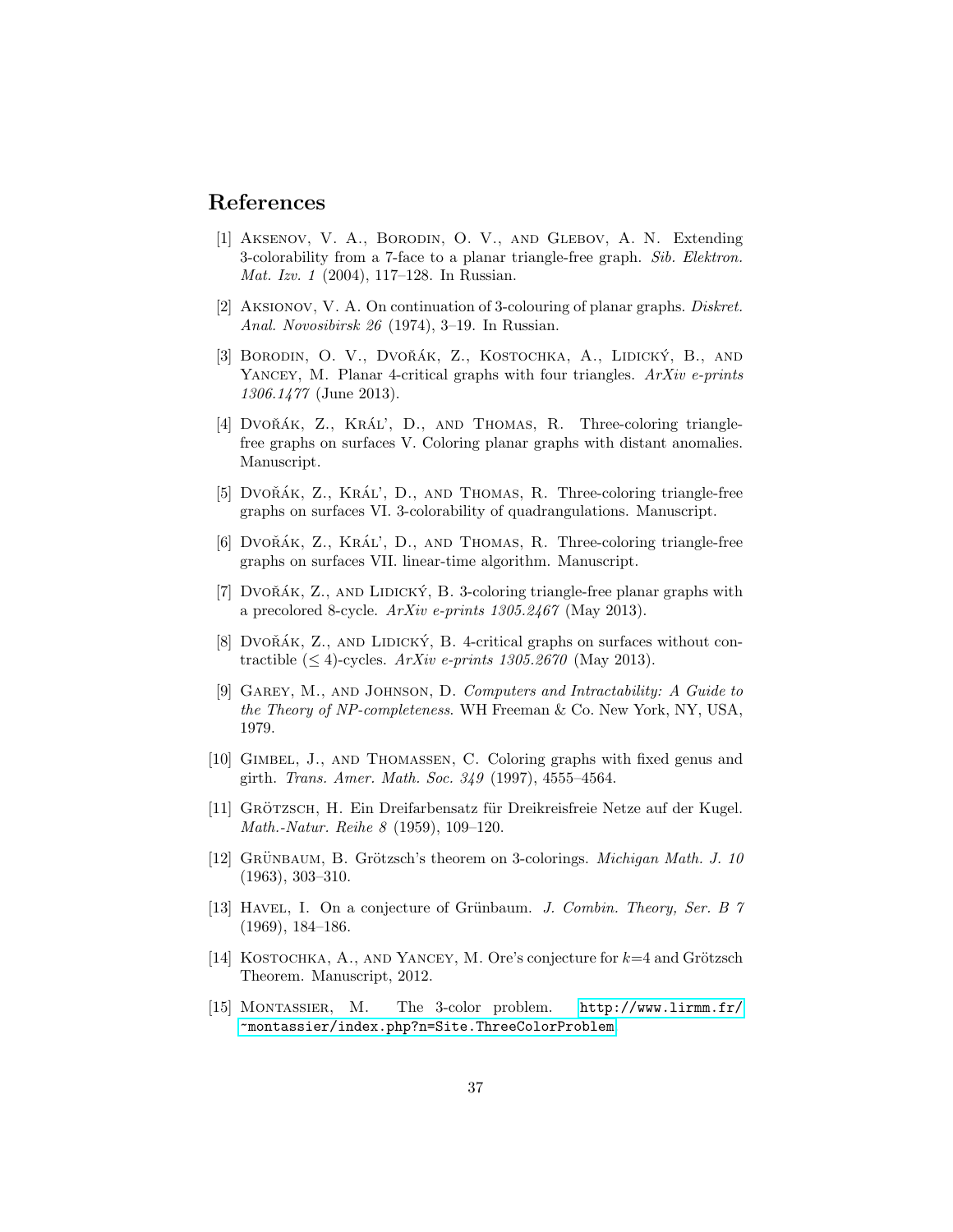## References

[1] Aksenov, V. A., Borodin, O. V., and Glebov, A. N. Extending 3-colorability from a 7-face to a planar triangle-free graph. *Sib. Elektron. Mat. Izv. 1* (2004), 117–128. In Russian.

[2] Aksionov, V. A. On continuation of 3-colouring of planar graphs. *Diskret. Anal. Novosibirsk 26* (1974), 3–19. In Russian.

[3] Borodin, O. V., Dvořák, Z., Kostochka, A., Lidický, B., and Yancey, M. Planar 4-critical graphs with four triangles. *ArXiv e-prints 1306.1477* (June 2013).

[4] Dvořák, Z., Král', D., and Thomas, R. Three-coloring triangle-free graphs on surfaces V. Coloring planar graphs with distant anomalies. Manuscript.

[5] Dvořák, Z., Král', D., and Thomas, R. Three-coloring triangle-free graphs on surfaces VI. 3-colorability of quadrangulations. Manuscript.

[6] Dvořák, Z., Král', D., and Thomas, R. Three-coloring triangle-free graphs on surfaces VII. linear-time algorithm. Manuscript.

[7] Dvořák, Z., and Lidický, B. 3-coloring triangle-free planar graphs with a precolored 8-cycle. *ArXiv e-prints 1305.2467* (May 2013).

[8] Dvořák, Z., and Lidický, B. 4-critical graphs on surfaces without contractible ($\leq 4$)-cycles. *ArXiv e-prints 1305.2670* (May 2013).

[9] Garey, M., and Johnson, D. *Computers and Intractability: A Guide to the Theory of NP-completeness*. WH Freeman & Co. New York, NY, USA, 1979.

[10] Gimbel, J., and Thomassen, C. Coloring graphs with fixed genus and girth. *Trans. Amer. Math. Soc. 349* (1997), 4555–4564.

[11] Grötzsch, H. Ein Dreifarbensatz für Dreikreisfreie Netze auf der Kugel. *Math.-Natur. Reihe 8* (1959), 109–120.

[12] Grünbaum, B. Grötzsch's theorem on 3-colorings. *Michigan Math. J. 10* (1963), 303–310.

[13] Havel, I. On a conjecture of Grünbaum. *J. Combin. Theory, Ser. B 7* (1969), 184–186.

[14] Kostochka, A., and Yancey, M. Ore's conjecture for $k$=4 and Grötzsch Theorem. Manuscript, 2012.

[15] Montassier, M. The 3-color problem. http://www.lirmm.fr/~montassier/index.php?n=Site.ThreeColorProblem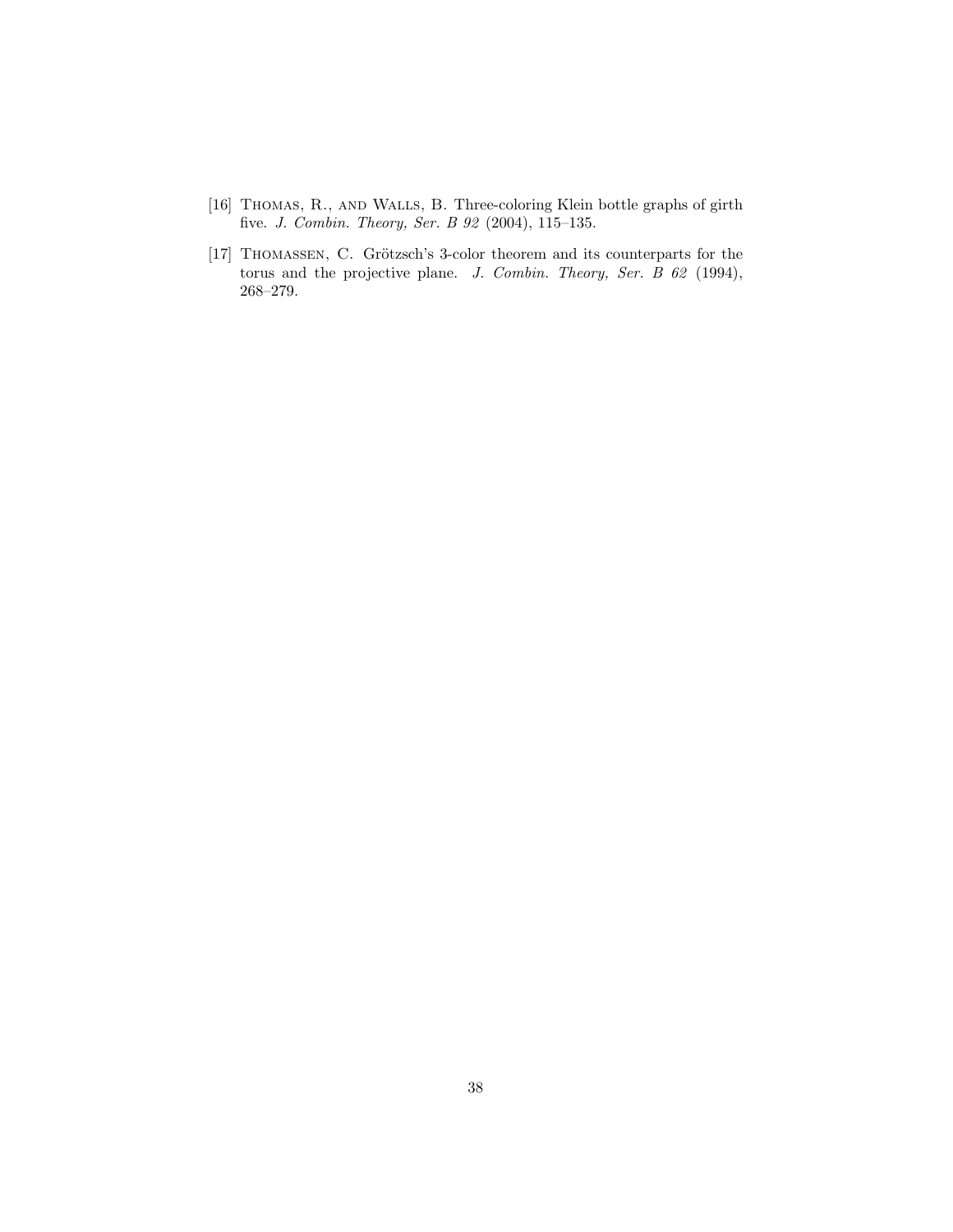[16] Thomas, R., and Walls, B. Three-coloring Klein bottle graphs of girth five. *J. Combin. Theory, Ser. B 92* (2004), 115–135.

[17] Thomassen, C. Grötzsch's 3-color theorem and its counterparts for the torus and the projective plane. *J. Combin. Theory, Ser. B 62* (1994), 268–279.